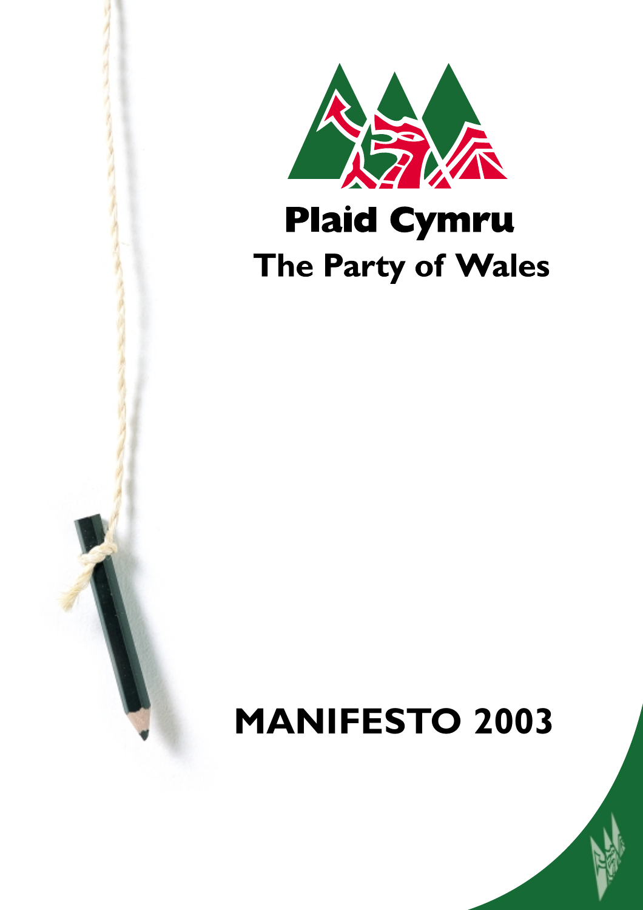# Plaid Cymru

## The Party of Wales

# MANIFESTO 2003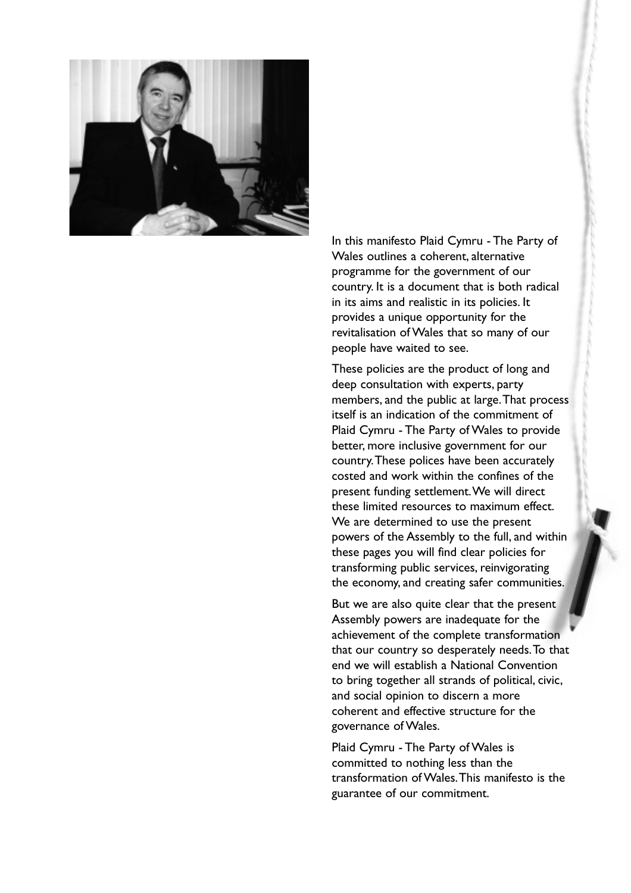In this manifesto Plaid Cymru - The Party of Wales outlines a coherent, alternative programme for the government of our country. It is a document that is both radical in its aims and realistic in its policies. It provides a unique opportunity for the revitalisation of Wales that so many of our people have waited to see.

These policies are the product of long and deep consultation with experts, party members, and the public at large. That process itself is an indication of the commitment of Plaid Cymru - The Party of Wales to provide better, more inclusive government for our country. These polices have been accurately costed and work within the confines of the present funding settlement. We will direct these limited resources to maximum effect. We are determined to use the present powers of the Assembly to the full, and within these pages you will find clear policies for transforming public services, reinvigorating the economy, and creating safer communities.

But we are also quite clear that the present Assembly powers are inadequate for the achievement of the complete transformation that our country so desperately needs. To that end we will establish a National Convention to bring together all strands of political, civic, and social opinion to discern a more coherent and effective structure for the governance of Wales.

Plaid Cymru - The Party of Wales is committed to nothing less than the transformation of Wales. This manifesto is the guarantee of our commitment.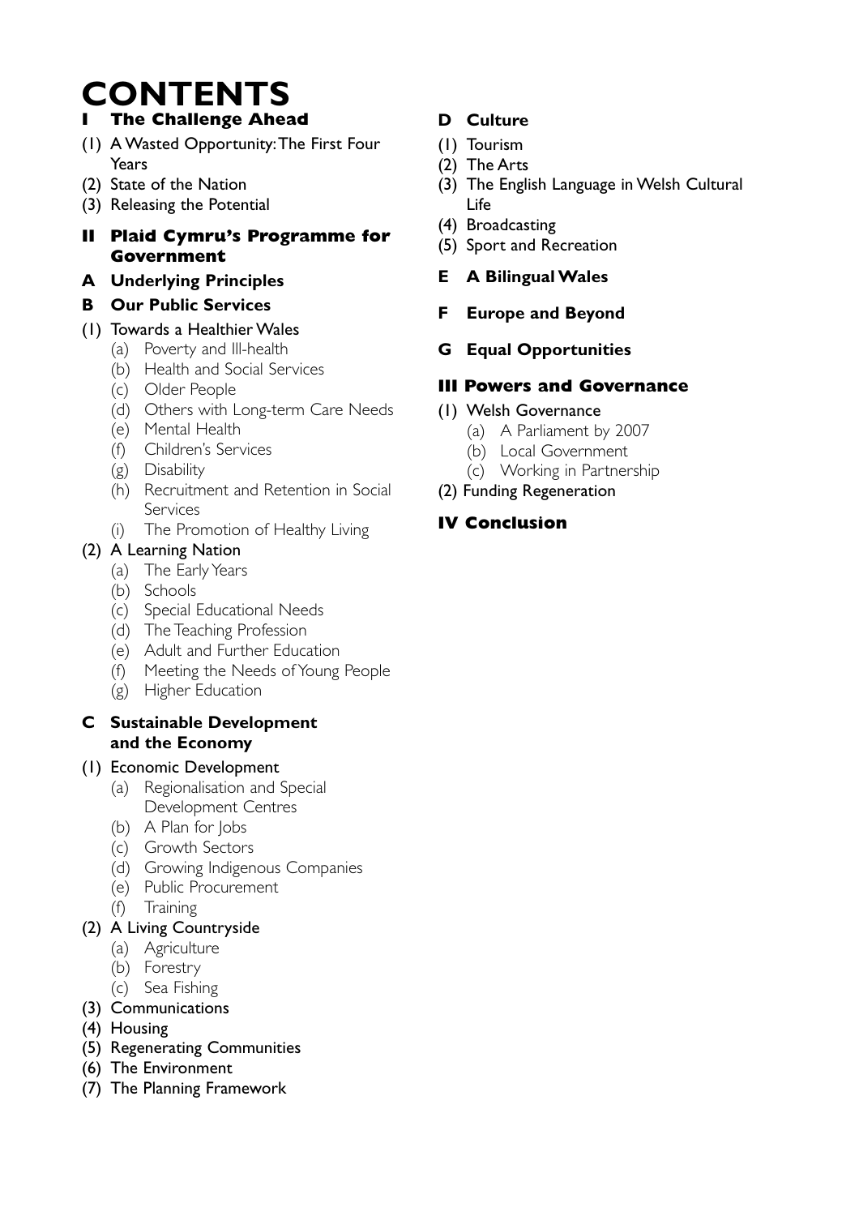# CONTENTS

## I The Challenge Ahead

(1) A Wasted Opportunity: The First Four Years
(2) State of the Nation
(3) Releasing the Potential

## II Plaid Cymru's Programme for Government

### A Underlying Principles

### B Our Public Services

(1) Towards a Healthier Wales
- (a) Poverty and Ill-health
- (b) Health and Social Services
- (c) Older People
- (d) Others with Long-term Care Needs
- (e) Mental Health
- (f) Children's Services
- (g) Disability
- (h) Recruitment and Retention in Social Services
- (i) The Promotion of Healthy Living

(2) A Learning Nation
- (a) The Early Years
- (b) Schools
- (c) Special Educational Needs
- (d) The Teaching Profession
- (e) Adult and Further Education
- (f) Meeting the Needs of Young People
- (g) Higher Education

### C Sustainable Development and the Economy

(1) Economic Development
- (a) Regionalisation and Special Development Centres
- (b) A Plan for Jobs
- (c) Growth Sectors
- (d) Growing Indigenous Companies
- (e) Public Procurement
- (f) Training

(2) A Living Countryside
- (a) Agriculture
- (b) Forestry
- (c) Sea Fishing

(3) Communications
(4) Housing
(5) Regenerating Communities
(6) The Environment
(7) The Planning Framework

### D Culture

(1) Tourism
(2) The Arts
(3) The English Language in Welsh Cultural Life
(4) Broadcasting
(5) Sport and Recreation

### E A Bilingual Wales

### F Europe and Beyond

### G Equal Opportunities

## III Powers and Governance

(1) Welsh Governance
- (a) A Parliament by 2007
- (b) Local Government
- (c) Working in Partnership

(2) Funding Regeneration

## IV Conclusion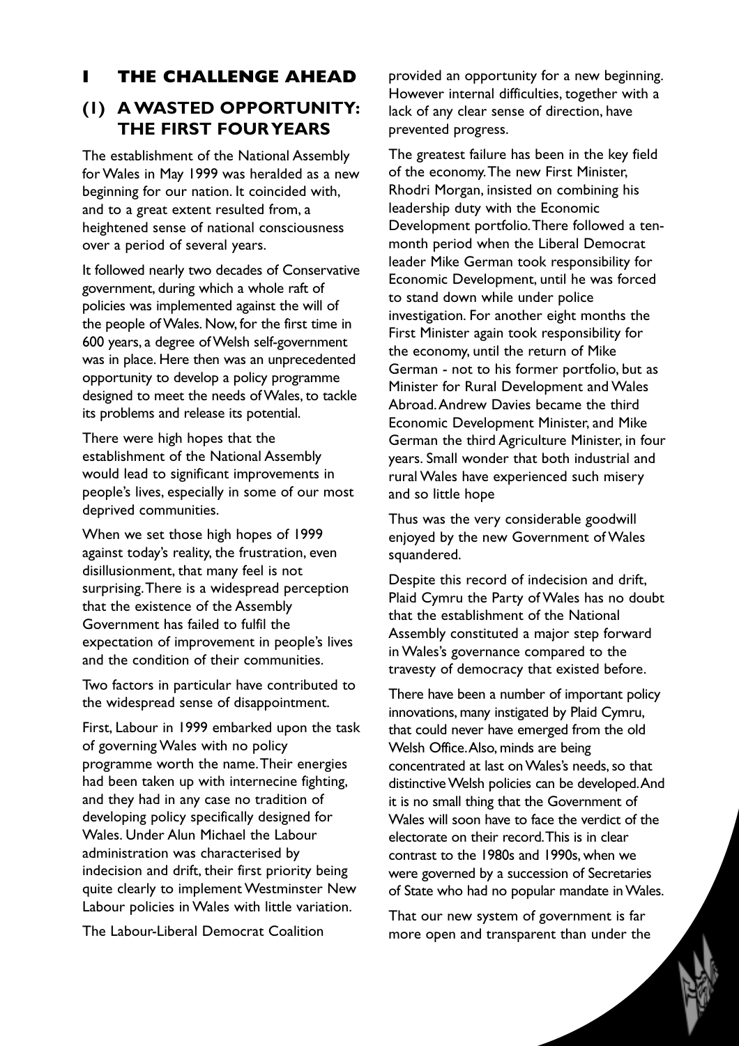# 1 THE CHALLENGE AHEAD

## (1) A WASTED OPPORTUNITY: THE FIRST FOUR YEARS

The establishment of the National Assembly for Wales in May 1999 was heralded as a new beginning for our nation. It coincided with, and to a great extent resulted from, a heightened sense of national consciousness over a period of several years.

It followed nearly two decades of Conservative government, during which a whole raft of policies was implemented against the will of the people of Wales. Now, for the first time in 600 years, a degree of Welsh self-government was in place. Here then was an unprecedented opportunity to develop a policy programme designed to meet the needs of Wales, to tackle its problems and release its potential.

There were high hopes that the establishment of the National Assembly would lead to significant improvements in people's lives, especially in some of our most deprived communities.

When we set those high hopes of 1999 against today's reality, the frustration, even disillusionment, that many feel is not surprising. There is a widespread perception that the existence of the Assembly Government has failed to fulfil the expectation of improvement in people's lives and the condition of their communities.

Two factors in particular have contributed to the widespread sense of disappointment.

First, Labour in 1999 embarked upon the task of governing Wales with no policy programme worth the name. Their energies had been taken up with internecine fighting, and they had in any case no tradition of developing policy specifically designed for Wales. Under Alun Michael the Labour administration was characterised by indecision and drift, their first priority being quite clearly to implement Westminster New Labour policies in Wales with little variation.

The Labour-Liberal Democrat Coalition provided an opportunity for a new beginning. However internal difficulties, together with a lack of any clear sense of direction, have prevented progress.

The greatest failure has been in the key field of the economy. The new First Minister, Rhodri Morgan, insisted on combining his leadership duty with the Economic Development portfolio. There followed a ten-month period when the Liberal Democrat leader Mike German took responsibility for Economic Development, until he was forced to stand down while under police investigation. For another eight months the First Minister again took responsibility for the economy, until the return of Mike German - not to his former portfolio, but as Minister for Rural Development and Wales Abroad. Andrew Davies became the third Economic Development Minister, and Mike German the third Agriculture Minister, in four years. Small wonder that both industrial and rural Wales have experienced such misery and so little hope

Thus was the very considerable goodwill enjoyed by the new Government of Wales squandered.

Despite this record of indecision and drift, Plaid Cymru the Party of Wales has no doubt that the establishment of the National Assembly constituted a major step forward in Wales's governance compared to the travesty of democracy that existed before.

There have been a number of important policy innovations, many instigated by Plaid Cymru, that could never have emerged from the old Welsh Office. Also, minds are being concentrated at last on Wales's needs, so that distinctive Welsh policies can be developed. And it is no small thing that the Government of Wales will soon have to face the verdict of the electorate on their record. This is in clear contrast to the 1980s and 1990s, when we were governed by a succession of Secretaries of State who had no popular mandate in Wales.

That our new system of government is far more open and transparent than under the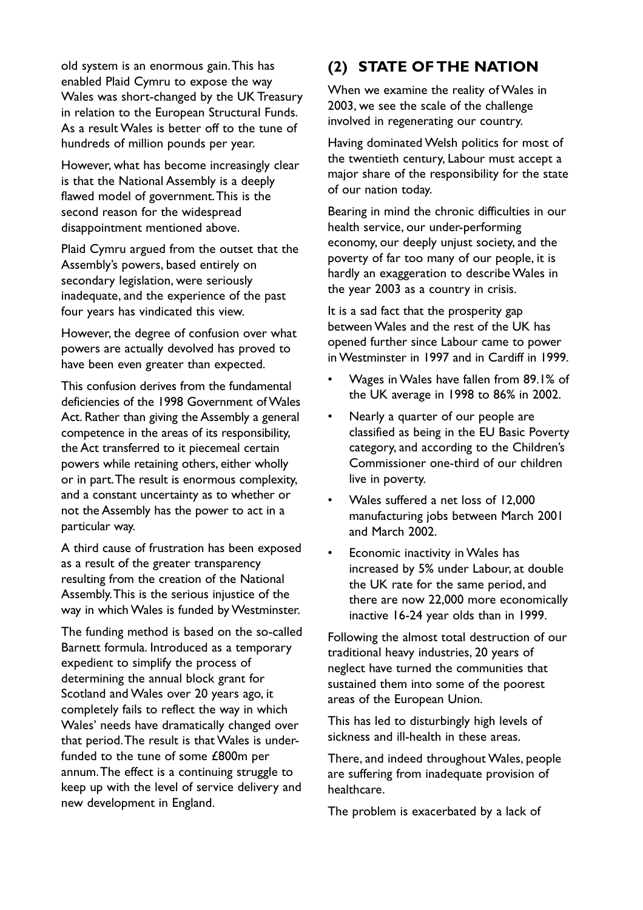old system is an enormous gain. This has enabled Plaid Cymru to expose the way Wales was short-changed by the UK Treasury in relation to the European Structural Funds. As a result Wales is better off to the tune of hundreds of million pounds per year.

However, what has become increasingly clear is that the National Assembly is a deeply flawed model of government. This is the second reason for the widespread disappointment mentioned above.

Plaid Cymru argued from the outset that the Assembly's powers, based entirely on secondary legislation, were seriously inadequate, and the experience of the past four years has vindicated this view.

However, the degree of confusion over what powers are actually devolved has proved to have been even greater than expected.

This confusion derives from the fundamental deficiencies of the 1998 Government of Wales Act. Rather than giving the Assembly a general competence in the areas of its responsibility, the Act transferred to it piecemeal certain powers while retaining others, either wholly or in part. The result is enormous complexity, and a constant uncertainty as to whether or not the Assembly has the power to act in a particular way.

A third cause of frustration has been exposed as a result of the greater transparency resulting from the creation of the National Assembly. This is the serious injustice of the way in which Wales is funded by Westminster.

The funding method is based on the so-called Barnett formula. Introduced as a temporary expedient to simplify the process of determining the annual block grant for Scotland and Wales over 20 years ago, it completely fails to reflect the way in which Wales' needs have dramatically changed over that period. The result is that Wales is under-funded to the tune of some £800m per annum. The effect is a continuing struggle to keep up with the level of service delivery and new development in England.

## (2) STATE OF THE NATION

When we examine the reality of Wales in 2003, we see the scale of the challenge involved in regenerating our country.

Having dominated Welsh politics for most of the twentieth century, Labour must accept a major share of the responsibility for the state of our nation today.

Bearing in mind the chronic difficulties in our health service, our under-performing economy, our deeply unjust society, and the poverty of far too many of our people, it is hardly an exaggeration to describe Wales in the year 2003 as a country in crisis.

It is a sad fact that the prosperity gap between Wales and the rest of the UK has opened further since Labour came to power in Westminster in 1997 and in Cardiff in 1999.

- Wages in Wales have fallen from 89.1% of the UK average in 1998 to 86% in 2002.
- Nearly a quarter of our people are classified as being in the EU Basic Poverty category, and according to the Children's Commissioner one-third of our children live in poverty.
- Wales suffered a net loss of 12,000 manufacturing jobs between March 2001 and March 2002.
- Economic inactivity in Wales has increased by 5% under Labour, at double the UK rate for the same period, and there are now 22,000 more economically inactive 16-24 year olds than in 1999.

Following the almost total destruction of our traditional heavy industries, 20 years of neglect have turned the communities that sustained them into some of the poorest areas of the European Union.

This has led to disturbingly high levels of sickness and ill-health in these areas.

There, and indeed throughout Wales, people are suffering from inadequate provision of healthcare.

The problem is exacerbated by a lack of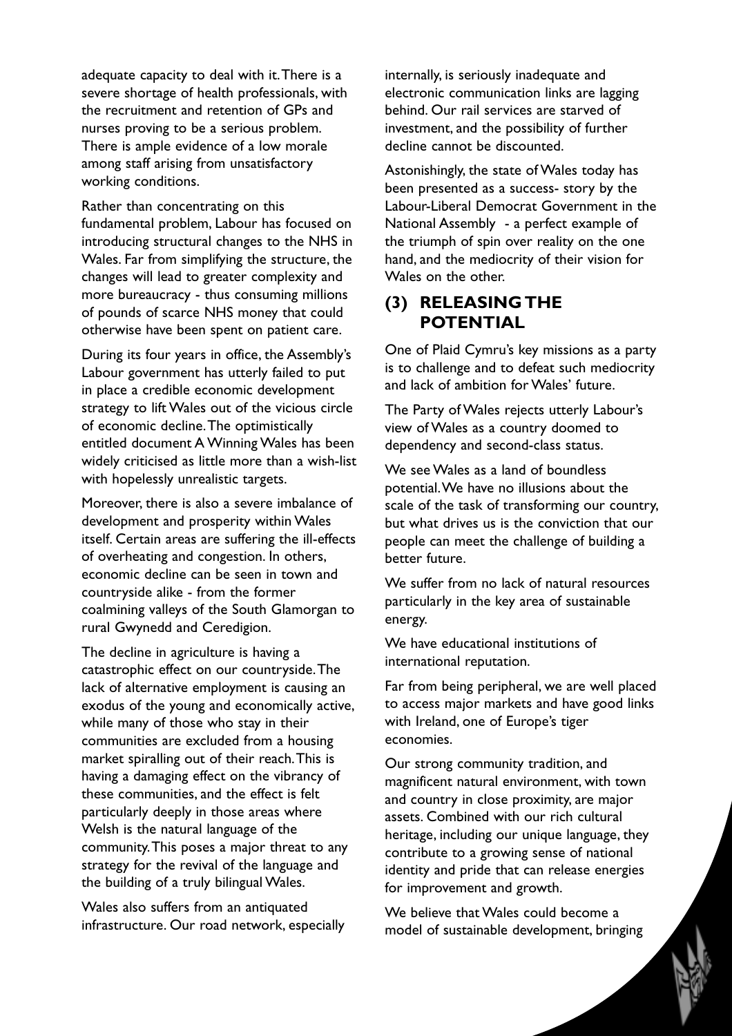adequate capacity to deal with it. There is a severe shortage of health professionals, with the recruitment and retention of GPs and nurses proving to be a serious problem. There is ample evidence of a low morale among staff arising from unsatisfactory working conditions.

Rather than concentrating on this fundamental problem, Labour has focused on introducing structural changes to the NHS in Wales. Far from simplifying the structure, the changes will lead to greater complexity and more bureaucracy - thus consuming millions of pounds of scarce NHS money that could otherwise have been spent on patient care.

During its four years in office, the Assembly's Labour government has utterly failed to put in place a credible economic development strategy to lift Wales out of the vicious circle of economic decline. The optimistically entitled document A Winning Wales has been widely criticised as little more than a wish-list with hopelessly unrealistic targets.

Moreover, there is also a severe imbalance of development and prosperity within Wales itself. Certain areas are suffering the ill-effects of overheating and congestion. In others, economic decline can be seen in town and countryside alike - from the former coalmining valleys of the South Glamorgan to rural Gwynedd and Ceredigion.

The decline in agriculture is having a catastrophic effect on our countryside. The lack of alternative employment is causing an exodus of the young and economically active, while many of those who stay in their communities are excluded from a housing market spiralling out of their reach. This is having a damaging effect on the vibrancy of these communities, and the effect is felt particularly deeply in those areas where Welsh is the natural language of the community. This poses a major threat to any strategy for the revival of the language and the building of a truly bilingual Wales.

Wales also suffers from an antiquated infrastructure. Our road network, especially internally, is seriously inadequate and electronic communication links are lagging behind. Our rail services are starved of investment, and the possibility of further decline cannot be discounted.

Astonishingly, the state of Wales today has been presented as a success- story by the Labour-Liberal Democrat Government in the National Assembly - a perfect example of the triumph of spin over reality on the one hand, and the mediocrity of their vision for Wales on the other.

## (3) RELEASING THE POTENTIAL

One of Plaid Cymru's key missions as a party is to challenge and to defeat such mediocrity and lack of ambition for Wales' future.

The Party of Wales rejects utterly Labour's view of Wales as a country doomed to dependency and second-class status.

We see Wales as a land of boundless potential. We have no illusions about the scale of the task of transforming our country, but what drives us is the conviction that our people can meet the challenge of building a better future.

We suffer from no lack of natural resources particularly in the key area of sustainable energy.

We have educational institutions of international reputation.

Far from being peripheral, we are well placed to access major markets and have good links with Ireland, one of Europe's tiger economies.

Our strong community tradition, and magnificent natural environment, with town and country in close proximity, are major assets. Combined with our rich cultural heritage, including our unique language, they contribute to a growing sense of national identity and pride that can release energies for improvement and growth.

We believe that Wales could become a model of sustainable development, bringing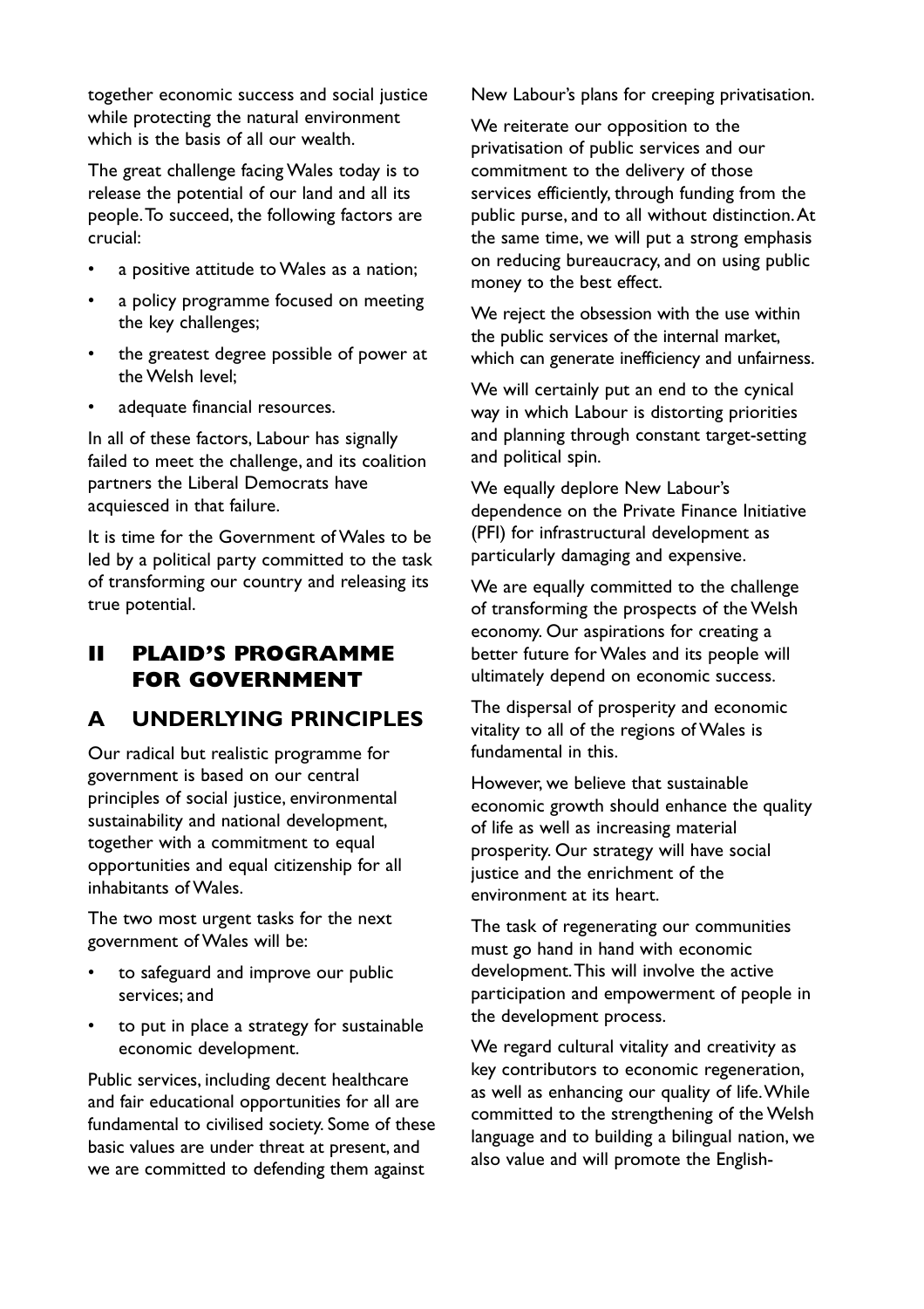together economic success and social justice while protecting the natural environment which is the basis of all our wealth.

The great challenge facing Wales today is to release the potential of our land and all its people. To succeed, the following factors are crucial:

- a positive attitude to Wales as a nation;
- a policy programme focused on meeting the key challenges;
- the greatest degree possible of power at the Welsh level;
- adequate financial resources.

In all of these factors, Labour has signally failed to meet the challenge, and its coalition partners the Liberal Democrats have acquiesced in that failure.

It is time for the Government of Wales to be led by a political party committed to the task of transforming our country and releasing its true potential.

# II PLAID'S PROGRAMME FOR GOVERNMENT

## A UNDERLYING PRINCIPLES

Our radical but realistic programme for government is based on our central principles of social justice, environmental sustainability and national development, together with a commitment to equal opportunities and equal citizenship for all inhabitants of Wales.

The two most urgent tasks for the next government of Wales will be:

- to safeguard and improve our public services; and
- to put in place a strategy for sustainable economic development.

Public services, including decent healthcare and fair educational opportunities for all are fundamental to civilised society. Some of these basic values are under threat at present, and we are committed to defending them against New Labour's plans for creeping privatisation.

We reiterate our opposition to the privatisation of public services and our commitment to the delivery of those services efficiently, through funding from the public purse, and to all without distinction. At the same time, we will put a strong emphasis on reducing bureaucracy, and on using public money to the best effect.

We reject the obsession with the use within the public services of the internal market, which can generate inefficiency and unfairness.

We will certainly put an end to the cynical way in which Labour is distorting priorities and planning through constant target-setting and political spin.

We equally deplore New Labour's dependence on the Private Finance Initiative (PFI) for infrastructural development as particularly damaging and expensive.

We are equally committed to the challenge of transforming the prospects of the Welsh economy. Our aspirations for creating a better future for Wales and its people will ultimately depend on economic success.

The dispersal of prosperity and economic vitality to all of the regions of Wales is fundamental in this.

However, we believe that sustainable economic growth should enhance the quality of life as well as increasing material prosperity. Our strategy will have social justice and the enrichment of the environment at its heart.

The task of regenerating our communities must go hand in hand with economic development. This will involve the active participation and empowerment of people in the development process.

We regard cultural vitality and creativity as key contributors to economic regeneration, as well as enhancing our quality of life. While committed to the strengthening of the Welsh language and to building a bilingual nation, we also value and will promote the English-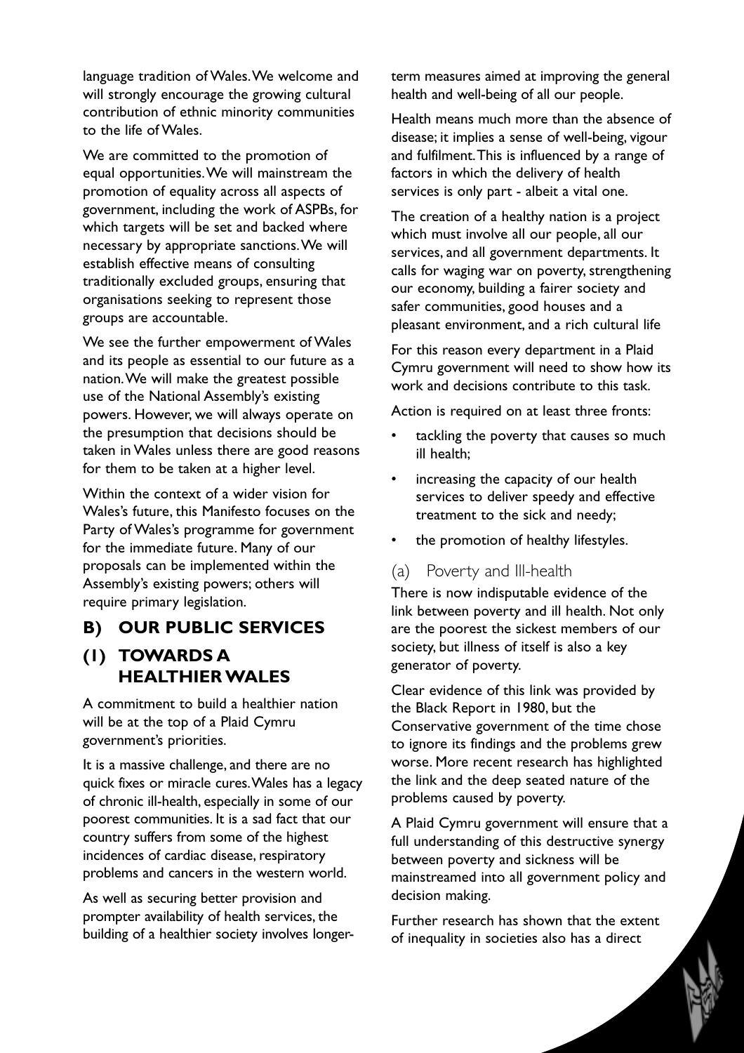language tradition of Wales. We welcome and will strongly encourage the growing cultural contribution of ethnic minority communities to the life of Wales.

We are committed to the promotion of equal opportunities. We will mainstream the promotion of equality across all aspects of government, including the work of ASPBs, for which targets will be set and backed where necessary by appropriate sanctions. We will establish effective means of consulting traditionally excluded groups, ensuring that organisations seeking to represent those groups are accountable.

We see the further empowerment of Wales and its people as essential to our future as a nation. We will make the greatest possible use of the National Assembly's existing powers. However, we will always operate on the presumption that decisions should be taken in Wales unless there are good reasons for them to be taken at a higher level.

Within the context of a wider vision for Wales's future, this Manifesto focuses on the Party of Wales's programme for government for the immediate future. Many of our proposals can be implemented within the Assembly's existing powers; others will require primary legislation.

## B) OUR PUBLIC SERVICES

## (1) TOWARDS A HEALTHIER WALES

A commitment to build a healthier nation will be at the top of a Plaid Cymru government's priorities.

It is a massive challenge, and there are no quick fixes or miracle cures. Wales has a legacy of chronic ill-health, especially in some of our poorest communities. It is a sad fact that our country suffers from some of the highest incidences of cardiac disease, respiratory problems and cancers in the western world.

As well as securing better provision and prompter availability of health services, the building of a healthier society involves longer-term measures aimed at improving the general health and well-being of all our people.

Health means much more than the absence of disease; it implies a sense of well-being, vigour and fulfilment. This is influenced by a range of factors in which the delivery of health services is only part - albeit a vital one.

The creation of a healthy nation is a project which must involve all our people, all our services, and all government departments. It calls for waging war on poverty, strengthening our economy, building a fairer society and safer communities, good houses and a pleasant environment, and a rich cultural life

For this reason every department in a Plaid Cymru government will need to show how its work and decisions contribute to this task.

Action is required on at least three fronts:

- tackling the poverty that causes so much ill health;
- increasing the capacity of our health services to deliver speedy and effective treatment to the sick and needy;
- the promotion of healthy lifestyles.

### (a) Poverty and Ill-health

There is now indisputable evidence of the link between poverty and ill health. Not only are the poorest the sickest members of our society, but illness of itself is also a key generator of poverty.

Clear evidence of this link was provided by the Black Report in 1980, but the Conservative government of the time chose to ignore its findings and the problems grew worse. More recent research has highlighted the link and the deep seated nature of the problems caused by poverty.

A Plaid Cymru government will ensure that a full understanding of this destructive synergy between poverty and sickness will be mainstreamed into all government policy and decision making.

Further research has shown that the extent of inequality in societies also has a direct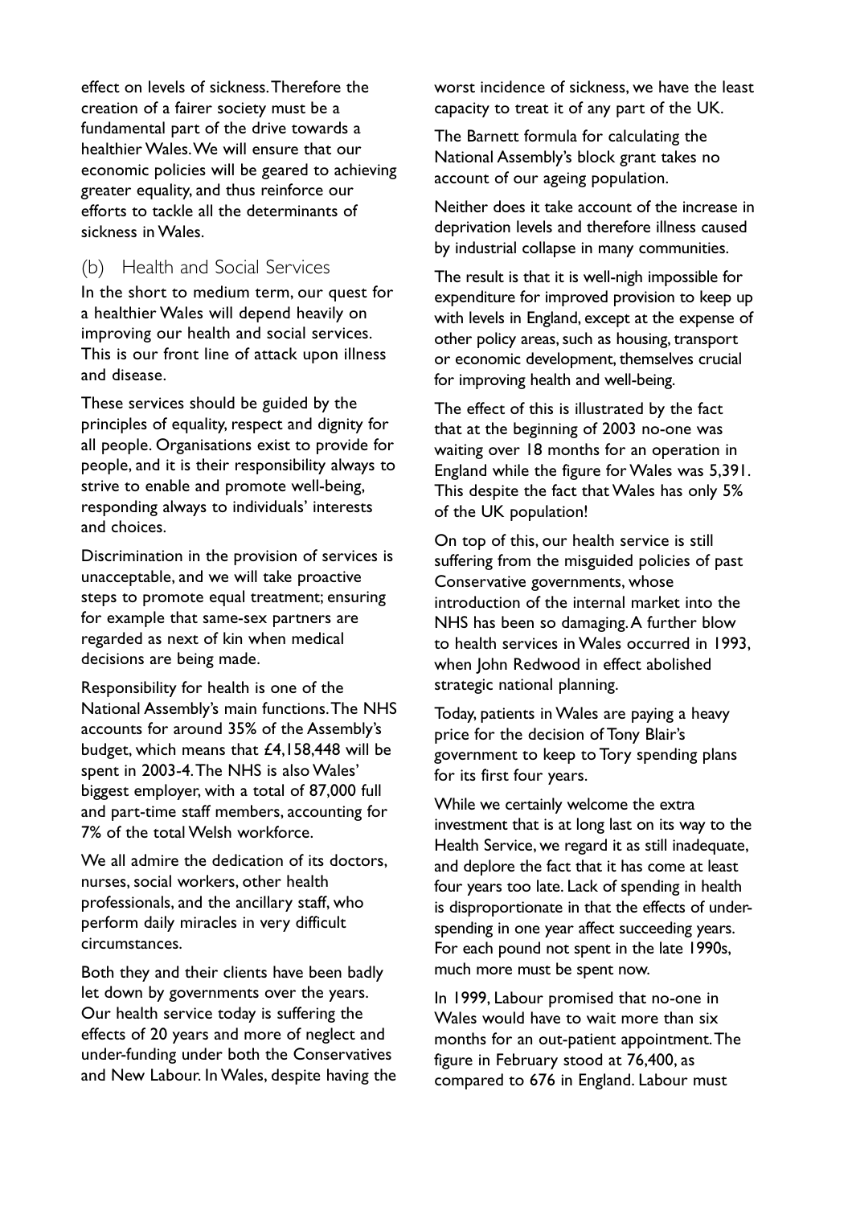effect on levels of sickness. Therefore the creation of a fairer society must be a fundamental part of the drive towards a healthier Wales. We will ensure that our economic policies will be geared to achieving greater equality, and thus reinforce our efforts to tackle all the determinants of sickness in Wales.

## (b) Health and Social Services

In the short to medium term, our quest for a healthier Wales will depend heavily on improving our health and social services. This is our front line of attack upon illness and disease.

These services should be guided by the principles of equality, respect and dignity for all people. Organisations exist to provide for people, and it is their responsibility always to strive to enable and promote well-being, responding always to individuals' interests and choices.

Discrimination in the provision of services is unacceptable, and we will take proactive steps to promote equal treatment; ensuring for example that same-sex partners are regarded as next of kin when medical decisions are being made.

Responsibility for health is one of the National Assembly's main functions. The NHS accounts for around 35% of the Assembly's budget, which means that £4,158,448 will be spent in 2003-4. The NHS is also Wales' biggest employer, with a total of 87,000 full and part-time staff members, accounting for 7% of the total Welsh workforce.

We all admire the dedication of its doctors, nurses, social workers, other health professionals, and the ancillary staff, who perform daily miracles in very difficult circumstances.

Both they and their clients have been badly let down by governments over the years. Our health service today is suffering the effects of 20 years and more of neglect and under-funding under both the Conservatives and New Labour. In Wales, despite having the worst incidence of sickness, we have the least capacity to treat it of any part of the UK.

The Barnett formula for calculating the National Assembly's block grant takes no account of our ageing population.

Neither does it take account of the increase in deprivation levels and therefore illness caused by industrial collapse in many communities.

The result is that it is well-nigh impossible for expenditure for improved provision to keep up with levels in England, except at the expense of other policy areas, such as housing, transport or economic development, themselves crucial for improving health and well-being.

The effect of this is illustrated by the fact that at the beginning of 2003 no-one was waiting over 18 months for an operation in England while the figure for Wales was 5,391. This despite the fact that Wales has only 5% of the UK population!

On top of this, our health service is still suffering from the misguided policies of past Conservative governments, whose introduction of the internal market into the NHS has been so damaging. A further blow to health services in Wales occurred in 1993, when John Redwood in effect abolished strategic national planning.

Today, patients in Wales are paying a heavy price for the decision of Tony Blair's government to keep to Tory spending plans for its first four years.

While we certainly welcome the extra investment that is at long last on its way to the Health Service, we regard it as still inadequate, and deplore the fact that it has come at least four years too late. Lack of spending in health is disproportionate in that the effects of under-spending in one year affect succeeding years. For each pound not spent in the late 1990s, much more must be spent now.

In 1999, Labour promised that no-one in Wales would have to wait more than six months for an out-patient appointment. The figure in February stood at 76,400, as compared to 676 in England. Labour must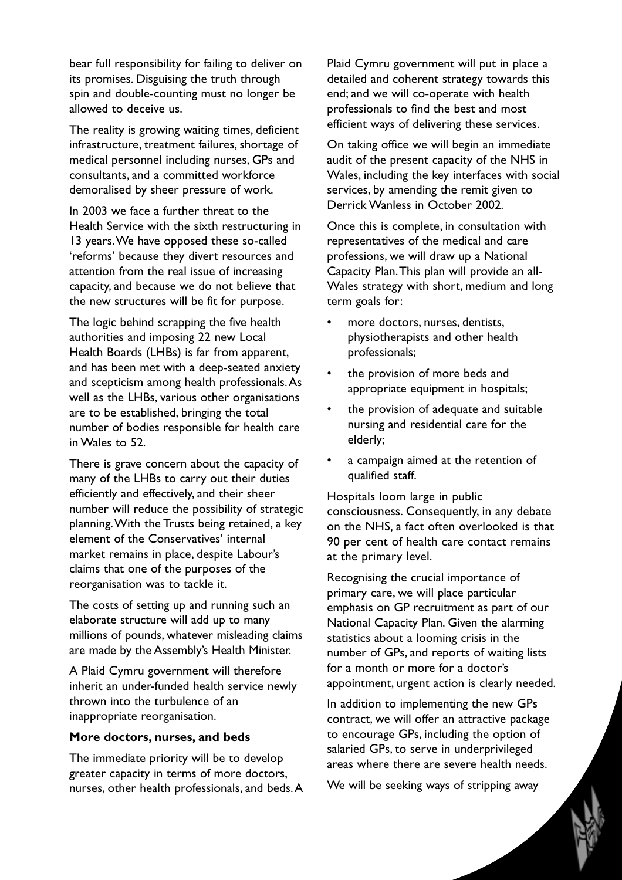bear full responsibility for failing to deliver on its promises. Disguising the truth through spin and double-counting must no longer be allowed to deceive us.

The reality is growing waiting times, deficient infrastructure, treatment failures, shortage of medical personnel including nurses, GPs and consultants, and a committed workforce demoralised by sheer pressure of work.

In 2003 we face a further threat to the Health Service with the sixth restructuring in 13 years. We have opposed these so-called 'reforms' because they divert resources and attention from the real issue of increasing capacity, and because we do not believe that the new structures will be fit for purpose.

The logic behind scrapping the five health authorities and imposing 22 new Local Health Boards (LHBs) is far from apparent, and has been met with a deep-seated anxiety and scepticism among health professionals. As well as the LHBs, various other organisations are to be established, bringing the total number of bodies responsible for health care in Wales to 52.

There is grave concern about the capacity of many of the LHBs to carry out their duties efficiently and effectively, and their sheer number will reduce the possibility of strategic planning. With the Trusts being retained, a key element of the Conservatives' internal market remains in place, despite Labour's claims that one of the purposes of the reorganisation was to tackle it.

The costs of setting up and running such an elaborate structure will add up to many millions of pounds, whatever misleading claims are made by the Assembly's Health Minister.

A Plaid Cymru government will therefore inherit an under-funded health service newly thrown into the turbulence of an inappropriate reorganisation.

**More doctors, nurses, and beds**

The immediate priority will be to develop greater capacity in terms of more doctors, nurses, other health professionals, and beds. A Plaid Cymru government will put in place a detailed and coherent strategy towards this end; and we will co-operate with health professionals to find the best and most efficient ways of delivering these services.

On taking office we will begin an immediate audit of the present capacity of the NHS in Wales, including the key interfaces with social services, by amending the remit given to Derrick Wanless in October 2002.

Once this is complete, in consultation with representatives of the medical and care professions, we will draw up a National Capacity Plan. This plan will provide an all-Wales strategy with short, medium and long term goals for:

- more doctors, nurses, dentists, physiotherapists and other health professionals;
- the provision of more beds and appropriate equipment in hospitals;
- the provision of adequate and suitable nursing and residential care for the elderly;
- a campaign aimed at the retention of qualified staff.

Hospitals loom large in public consciousness. Consequently, in any debate on the NHS, a fact often overlooked is that 90 per cent of health care contact remains at the primary level.

Recognising the crucial importance of primary care, we will place particular emphasis on GP recruitment as part of our National Capacity Plan. Given the alarming statistics about a looming crisis in the number of GPs, and reports of waiting lists for a month or more for a doctor's appointment, urgent action is clearly needed.

In addition to implementing the new GPs contract, we will offer an attractive package to encourage GPs, including the option of salaried GPs, to serve in underprivileged areas where there are severe health needs.

We will be seeking ways of stripping away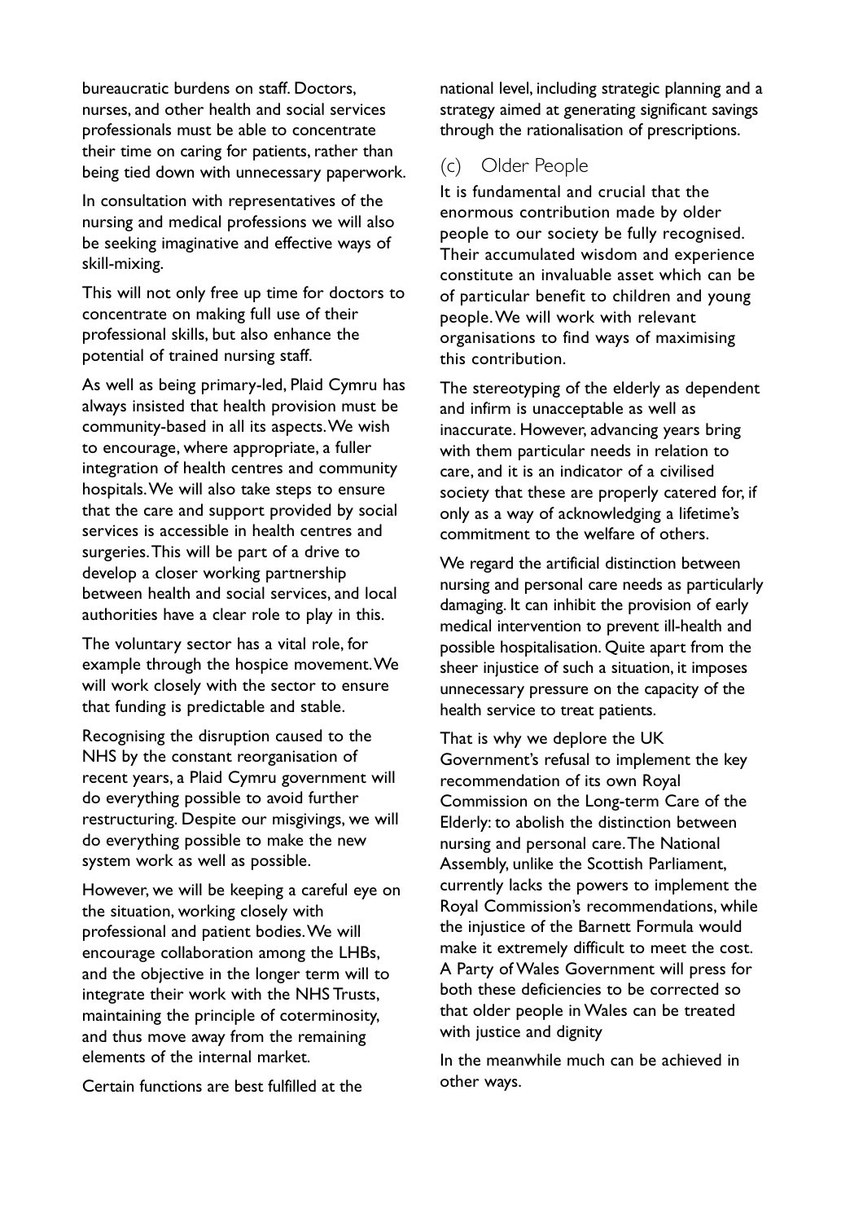bureaucratic burdens on staff. Doctors, nurses, and other health and social services professionals must be able to concentrate their time on caring for patients, rather than being tied down with unnecessary paperwork.

In consultation with representatives of the nursing and medical professions we will also be seeking imaginative and effective ways of skill-mixing.

This will not only free up time for doctors to concentrate on making full use of their professional skills, but also enhance the potential of trained nursing staff.

As well as being primary-led, Plaid Cymru has always insisted that health provision must be community-based in all its aspects. We wish to encourage, where appropriate, a fuller integration of health centres and community hospitals. We will also take steps to ensure that the care and support provided by social services is accessible in health centres and surgeries. This will be part of a drive to develop a closer working partnership between health and social services, and local authorities have a clear role to play in this.

The voluntary sector has a vital role, for example through the hospice movement. We will work closely with the sector to ensure that funding is predictable and stable.

Recognising the disruption caused to the NHS by the constant reorganisation of recent years, a Plaid Cymru government will do everything possible to avoid further restructuring. Despite our misgivings, we will do everything possible to make the new system work as well as possible.

However, we will be keeping a careful eye on the situation, working closely with professional and patient bodies. We will encourage collaboration among the LHBs, and the objective in the longer term will to integrate their work with the NHS Trusts, maintaining the principle of coterminosity, and thus move away from the remaining elements of the internal market.

Certain functions are best fulfilled at the national level, including strategic planning and a strategy aimed at generating significant savings through the rationalisation of prescriptions.

### (c) Older People

It is fundamental and crucial that the enormous contribution made by older people to our society be fully recognised. Their accumulated wisdom and experience constitute an invaluable asset which can be of particular benefit to children and young people. We will work with relevant organisations to find ways of maximising this contribution.

The stereotyping of the elderly as dependent and infirm is unacceptable as well as inaccurate. However, advancing years bring with them particular needs in relation to care, and it is an indicator of a civilised society that these are properly catered for, if only as a way of acknowledging a lifetime's commitment to the welfare of others.

We regard the artificial distinction between nursing and personal care needs as particularly damaging. It can inhibit the provision of early medical intervention to prevent ill-health and possible hospitalisation. Quite apart from the sheer injustice of such a situation, it imposes unnecessary pressure on the capacity of the health service to treat patients.

That is why we deplore the UK Government's refusal to implement the key recommendation of its own Royal Commission on the Long-term Care of the Elderly: to abolish the distinction between nursing and personal care. The National Assembly, unlike the Scottish Parliament, currently lacks the powers to implement the Royal Commission's recommendations, while the injustice of the Barnett Formula would make it extremely difficult to meet the cost. A Party of Wales Government will press for both these deficiencies to be corrected so that older people in Wales can be treated with justice and dignity

In the meanwhile much can be achieved in other ways.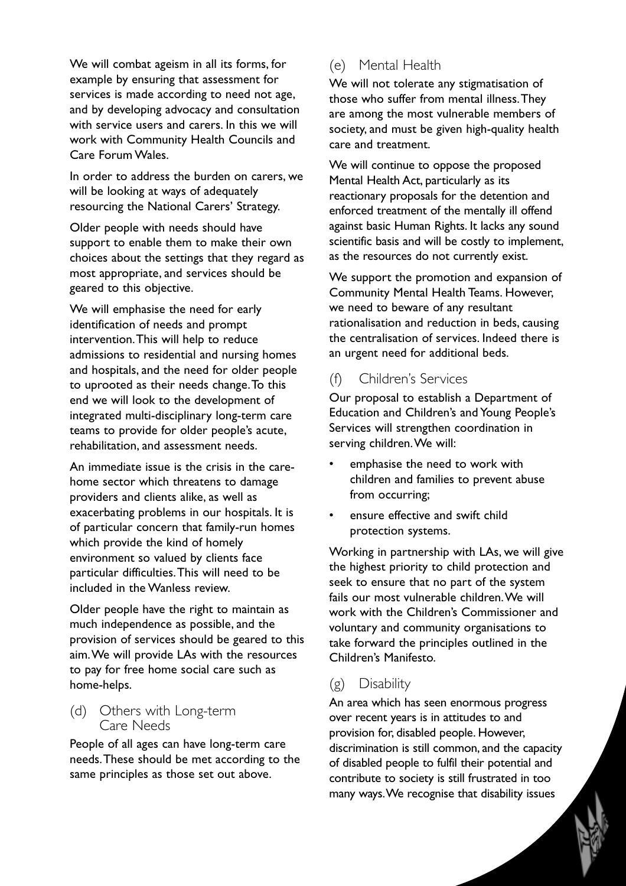We will combat ageism in all its forms, for example by ensuring that assessment for services is made according to need not age, and by developing advocacy and consultation with service users and carers. In this we will work with Community Health Councils and Care Forum Wales.

In order to address the burden on carers, we will be looking at ways of adequately resourcing the National Carers' Strategy.

Older people with needs should have support to enable them to make their own choices about the settings that they regard as most appropriate, and services should be geared to this objective.

We will emphasise the need for early identification of needs and prompt intervention. This will help to reduce admissions to residential and nursing homes and hospitals, and the need for older people to uprooted as their needs change. To this end we will look to the development of integrated multi-disciplinary long-term care teams to provide for older people's acute, rehabilitation, and assessment needs.

An immediate issue is the crisis in the care-home sector which threatens to damage providers and clients alike, as well as exacerbating problems in our hospitals. It is of particular concern that family-run homes which provide the kind of homely environment so valued by clients face particular difficulties. This will need to be included in the Wanless review.

Older people have the right to maintain as much independence as possible, and the provision of services should be geared to this aim. We will provide LAs with the resources to pay for free home social care such as home-helps.

### (d) Others with Long-term Care Needs

People of all ages can have long-term care needs. These should be met according to the same principles as those set out above.

### (e) Mental Health

We will not tolerate any stigmatisation of those who suffer from mental illness. They are among the most vulnerable members of society, and must be given high-quality health care and treatment.

We will continue to oppose the proposed Mental Health Act, particularly as its reactionary proposals for the detention and enforced treatment of the mentally ill offend against basic Human Rights. It lacks any sound scientific basis and will be costly to implement, as the resources do not currently exist.

We support the promotion and expansion of Community Mental Health Teams. However, we need to beware of any resultant rationalisation and reduction in beds, causing the centralisation of services. Indeed there is an urgent need for additional beds.

### (f) Children's Services

Our proposal to establish a Department of Education and Children's and Young People's Services will strengthen coordination in serving children. We will:

- emphasise the need to work with children and families to prevent abuse from occurring;
- ensure effective and swift child protection systems.

Working in partnership with LAs, we will give the highest priority to child protection and seek to ensure that no part of the system fails our most vulnerable children. We will work with the Children's Commissioner and voluntary and community organisations to take forward the principles outlined in the Children's Manifesto.

### (g) Disability

An area which has seen enormous progress over recent years is in attitudes to and provision for, disabled people. However, discrimination is still common, and the capacity of disabled people to fulfil their potential and contribute to society is still frustrated in too many ways. We recognise that disability issues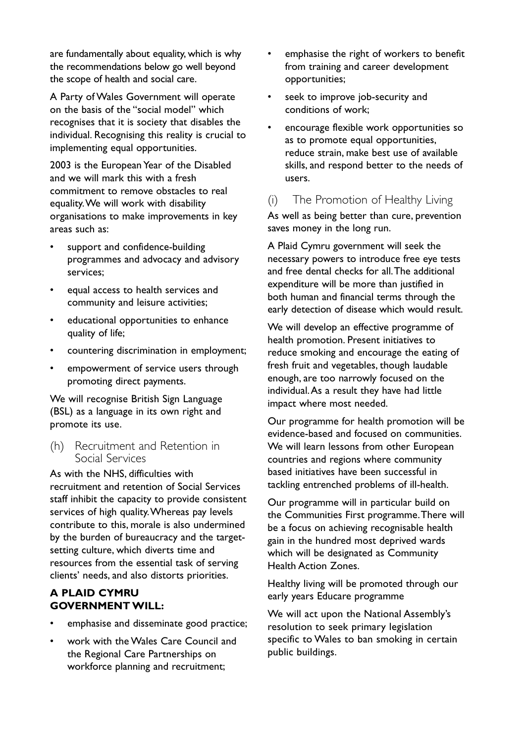are fundamentally about equality, which is why the recommendations below go well beyond the scope of health and social care.

A Party of Wales Government will operate on the basis of the "social model" which recognises that it is society that disables the individual. Recognising this reality is crucial to implementing equal opportunities.

2003 is the European Year of the Disabled and we will mark this with a fresh commitment to remove obstacles to real equality. We will work with disability organisations to make improvements in key areas such as:

- support and confidence-building programmes and advocacy and advisory services;
- equal access to health services and community and leisure activities;
- educational opportunities to enhance quality of life;
- countering discrimination in employment;
- empowerment of service users through promoting direct payments.

We will recognise British Sign Language (BSL) as a language in its own right and promote its use.

### (h) Recruitment and Retention in Social Services

As with the NHS, difficulties with recruitment and retention of Social Services staff inhibit the capacity to provide consistent services of high quality. Whereas pay levels contribute to this, morale is also undermined by the burden of bureaucracy and the target-setting culture, which diverts time and resources from the essential task of serving clients' needs, and also distorts priorities.

**A PLAID CYMRU GOVERNMENT WILL:**

- emphasise and disseminate good practice;
- work with the Wales Care Council and the Regional Care Partnerships on workforce planning and recruitment;
- emphasise the right of workers to benefit from training and career development opportunities;
- seek to improve job-security and conditions of work;
- encourage flexible work opportunities so as to promote equal opportunities, reduce strain, make best use of available skills, and respond better to the needs of users.

### (i) The Promotion of Healthy Living

As well as being better than cure, prevention saves money in the long run.

A Plaid Cymru government will seek the necessary powers to introduce free eye tests and free dental checks for all. The additional expenditure will be more than justified in both human and financial terms through the early detection of disease which would result.

We will develop an effective programme of health promotion. Present initiatives to reduce smoking and encourage the eating of fresh fruit and vegetables, though laudable enough, are too narrowly focused on the individual. As a result they have had little impact where most needed.

Our programme for health promotion will be evidence-based and focused on communities. We will learn lessons from other European countries and regions where community based initiatives have been successful in tackling entrenched problems of ill-health.

Our programme will in particular build on the Communities First programme. There will be a focus on achieving recognisable health gain in the hundred most deprived wards which will be designated as Community Health Action Zones.

Healthy living will be promoted through our early years Educare programme

We will act upon the National Assembly's resolution to seek primary legislation specific to Wales to ban smoking in certain public buildings.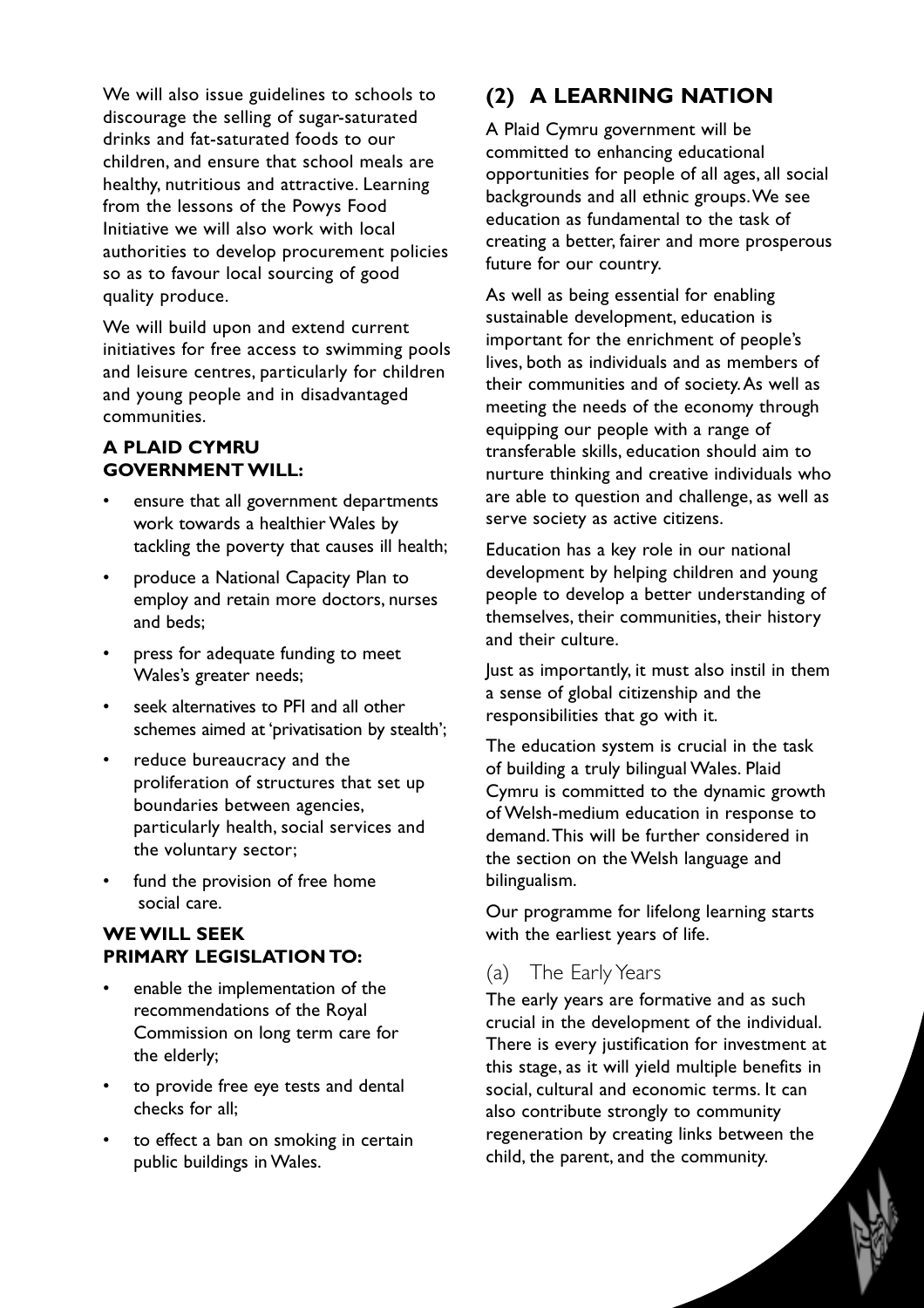We will also issue guidelines to schools to discourage the selling of sugar-saturated drinks and fat-saturated foods to our children, and ensure that school meals are healthy, nutritious and attractive. Learning from the lessons of the Powys Food Initiative we will also work with local authorities to develop procurement policies so as to favour local sourcing of good quality produce.

We will build upon and extend current initiatives for free access to swimming pools and leisure centres, particularly for children and young people and in disadvantaged communities.

**A PLAID CYMRU GOVERNMENT WILL:**

- ensure that all government departments work towards a healthier Wales by tackling the poverty that causes ill health;
- produce a National Capacity Plan to employ and retain more doctors, nurses and beds;
- press for adequate funding to meet Wales's greater needs;
- seek alternatives to PFI and all other schemes aimed at 'privatisation by stealth';
- reduce bureaucracy and the proliferation of structures that set up boundaries between agencies, particularly health, social services and the voluntary sector;
- fund the provision of free home social care.

**WE WILL SEEK PRIMARY LEGISLATION TO:**

- enable the implementation of the recommendations of the Royal Commission on long term care for the elderly;
- to provide free eye tests and dental checks for all;
- to effect a ban on smoking in certain public buildings in Wales.

## (2) A LEARNING NATION

A Plaid Cymru government will be committed to enhancing educational opportunities for people of all ages, all social backgrounds and all ethnic groups. We see education as fundamental to the task of creating a better, fairer and more prosperous future for our country.

As well as being essential for enabling sustainable development, education is important for the enrichment of people's lives, both as individuals and as members of their communities and of society. As well as meeting the needs of the economy through equipping our people with a range of transferable skills, education should aim to nurture thinking and creative individuals who are able to question and challenge, as well as serve society as active citizens.

Education has a key role in our national development by helping children and young people to develop a better understanding of themselves, their communities, their history and their culture.

Just as importantly, it must also instil in them a sense of global citizenship and the responsibilities that go with it.

The education system is crucial in the task of building a truly bilingual Wales. Plaid Cymru is committed to the dynamic growth of Welsh-medium education in response to demand. This will be further considered in the section on the Welsh language and bilingualism.

Our programme for lifelong learning starts with the earliest years of life.

### (a) The Early Years

The early years are formative and as such crucial in the development of the individual. There is every justification for investment at this stage, as it will yield multiple benefits in social, cultural and economic terms. It can also contribute strongly to community regeneration by creating links between the child, the parent, and the community.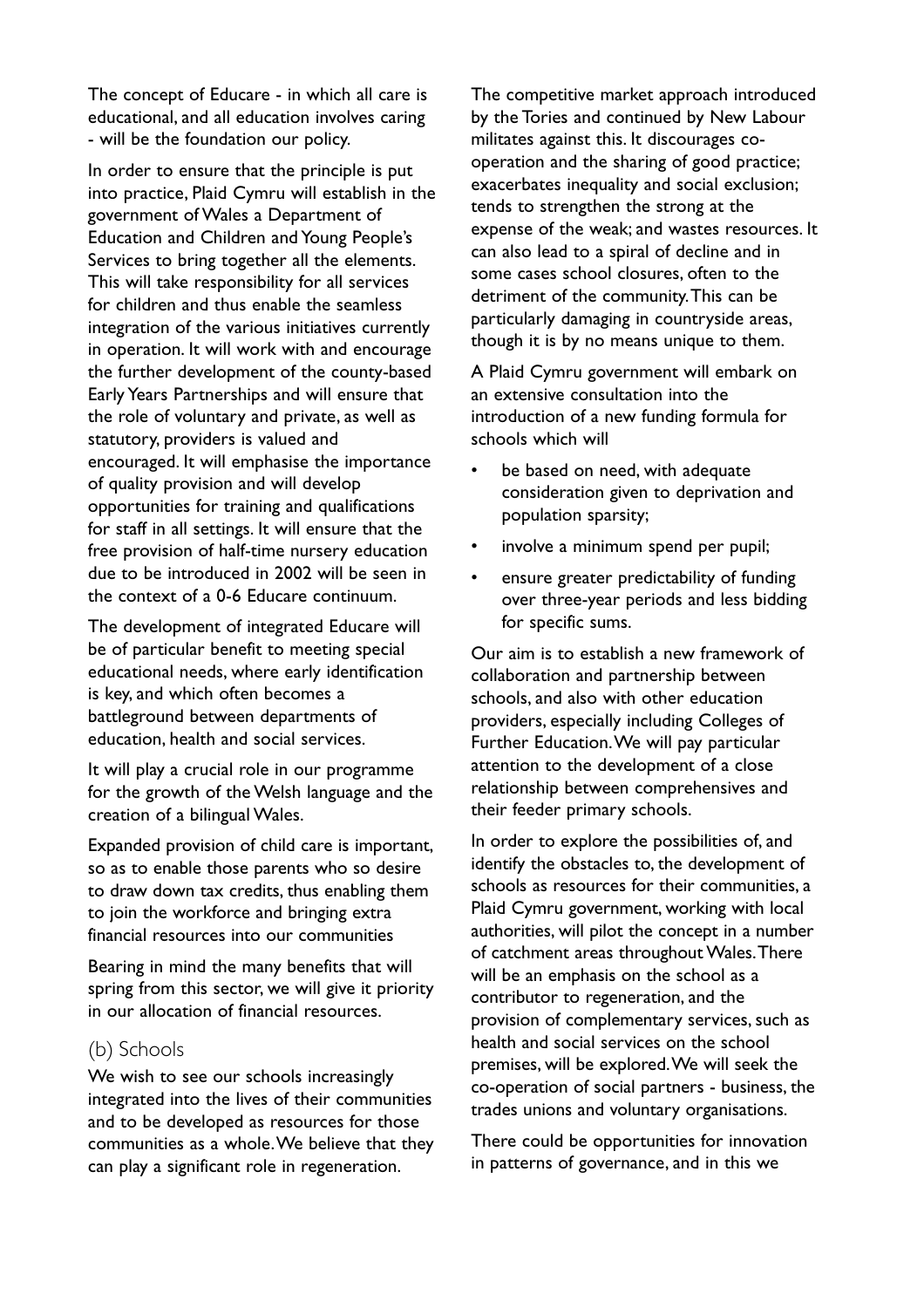The concept of Educare - in which all care is educational, and all education involves caring - will be the foundation our policy.

In order to ensure that the principle is put into practice, Plaid Cymru will establish in the government of Wales a Department of Education and Children and Young People's Services to bring together all the elements. This will take responsibility for all services for children and thus enable the seamless integration of the various initiatives currently in operation. It will work with and encourage the further development of the county-based Early Years Partnerships and will ensure that the role of voluntary and private, as well as statutory, providers is valued and encouraged. It will emphasise the importance of quality provision and will develop opportunities for training and qualifications for staff in all settings. It will ensure that the free provision of half-time nursery education due to be introduced in 2002 will be seen in the context of a 0-6 Educare continuum.

The development of integrated Educare will be of particular benefit to meeting special educational needs, where early identification is key, and which often becomes a battleground between departments of education, health and social services.

It will play a crucial role in our programme for the growth of the Welsh language and the creation of a bilingual Wales.

Expanded provision of child care is important, so as to enable those parents who so desire to draw down tax credits, thus enabling them to join the workforce and bringing extra financial resources into our communities

Bearing in mind the many benefits that will spring from this sector, we will give it priority in our allocation of financial resources.

## (b) Schools

We wish to see our schools increasingly integrated into the lives of their communities and to be developed as resources for those communities as a whole. We believe that they can play a significant role in regeneration.

The competitive market approach introduced by the Tories and continued by New Labour militates against this. It discourages co-operation and the sharing of good practice; exacerbates inequality and social exclusion; tends to strengthen the strong at the expense of the weak; and wastes resources. It can also lead to a spiral of decline and in some cases school closures, often to the detriment of the community. This can be particularly damaging in countryside areas, though it is by no means unique to them.

A Plaid Cymru government will embark on an extensive consultation into the introduction of a new funding formula for schools which will

- be based on need, with adequate consideration given to deprivation and population sparsity;
- involve a minimum spend per pupil;
- ensure greater predictability of funding over three-year periods and less bidding for specific sums.

Our aim is to establish a new framework of collaboration and partnership between schools, and also with other education providers, especially including Colleges of Further Education. We will pay particular attention to the development of a close relationship between comprehensives and their feeder primary schools.

In order to explore the possibilities of, and identify the obstacles to, the development of schools as resources for their communities, a Plaid Cymru government, working with local authorities, will pilot the concept in a number of catchment areas throughout Wales. There will be an emphasis on the school as a contributor to regeneration, and the provision of complementary services, such as health and social services on the school premises, will be explored. We will seek the co-operation of social partners - business, the trades unions and voluntary organisations.

There could be opportunities for innovation in patterns of governance, and in this we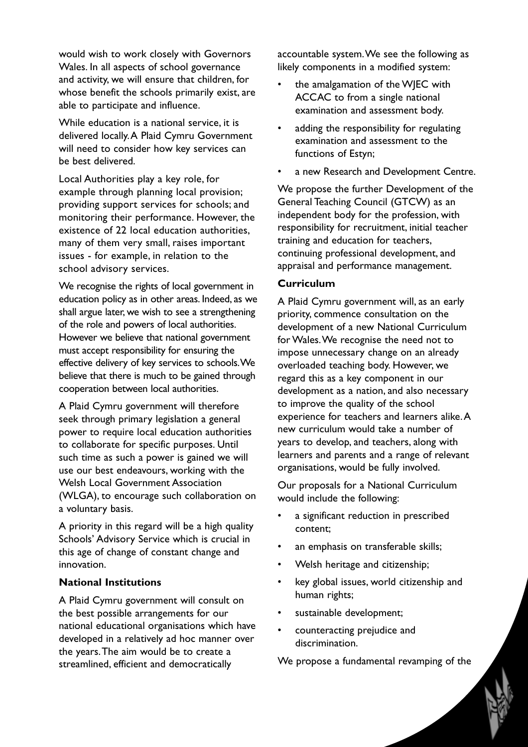would wish to work closely with Governors Wales. In all aspects of school governance and activity, we will ensure that children, for whose benefit the schools primarily exist, are able to participate and influence.

While education is a national service, it is delivered locally. A Plaid Cymru Government will need to consider how key services can be best delivered.

Local Authorities play a key role, for example through planning local provision; providing support services for schools; and monitoring their performance. However, the existence of 22 local education authorities, many of them very small, raises important issues - for example, in relation to the school advisory services.

We recognise the rights of local government in education policy as in other areas. Indeed, as we shall argue later, we wish to see a strengthening of the role and powers of local authorities. However we believe that national government must accept responsibility for ensuring the effective delivery of key services to schools. We believe that there is much to be gained through cooperation between local authorities.

A Plaid Cymru government will therefore seek through primary legislation a general power to require local education authorities to collaborate for specific purposes. Until such time as such a power is gained we will use our best endeavours, working with the Welsh Local Government Association (WLGA), to encourage such collaboration on a voluntary basis.

A priority in this regard will be a high quality Schools' Advisory Service which is crucial in this age of change of constant change and innovation.

### National Institutions

A Plaid Cymru government will consult on the best possible arrangements for our national educational organisations which have developed in a relatively ad hoc manner over the years. The aim would be to create a streamlined, efficient and democratically accountable system. We see the following as likely components in a modified system:

- the amalgamation of the WJEC with ACCAC to from a single national examination and assessment body.
- adding the responsibility for regulating examination and assessment to the functions of Estyn;
- a new Research and Development Centre.

We propose the further Development of the General Teaching Council (GTCW) as an independent body for the profession, with responsibility for recruitment, initial teacher training and education for teachers, continuing professional development, and appraisal and performance management.

### Curriculum

A Plaid Cymru government will, as an early priority, commence consultation on the development of a new National Curriculum for Wales. We recognise the need not to impose unnecessary change on an already overloaded teaching body. However, we regard this as a key component in our development as a nation, and also necessary to improve the quality of the school experience for teachers and learners alike. A new curriculum would take a number of years to develop, and teachers, along with learners and parents and a range of relevant organisations, would be fully involved.

Our proposals for a National Curriculum would include the following:

- a significant reduction in prescribed content;
- an emphasis on transferable skills;
- Welsh heritage and citizenship;
- key global issues, world citizenship and human rights;
- sustainable development;
- counteracting prejudice and discrimination.

We propose a fundamental revamping of the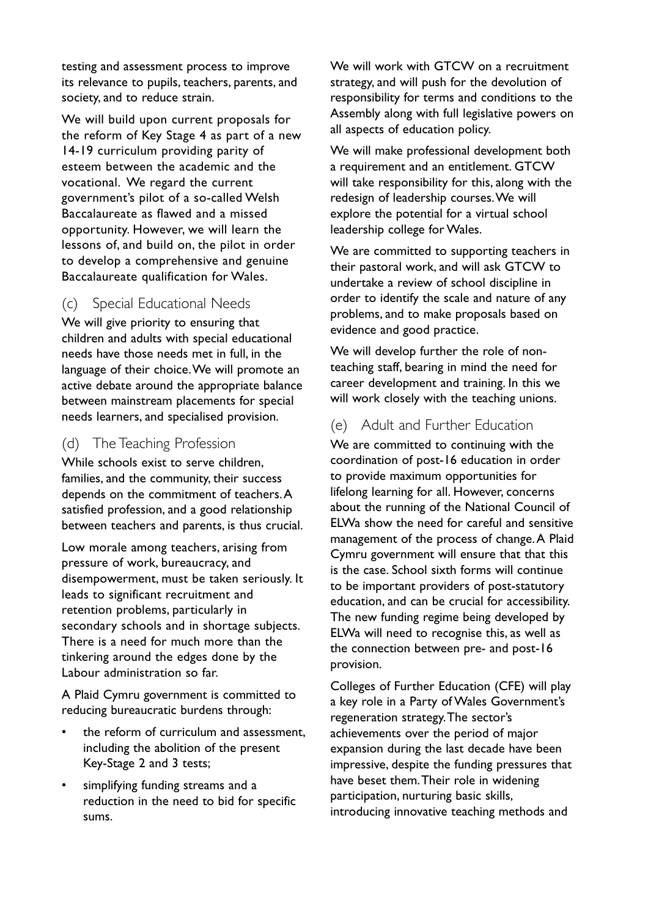testing and assessment process to improve its relevance to pupils, teachers, parents, and society, and to reduce strain.

We will build upon current proposals for the reform of Key Stage 4 as part of a new 14-19 curriculum providing parity of esteem between the academic and the vocational. We regard the current government's pilot of a so-called Welsh Baccalaureate as flawed and a missed opportunity. However, we will learn the lessons of, and build on, the pilot in order to develop a comprehensive and genuine Baccalaureate qualification for Wales.

### (c) Special Educational Needs

We will give priority to ensuring that children and adults with special educational needs have those needs met in full, in the language of their choice. We will promote an active debate around the appropriate balance between mainstream placements for special needs learners, and specialised provision.

### (d) The Teaching Profession

While schools exist to serve children, families, and the community, their success depends on the commitment of teachers. A satisfied profession, and a good relationship between teachers and parents, is thus crucial.

Low morale among teachers, arising from pressure of work, bureaucracy, and disempowerment, must be taken seriously. It leads to significant recruitment and retention problems, particularly in secondary schools and in shortage subjects. There is a need for much more than the tinkering around the edges done by the Labour administration so far.

A Plaid Cymru government is committed to reducing bureaucratic burdens through:

- the reform of curriculum and assessment, including the abolition of the present Key-Stage 2 and 3 tests;
- simplifying funding streams and a reduction in the need to bid for specific sums.

We will work with GTCW on a recruitment strategy, and will push for the devolution of responsibility for terms and conditions to the Assembly along with full legislative powers on all aspects of education policy.

We will make professional development both a requirement and an entitlement. GTCW will take responsibility for this, along with the redesign of leadership courses. We will explore the potential for a virtual school leadership college for Wales.

We are committed to supporting teachers in their pastoral work, and will ask GTCW to undertake a review of school discipline in order to identify the scale and nature of any problems, and to make proposals based on evidence and good practice.

We will develop further the role of non-teaching staff, bearing in mind the need for career development and training. In this we will work closely with the teaching unions.

### (e) Adult and Further Education

We are committed to continuing with the coordination of post-16 education in order to provide maximum opportunities for lifelong learning for all. However, concerns about the running of the National Council of ELWa show the need for careful and sensitive management of the process of change. A Plaid Cymru government will ensure that that this is the case. School sixth forms will continue to be important providers of post-statutory education, and can be crucial for accessibility. The new funding regime being developed by ELWa will need to recognise this, as well as the connection between pre- and post-16 provision.

Colleges of Further Education (CFE) will play a key role in a Party of Wales Government's regeneration strategy. The sector's achievements over the period of major expansion during the last decade have been impressive, despite the funding pressures that have beset them. Their role in widening participation, nurturing basic skills, introducing innovative teaching methods and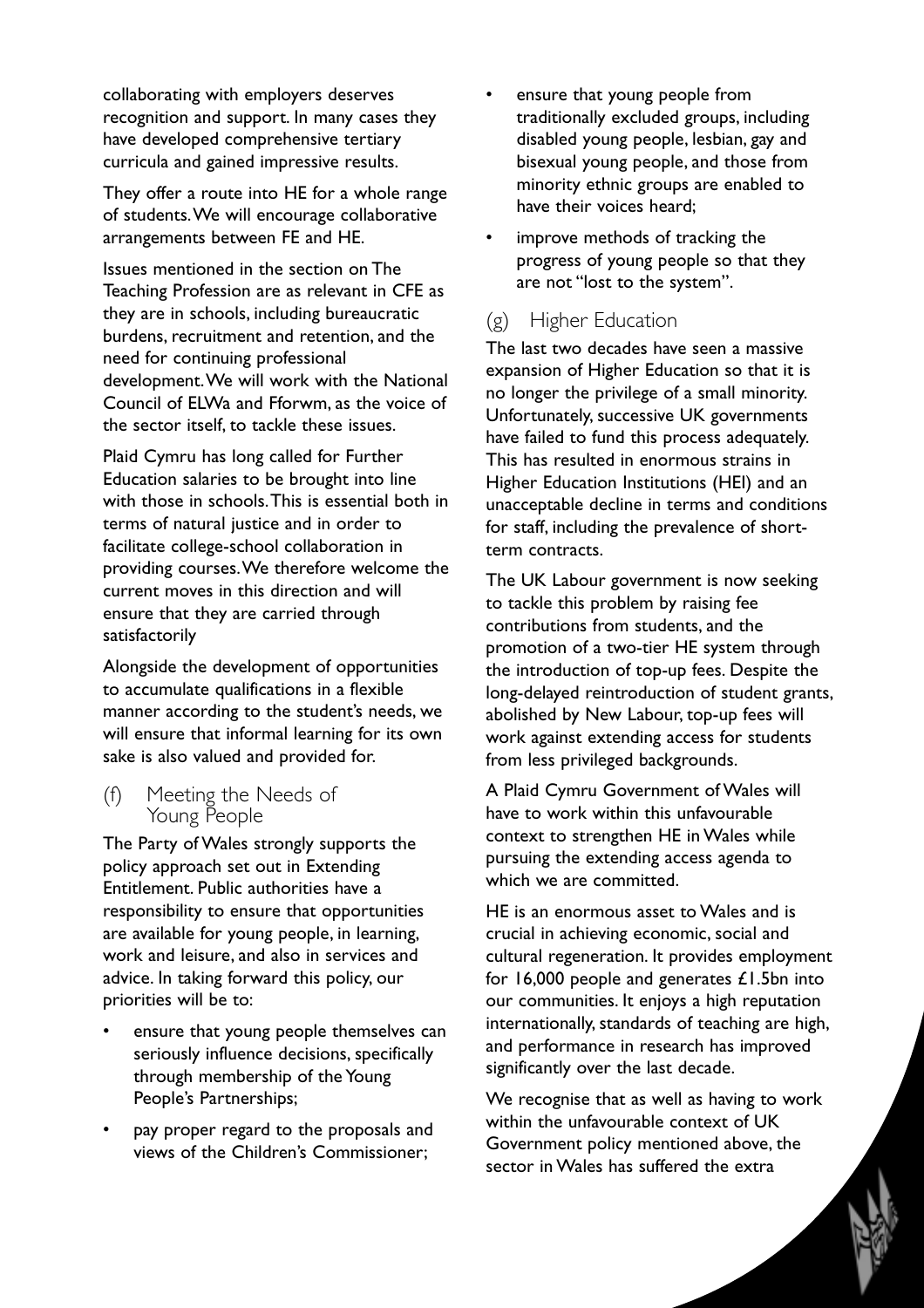collaborating with employers deserves recognition and support. In many cases they have developed comprehensive tertiary curricula and gained impressive results.

They offer a route into HE for a whole range of students. We will encourage collaborative arrangements between FE and HE.

Issues mentioned in the section on The Teaching Profession are as relevant in CFE as they are in schools, including bureaucratic burdens, recruitment and retention, and the need for continuing professional development. We will work with the National Council of ELWa and Fforwm, as the voice of the sector itself, to tackle these issues.

Plaid Cymru has long called for Further Education salaries to be brought into line with those in schools. This is essential both in terms of natural justice and in order to facilitate college-school collaboration in providing courses. We therefore welcome the current moves in this direction and will ensure that they are carried through satisfactorily

Alongside the development of opportunities to accumulate qualifications in a flexible manner according to the student's needs, we will ensure that informal learning for its own sake is also valued and provided for.

### (f) Meeting the Needs of Young People

The Party of Wales strongly supports the policy approach set out in Extending Entitlement. Public authorities have a responsibility to ensure that opportunities are available for young people, in learning, work and leisure, and also in services and advice. In taking forward this policy, our priorities will be to:

- ensure that young people themselves can seriously influence decisions, specifically through membership of the Young People's Partnerships;
- pay proper regard to the proposals and views of the Children's Commissioner;
- ensure that young people from traditionally excluded groups, including disabled young people, lesbian, gay and bisexual young people, and those from minority ethnic groups are enabled to have their voices heard;
- improve methods of tracking the progress of young people so that they are not "lost to the system".

### (g) Higher Education

The last two decades have seen a massive expansion of Higher Education so that it is no longer the privilege of a small minority. Unfortunately, successive UK governments have failed to fund this process adequately. This has resulted in enormous strains in Higher Education Institutions (HEI) and an unacceptable decline in terms and conditions for staff, including the prevalence of short-term contracts.

The UK Labour government is now seeking to tackle this problem by raising fee contributions from students, and the promotion of a two-tier HE system through the introduction of top-up fees. Despite the long-delayed reintroduction of student grants, abolished by New Labour, top-up fees will work against extending access for students from less privileged backgrounds.

A Plaid Cymru Government of Wales will have to work within this unfavourable context to strengthen HE in Wales while pursuing the extending access agenda to which we are committed.

HE is an enormous asset to Wales and is crucial in achieving economic, social and cultural regeneration. It provides employment for 16,000 people and generates £1.5bn into our communities. It enjoys a high reputation internationally, standards of teaching are high, and performance in research has improved significantly over the last decade.

We recognise that as well as having to work within the unfavourable context of UK Government policy mentioned above, the sector in Wales has suffered the extra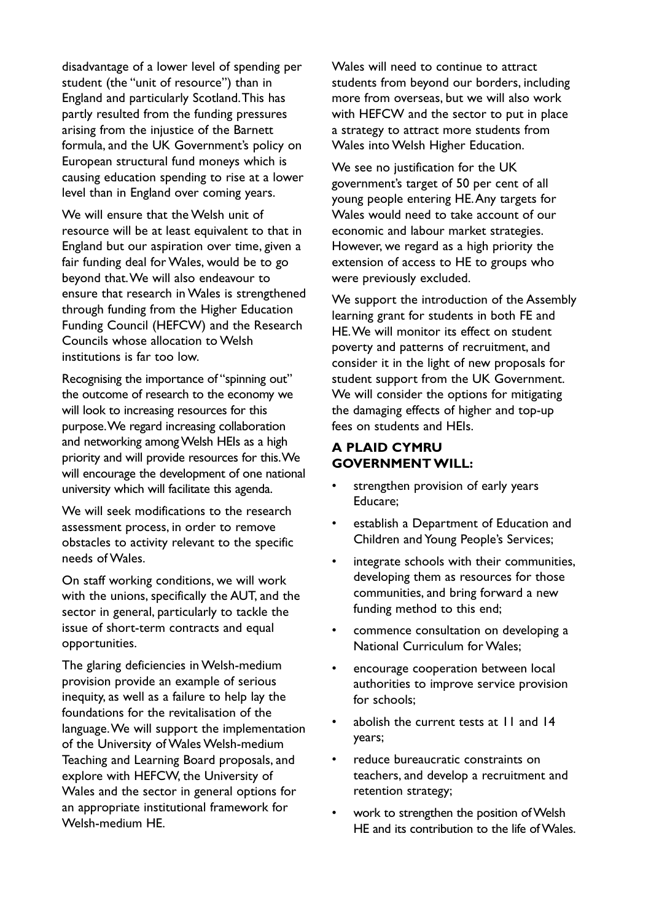disadvantage of a lower level of spending per student (the "unit of resource") than in England and particularly Scotland. This has partly resulted from the funding pressures arising from the injustice of the Barnett formula, and the UK Government's policy on European structural fund moneys which is causing education spending to rise at a lower level than in England over coming years.

We will ensure that the Welsh unit of resource will be at least equivalent to that in England but our aspiration over time, given a fair funding deal for Wales, would be to go beyond that. We will also endeavour to ensure that research in Wales is strengthened through funding from the Higher Education Funding Council (HEFCW) and the Research Councils whose allocation to Welsh institutions is far too low.

Recognising the importance of "spinning out" the outcome of research to the economy we will look to increasing resources for this purpose. We regard increasing collaboration and networking among Welsh HEIs as a high priority and will provide resources for this. We will encourage the development of one national university which will facilitate this agenda.

We will seek modifications to the research assessment process, in order to remove obstacles to activity relevant to the specific needs of Wales.

On staff working conditions, we will work with the unions, specifically the AUT, and the sector in general, particularly to tackle the issue of short-term contracts and equal opportunities.

The glaring deficiencies in Welsh-medium provision provide an example of serious inequity, as well as a failure to help lay the foundations for the revitalisation of the language. We will support the implementation of the University of Wales Welsh-medium Teaching and Learning Board proposals, and explore with HEFCW, the University of Wales and the sector in general options for an appropriate institutional framework for Welsh-medium HE.

Wales will need to continue to attract students from beyond our borders, including more from overseas, but we will also work with HEFCW and the sector to put in place a strategy to attract more students from Wales into Welsh Higher Education.

We see no justification for the UK government's target of 50 per cent of all young people entering HE. Any targets for Wales would need to take account of our economic and labour market strategies. However, we regard as a high priority the extension of access to HE to groups who were previously excluded.

We support the introduction of the Assembly learning grant for students in both FE and HE. We will monitor its effect on student poverty and patterns of recruitment, and consider it in the light of new proposals for student support from the UK Government. We will consider the options for mitigating the damaging effects of higher and top-up fees on students and HEIs.

**A PLAID CYMRU GOVERNMENT WILL:**

- strengthen provision of early years Educare;
- establish a Department of Education and Children and Young People's Services;
- integrate schools with their communities, developing them as resources for those communities, and bring forward a new funding method to this end;
- commence consultation on developing a National Curriculum for Wales;
- encourage cooperation between local authorities to improve service provision for schools;
- abolish the current tests at 11 and 14 years;
- reduce bureaucratic constraints on teachers, and develop a recruitment and retention strategy;
- work to strengthen the position of Welsh HE and its contribution to the life of Wales.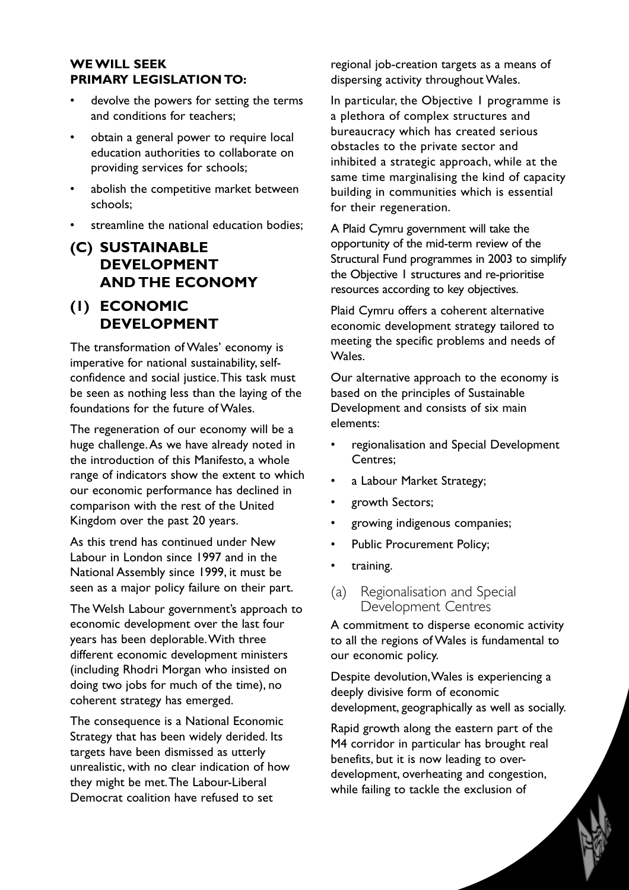**WE WILL SEEK PRIMARY LEGISLATION TO:**

- devolve the powers for setting the terms and conditions for teachers;
- obtain a general power to require local education authorities to collaborate on providing services for schools;
- abolish the competitive market between schools;
- streamline the national education bodies;

## (C) SUSTAINABLE DEVELOPMENT AND THE ECONOMY

## (1) ECONOMIC DEVELOPMENT

The transformation of Wales' economy is imperative for national sustainability, self-confidence and social justice. This task must be seen as nothing less than the laying of the foundations for the future of Wales.

The regeneration of our economy will be a huge challenge. As we have already noted in the introduction of this Manifesto, a whole range of indicators show the extent to which our economic performance has declined in comparison with the rest of the United Kingdom over the past 20 years.

As this trend has continued under New Labour in London since 1997 and in the National Assembly since 1999, it must be seen as a major policy failure on their part.

The Welsh Labour government's approach to economic development over the last four years has been deplorable. With three different economic development ministers (including Rhodri Morgan who insisted on doing two jobs for much of the time), no coherent strategy has emerged.

The consequence is a National Economic Strategy that has been widely derided. Its targets have been dismissed as utterly unrealistic, with no clear indication of how they might be met. The Labour-Liberal Democrat coalition have refused to set regional job-creation targets as a means of dispersing activity throughout Wales.

In particular, the Objective 1 programme is a plethora of complex structures and bureaucracy which has created serious obstacles to the private sector and inhibited a strategic approach, while at the same time marginalising the kind of capacity building in communities which is essential for their regeneration.

A Plaid Cymru government will take the opportunity of the mid-term review of the Structural Fund programmes in 2003 to simplify the Objective 1 structures and re-prioritise resources according to key objectives.

Plaid Cymru offers a coherent alternative economic development strategy tailored to meeting the specific problems and needs of Wales.

Our alternative approach to the economy is based on the principles of Sustainable Development and consists of six main elements:

- regionalisation and Special Development Centres;
- a Labour Market Strategy;
- growth Sectors;
- growing indigenous companies;
- Public Procurement Policy;
- training.

### (a) Regionalisation and Special Development Centres

A commitment to disperse economic activity to all the regions of Wales is fundamental to our economic policy.

Despite devolution, Wales is experiencing a deeply divisive form of economic development, geographically as well as socially.

Rapid growth along the eastern part of the M4 corridor in particular has brought real benefits, but it is now leading to over-development, overheating and congestion, while failing to tackle the exclusion of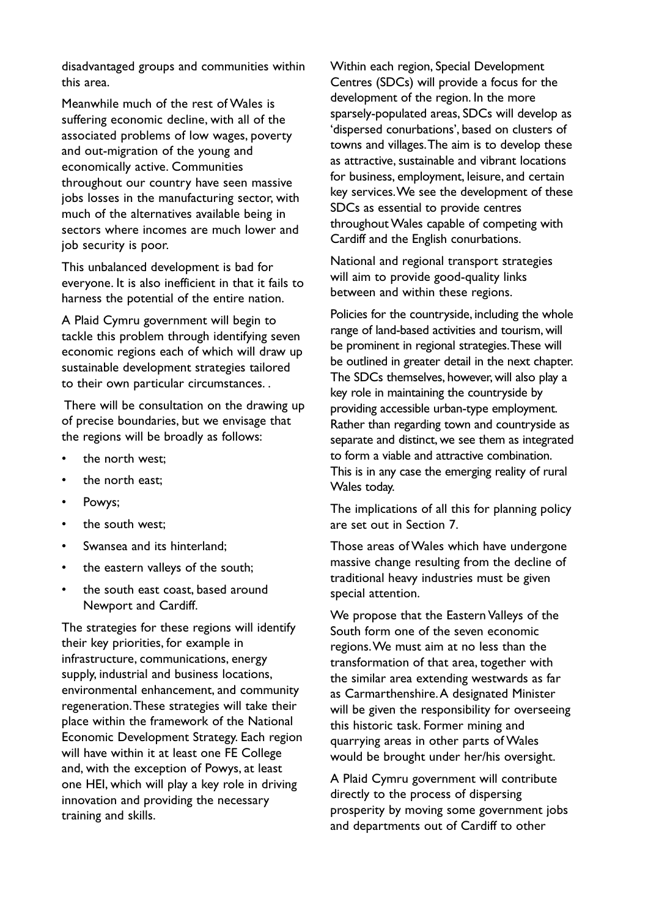disadvantaged groups and communities within this area.

Meanwhile much of the rest of Wales is suffering economic decline, with all of the associated problems of low wages, poverty and out-migration of the young and economically active. Communities throughout our country have seen massive jobs losses in the manufacturing sector, with much of the alternatives available being in sectors where incomes are much lower and job security is poor.

This unbalanced development is bad for everyone. It is also inefficient in that it fails to harness the potential of the entire nation.

A Plaid Cymru government will begin to tackle this problem through identifying seven economic regions each of which will draw up sustainable development strategies tailored to their own particular circumstances. .

There will be consultation on the drawing up of precise boundaries, but we envisage that the regions will be broadly as follows:

- the north west;
- the north east;
- Powys;
- the south west;
- Swansea and its hinterland;
- the eastern valleys of the south;
- the south east coast, based around Newport and Cardiff.

The strategies for these regions will identify their key priorities, for example in infrastructure, communications, energy supply, industrial and business locations, environmental enhancement, and community regeneration. These strategies will take their place within the framework of the National Economic Development Strategy. Each region will have within it at least one FE College and, with the exception of Powys, at least one HEI, which will play a key role in driving innovation and providing the necessary training and skills.

Within each region, Special Development Centres (SDCs) will provide a focus for the development of the region. In the more sparsely-populated areas, SDCs will develop as 'dispersed conurbations', based on clusters of towns and villages. The aim is to develop these as attractive, sustainable and vibrant locations for business, employment, leisure, and certain key services. We see the development of these SDCs as essential to provide centres throughout Wales capable of competing with Cardiff and the English conurbations.

National and regional transport strategies will aim to provide good-quality links between and within these regions.

Policies for the countryside, including the whole range of land-based activities and tourism, will be prominent in regional strategies. These will be outlined in greater detail in the next chapter. The SDCs themselves, however, will also play a key role in maintaining the countryside by providing accessible urban-type employment. Rather than regarding town and countryside as separate and distinct, we see them as integrated to form a viable and attractive combination. This is in any case the emerging reality of rural Wales today.

The implications of all this for planning policy are set out in Section 7.

Those areas of Wales which have undergone massive change resulting from the decline of traditional heavy industries must be given special attention.

We propose that the Eastern Valleys of the South form one of the seven economic regions. We must aim at no less than the transformation of that area, together with the similar area extending westwards as far as Carmarthenshire. A designated Minister will be given the responsibility for overseeing this historic task. Former mining and quarrying areas in other parts of Wales would be brought under her/his oversight.

A Plaid Cymru government will contribute directly to the process of dispersing prosperity by moving some government jobs and departments out of Cardiff to other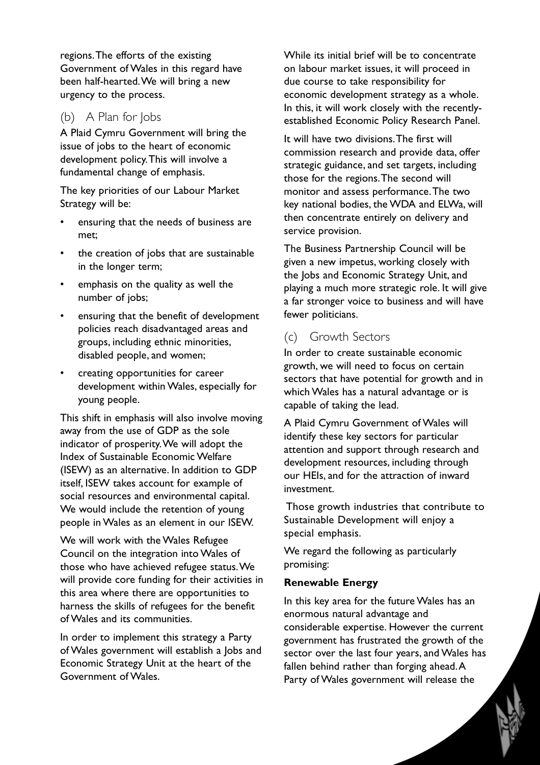regions. The efforts of the existing Government of Wales in this regard have been half-hearted. We will bring a new urgency to the process.

## (b) A Plan for Jobs

A Plaid Cymru Government will bring the issue of jobs to the heart of economic development policy. This will involve a fundamental change of emphasis.

The key priorities of our Labour Market Strategy will be:

- ensuring that the needs of business are met;
- the creation of jobs that are sustainable in the longer term;
- emphasis on the quality as well the number of jobs;
- ensuring that the benefit of development policies reach disadvantaged areas and groups, including ethnic minorities, disabled people, and women;
- creating opportunities for career development within Wales, especially for young people.

This shift in emphasis will also involve moving away from the use of GDP as the sole indicator of prosperity. We will adopt the Index of Sustainable Economic Welfare (ISEW) as an alternative. In addition to GDP itself, ISEW takes account for example of social resources and environmental capital. We would include the retention of young people in Wales as an element in our ISEW.

We will work with the Wales Refugee Council on the integration into Wales of those who have achieved refugee status. We will provide core funding for their activities in this area where there are opportunities to harness the skills of refugees for the benefit of Wales and its communities.

In order to implement this strategy a Party of Wales government will establish a Jobs and Economic Strategy Unit at the heart of the Government of Wales.

While its initial brief will be to concentrate on labour market issues, it will proceed in due course to take responsibility for economic development strategy as a whole. In this, it will work closely with the recently-established Economic Policy Research Panel.

It will have two divisions. The first will commission research and provide data, offer strategic guidance, and set targets, including those for the regions. The second will monitor and assess performance. The two key national bodies, the WDA and ELWa, will then concentrate entirely on delivery and service provision.

The Business Partnership Council will be given a new impetus, working closely with the Jobs and Economic Strategy Unit, and playing a much more strategic role. It will give a far stronger voice to business and will have fewer politicians.

## (c) Growth Sectors

In order to create sustainable economic growth, we will need to focus on certain sectors that have potential for growth and in which Wales has a natural advantage or is capable of taking the lead.

A Plaid Cymru Government of Wales will identify these key sectors for particular attention and support through research and development resources, including through our HEIs, and for the attraction of inward investment.

Those growth industries that contribute to Sustainable Development will enjoy a special emphasis.

We regard the following as particularly promising:

**Renewable Energy**

In this key area for the future Wales has an enormous natural advantage and considerable expertise. However the current government has frustrated the growth of the sector over the last four years, and Wales has fallen behind rather than forging ahead. A Party of Wales government will release the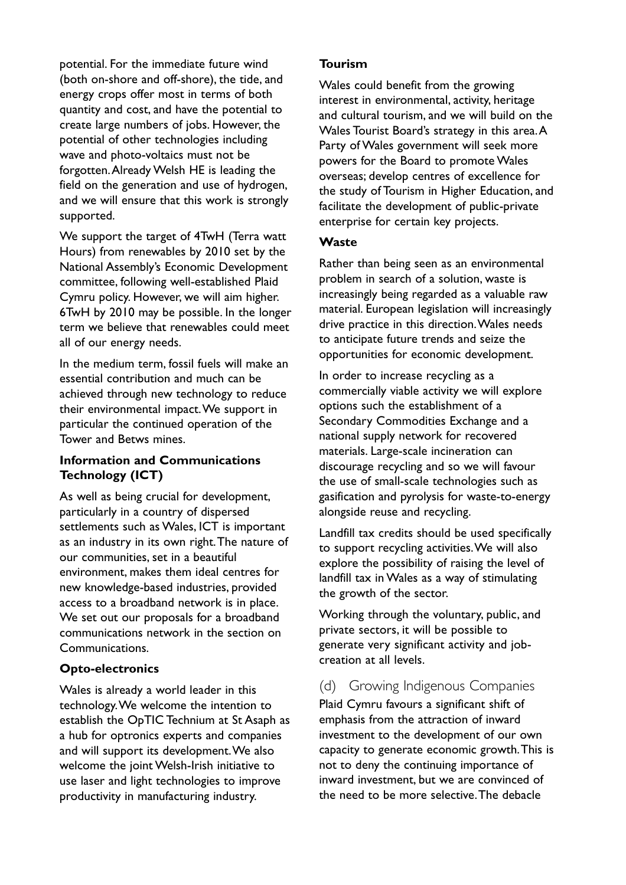potential. For the immediate future wind (both on-shore and off-shore), the tide, and energy crops offer most in terms of both quantity and cost, and have the potential to create large numbers of jobs. However, the potential of other technologies including wave and photo-voltaics must not be forgotten. Already Welsh HE is leading the field on the generation and use of hydrogen, and we will ensure that this work is strongly supported.

We support the target of 4TwH (Terra watt Hours) from renewables by 2010 set by the National Assembly's Economic Development committee, following well-established Plaid Cymru policy. However, we will aim higher. 6TwH by 2010 may be possible. In the longer term we believe that renewables could meet all of our energy needs.

In the medium term, fossil fuels will make an essential contribution and much can be achieved through new technology to reduce their environmental impact. We support in particular the continued operation of the Tower and Betws mines.

**Information and Communications Technology (ICT)**

As well as being crucial for development, particularly in a country of dispersed settlements such as Wales, ICT is important as an industry in its own right. The nature of our communities, set in a beautiful environment, makes them ideal centres for new knowledge-based industries, provided access to a broadband network is in place. We set out our proposals for a broadband communications network in the section on Communications.

**Opto-electronics**

Wales is already a world leader in this technology. We welcome the intention to establish the OpTIC Technium at St Asaph as a hub for optronics experts and companies and will support its development. We also welcome the joint Welsh-Irish initiative to use laser and light technologies to improve productivity in manufacturing industry.

**Tourism**

Wales could benefit from the growing interest in environmental, activity, heritage and cultural tourism, and we will build on the Wales Tourist Board's strategy in this area. A Party of Wales government will seek more powers for the Board to promote Wales overseas; develop centres of excellence for the study of Tourism in Higher Education, and facilitate the development of public-private enterprise for certain key projects.

**Waste**

Rather than being seen as an environmental problem in search of a solution, waste is increasingly being regarded as a valuable raw material. European legislation will increasingly drive practice in this direction. Wales needs to anticipate future trends and seize the opportunities for economic development.

In order to increase recycling as a commercially viable activity we will explore options such the establishment of a Secondary Commodities Exchange and a national supply network for recovered materials. Large-scale incineration can discourage recycling and so we will favour the use of small-scale technologies such as gasification and pyrolysis for waste-to-energy alongside reuse and recycling.

Landfill tax credits should be used specifically to support recycling activities. We will also explore the possibility of raising the level of landfill tax in Wales as a way of stimulating the growth of the sector.

Working through the voluntary, public, and private sectors, it will be possible to generate very significant activity and job-creation at all levels.

### (d) Growing Indigenous Companies

Plaid Cymru favours a significant shift of emphasis from the attraction of inward investment to the development of our own capacity to generate economic growth. This is not to deny the continuing importance of inward investment, but we are convinced of the need to be more selective. The debacle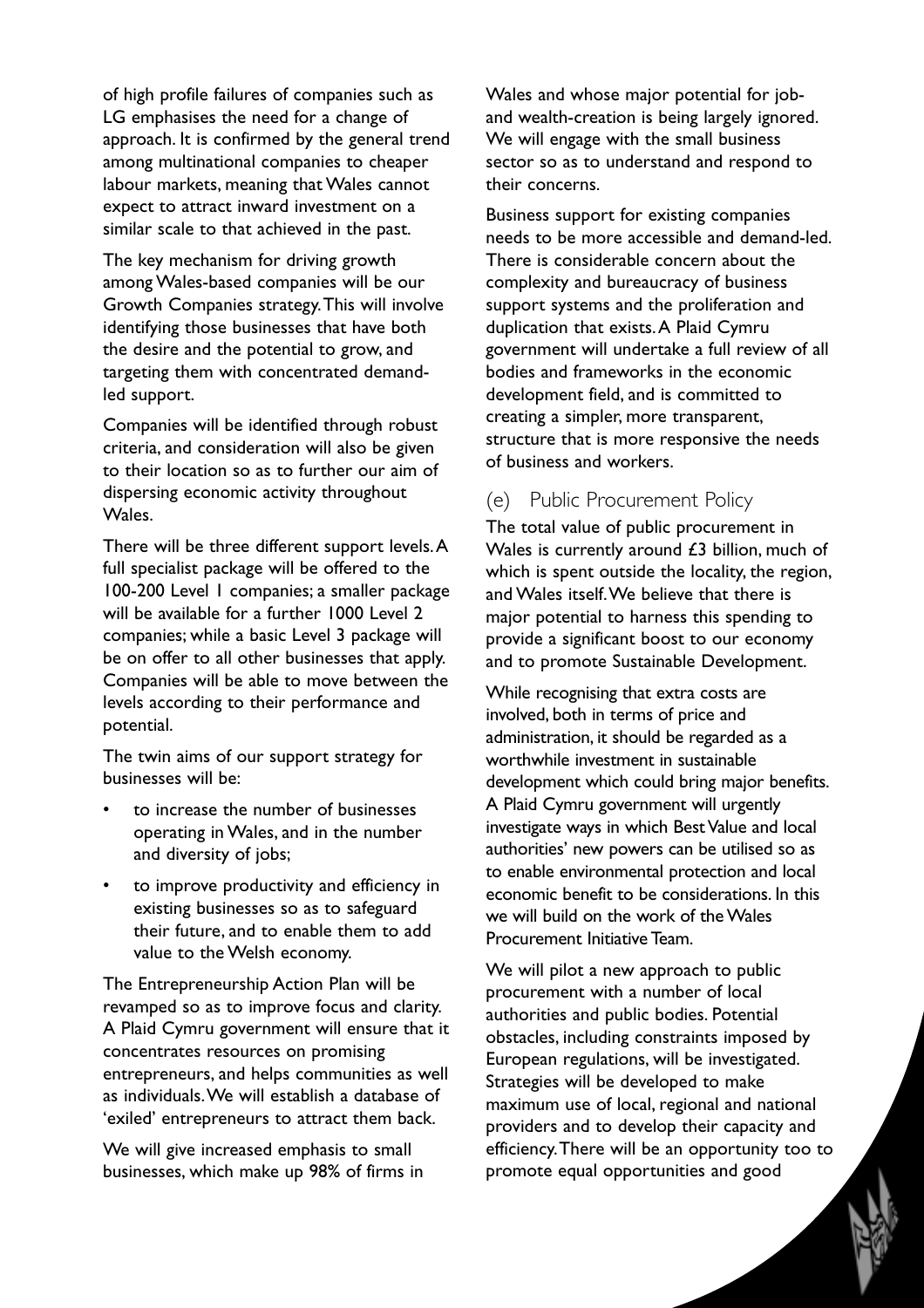of high profile failures of companies such as LG emphasises the need for a change of approach. It is confirmed by the general trend among multinational companies to cheaper labour markets, meaning that Wales cannot expect to attract inward investment on a similar scale to that achieved in the past.

The key mechanism for driving growth among Wales-based companies will be our Growth Companies strategy. This will involve identifying those businesses that have both the desire and the potential to grow, and targeting them with concentrated demand-led support.

Companies will be identified through robust criteria, and consideration will also be given to their location so as to further our aim of dispersing economic activity throughout Wales.

There will be three different support levels. A full specialist package will be offered to the 100-200 Level 1 companies; a smaller package will be available for a further 1000 Level 2 companies; while a basic Level 3 package will be on offer to all other businesses that apply. Companies will be able to move between the levels according to their performance and potential.

The twin aims of our support strategy for businesses will be:

- to increase the number of businesses operating in Wales, and in the number and diversity of jobs;
- to improve productivity and efficiency in existing businesses so as to safeguard their future, and to enable them to add value to the Welsh economy.

The Entrepreneurship Action Plan will be revamped so as to improve focus and clarity. A Plaid Cymru government will ensure that it concentrates resources on promising entrepreneurs, and helps communities as well as individuals. We will establish a database of 'exiled' entrepreneurs to attract them back.

We will give increased emphasis to small businesses, which make up 98% of firms in Wales and whose major potential for job- and wealth-creation is being largely ignored. We will engage with the small business sector so as to understand and respond to their concerns.

Business support for existing companies needs to be more accessible and demand-led. There is considerable concern about the complexity and bureaucracy of business support systems and the proliferation and duplication that exists. A Plaid Cymru government will undertake a full review of all bodies and frameworks in the economic development field, and is committed to creating a simpler, more transparent, structure that is more responsive the needs of business and workers.

### (e) Public Procurement Policy

The total value of public procurement in Wales is currently around £3 billion, much of which is spent outside the locality, the region, and Wales itself. We believe that there is major potential to harness this spending to provide a significant boost to our economy and to promote Sustainable Development.

While recognising that extra costs are involved, both in terms of price and administration, it should be regarded as a worthwhile investment in sustainable development which could bring major benefits. A Plaid Cymru government will urgently investigate ways in which Best Value and local authorities' new powers can be utilised so as to enable environmental protection and local economic benefit to be considerations. In this we will build on the work of the Wales Procurement Initiative Team.

We will pilot a new approach to public procurement with a number of local authorities and public bodies. Potential obstacles, including constraints imposed by European regulations, will be investigated. Strategies will be developed to make maximum use of local, regional and national providers and to develop their capacity and efficiency. There will be an opportunity too to promote equal opportunities and good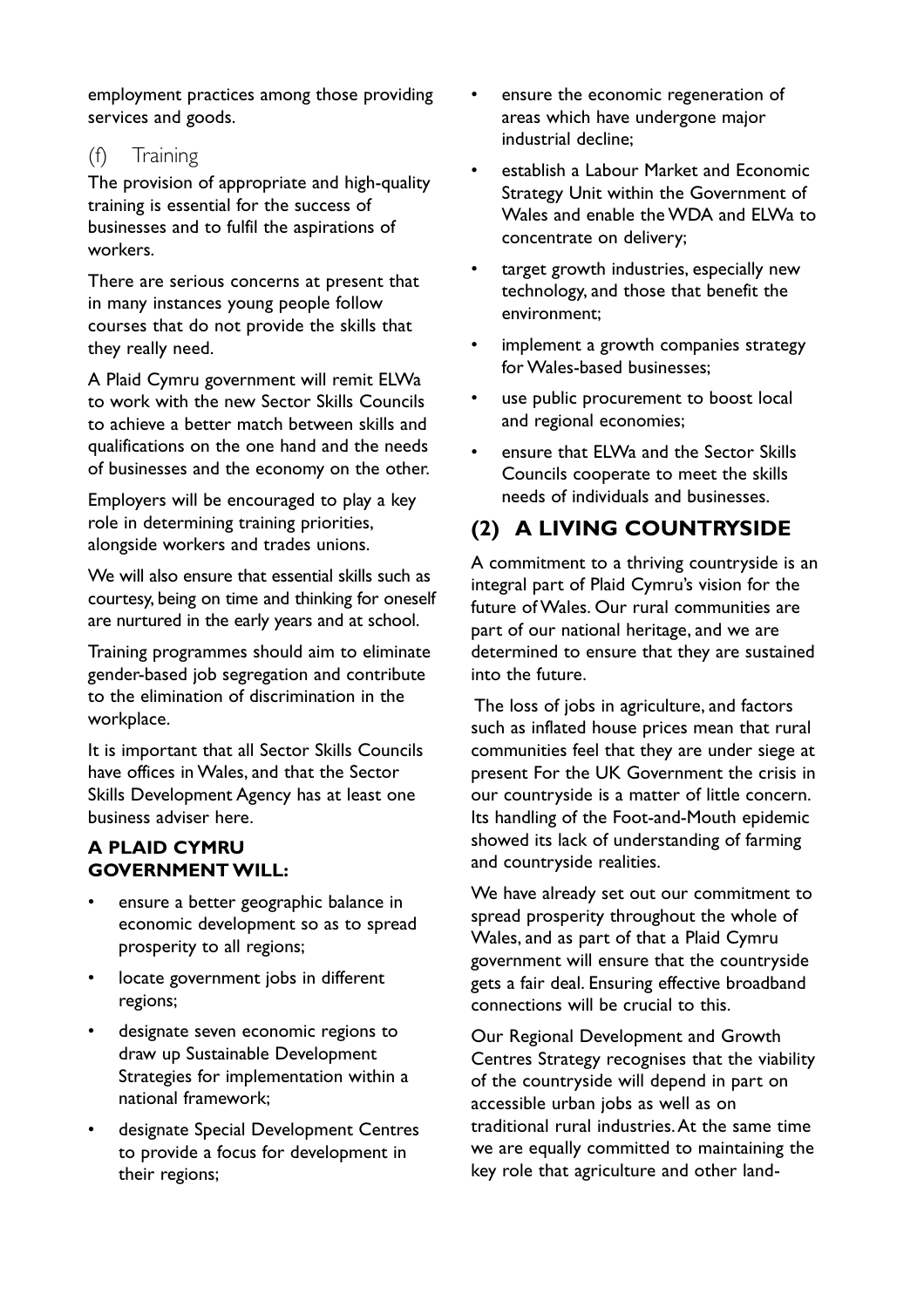employment practices among those providing services and goods.

### (f) Training

The provision of appropriate and high-quality training is essential for the success of businesses and to fulfil the aspirations of workers.

There are serious concerns at present that in many instances young people follow courses that do not provide the skills that they really need.

A Plaid Cymru government will remit ELWa to work with the new Sector Skills Councils to achieve a better match between skills and qualifications on the one hand and the needs of businesses and the economy on the other.

Employers will be encouraged to play a key role in determining training priorities, alongside workers and trades unions.

We will also ensure that essential skills such as courtesy, being on time and thinking for oneself are nurtured in the early years and at school.

Training programmes should aim to eliminate gender-based job segregation and contribute to the elimination of discrimination in the workplace.

It is important that all Sector Skills Councils have offices in Wales, and that the Sector Skills Development Agency has at least one business adviser here.

**A PLAID CYMRU GOVERNMENT WILL:**

- ensure a better geographic balance in economic development so as to spread prosperity to all regions;
- locate government jobs in different regions;
- designate seven economic regions to draw up Sustainable Development Strategies for implementation within a national framework;
- designate Special Development Centres to provide a focus for development in their regions;
- ensure the economic regeneration of areas which have undergone major industrial decline;
- establish a Labour Market and Economic Strategy Unit within the Government of Wales and enable the WDA and ELWa to concentrate on delivery;
- target growth industries, especially new technology, and those that benefit the environment;
- implement a growth companies strategy for Wales-based businesses;
- use public procurement to boost local and regional economies;
- ensure that ELWa and the Sector Skills Councils cooperate to meet the skills needs of individuals and businesses.

## (2) A LIVING COUNTRYSIDE

A commitment to a thriving countryside is an integral part of Plaid Cymru's vision for the future of Wales. Our rural communities are part of our national heritage, and we are determined to ensure that they are sustained into the future.

The loss of jobs in agriculture, and factors such as inflated house prices mean that rural communities feel that they are under siege at present For the UK Government the crisis in our countryside is a matter of little concern. Its handling of the Foot-and-Mouth epidemic showed its lack of understanding of farming and countryside realities.

We have already set out our commitment to spread prosperity throughout the whole of Wales, and as part of that a Plaid Cymru government will ensure that the countryside gets a fair deal. Ensuring effective broadband connections will be crucial to this.

Our Regional Development and Growth Centres Strategy recognises that the viability of the countryside will depend in part on accessible urban jobs as well as on traditional rural industries. At the same time we are equally committed to maintaining the key role that agriculture and other land-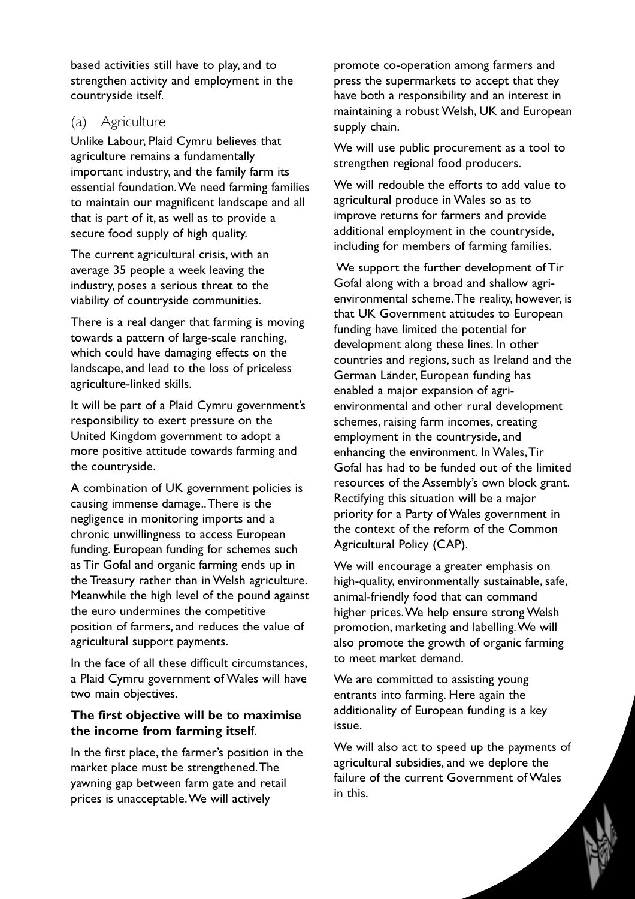based activities still have to play, and to strengthen activity and employment in the countryside itself.

### (a) Agriculture

Unlike Labour, Plaid Cymru believes that agriculture remains a fundamentally important industry, and the family farm its essential foundation. We need farming families to maintain our magnificent landscape and all that is part of it, as well as to provide a secure food supply of high quality.

The current agricultural crisis, with an average 35 people a week leaving the industry, poses a serious threat to the viability of countryside communities.

There is a real danger that farming is moving towards a pattern of large-scale ranching, which could have damaging effects on the landscape, and lead to the loss of priceless agriculture-linked skills.

It will be part of a Plaid Cymru government's responsibility to exert pressure on the United Kingdom government to adopt a more positive attitude towards farming and the countryside.

A combination of UK government policies is causing immense damage.. There is the negligence in monitoring imports and a chronic unwillingness to access European funding. European funding for schemes such as Tir Gofal and organic farming ends up in the Treasury rather than in Welsh agriculture. Meanwhile the high level of the pound against the euro undermines the competitive position of farmers, and reduces the value of agricultural support payments.

In the face of all these difficult circumstances, a Plaid Cymru government of Wales will have two main objectives.

**The first objective will be to maximise the income from farming itself**.

In the first place, the farmer's position in the market place must be strengthened. The yawning gap between farm gate and retail prices is unacceptable. We will actively promote co-operation among farmers and press the supermarkets to accept that they have both a responsibility and an interest in maintaining a robust Welsh, UK and European supply chain.

We will use public procurement as a tool to strengthen regional food producers.

We will redouble the efforts to add value to agricultural produce in Wales so as to improve returns for farmers and provide additional employment in the countryside, including for members of farming families.

We support the further development of Tir Gofal along with a broad and shallow agri-environmental scheme. The reality, however, is that UK Government attitudes to European funding have limited the potential for development along these lines. In other countries and regions, such as Ireland and the German Länder, European funding has enabled a major expansion of agri-environmental and other rural development schemes, raising farm incomes, creating employment in the countryside, and enhancing the environment. In Wales, Tir Gofal has had to be funded out of the limited resources of the Assembly's own block grant. Rectifying this situation will be a major priority for a Party of Wales government in the context of the reform of the Common Agricultural Policy (CAP).

We will encourage a greater emphasis on high-quality, environmentally sustainable, safe, animal-friendly food that can command higher prices. We help ensure strong Welsh promotion, marketing and labelling. We will also promote the growth of organic farming to meet market demand.

We are committed to assisting young entrants into farming. Here again the additionality of European funding is a key issue.

We will also act to speed up the payments of agricultural subsidies, and we deplore the failure of the current Government of Wales in this.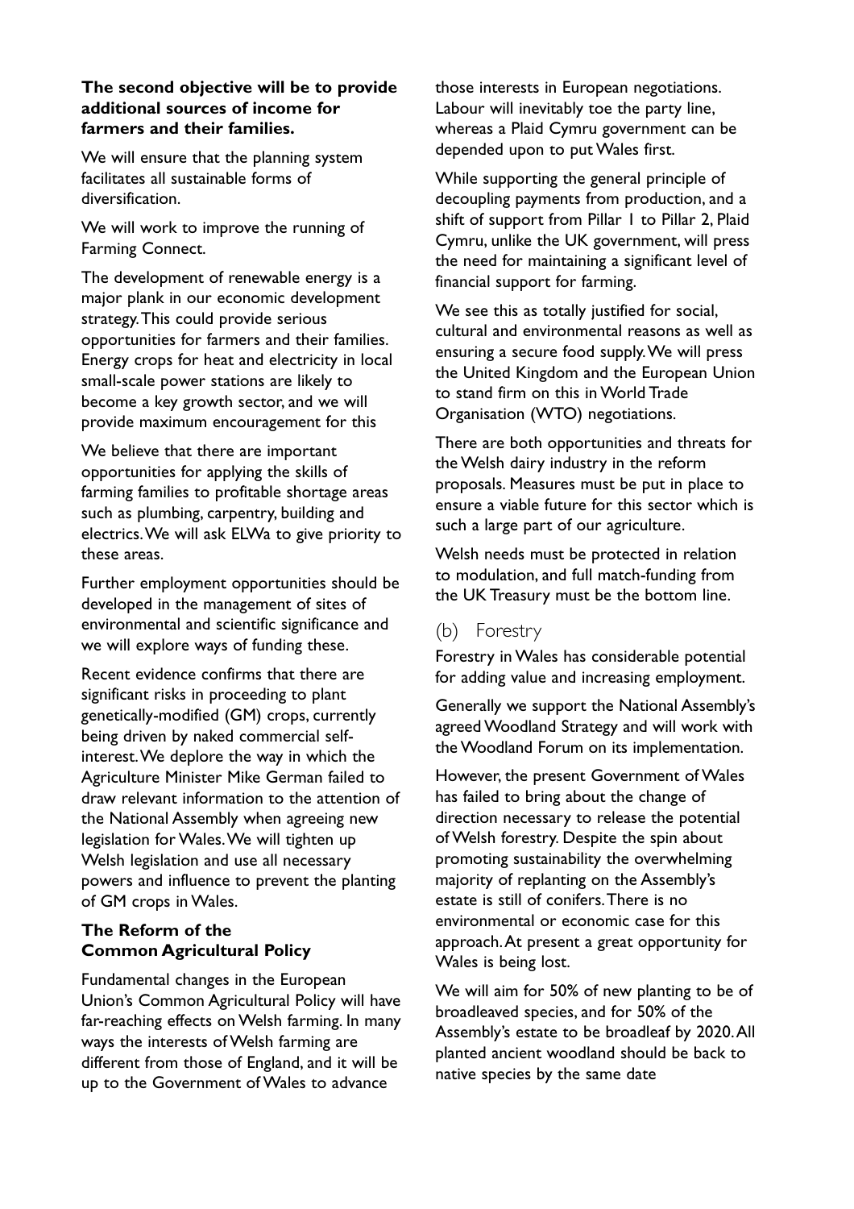**The second objective will be to provide additional sources of income for farmers and their families.**

We will ensure that the planning system facilitates all sustainable forms of diversification.

We will work to improve the running of Farming Connect.

The development of renewable energy is a major plank in our economic development strategy. This could provide serious opportunities for farmers and their families. Energy crops for heat and electricity in local small-scale power stations are likely to become a key growth sector, and we will provide maximum encouragement for this

We believe that there are important opportunities for applying the skills of farming families to profitable shortage areas such as plumbing, carpentry, building and electrics. We will ask ELWa to give priority to these areas.

Further employment opportunities should be developed in the management of sites of environmental and scientific significance and we will explore ways of funding these.

Recent evidence confirms that there are significant risks in proceeding to plant genetically-modified (GM) crops, currently being driven by naked commercial self-interest. We deplore the way in which the Agriculture Minister Mike German failed to draw relevant information to the attention of the National Assembly when agreeing new legislation for Wales. We will tighten up Welsh legislation and use all necessary powers and influence to prevent the planting of GM crops in Wales.

**The Reform of the Common Agricultural Policy**

Fundamental changes in the European Union's Common Agricultural Policy will have far-reaching effects on Welsh farming. In many ways the interests of Welsh farming are different from those of England, and it will be up to the Government of Wales to advance those interests in European negotiations. Labour will inevitably toe the party line, whereas a Plaid Cymru government can be depended upon to put Wales first.

While supporting the general principle of decoupling payments from production, and a shift of support from Pillar 1 to Pillar 2, Plaid Cymru, unlike the UK government, will press the need for maintaining a significant level of financial support for farming.

We see this as totally justified for social, cultural and environmental reasons as well as ensuring a secure food supply. We will press the United Kingdom and the European Union to stand firm on this in World Trade Organisation (WTO) negotiations.

There are both opportunities and threats for the Welsh dairy industry in the reform proposals. Measures must be put in place to ensure a viable future for this sector which is such a large part of our agriculture.

Welsh needs must be protected in relation to modulation, and full match-funding from the UK Treasury must be the bottom line.

## (b) Forestry

Forestry in Wales has considerable potential for adding value and increasing employment.

Generally we support the National Assembly's agreed Woodland Strategy and will work with the Woodland Forum on its implementation.

However, the present Government of Wales has failed to bring about the change of direction necessary to release the potential of Welsh forestry. Despite the spin about promoting sustainability the overwhelming majority of replanting on the Assembly's estate is still of conifers. There is no environmental or economic case for this approach. At present a great opportunity for Wales is being lost.

We will aim for 50% of new planting to be of broadleaved species, and for 50% of the Assembly's estate to be broadleaf by 2020. All planted ancient woodland should be back to native species by the same date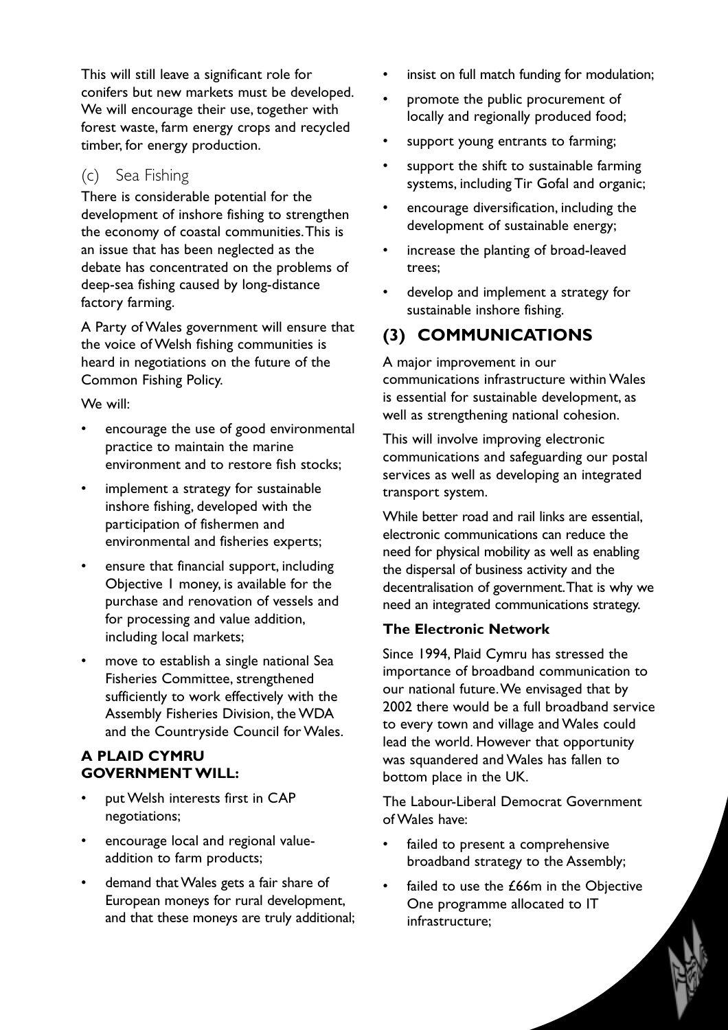This will still leave a significant role for conifers but new markets must be developed. We will encourage their use, together with forest waste, farm energy crops and recycled timber, for energy production.

### (c) Sea Fishing

There is considerable potential for the development of inshore fishing to strengthen the economy of coastal communities. This is an issue that has been neglected as the debate has concentrated on the problems of deep-sea fishing caused by long-distance factory farming.

A Party of Wales government will ensure that the voice of Welsh fishing communities is heard in negotiations on the future of the Common Fishing Policy.

We will:

- encourage the use of good environmental practice to maintain the marine environment and to restore fish stocks;
- implement a strategy for sustainable inshore fishing, developed with the participation of fishermen and environmental and fisheries experts;
- ensure that financial support, including Objective 1 money, is available for the purchase and renovation of vessels and for processing and value addition, including local markets;
- move to establish a single national Sea Fisheries Committee, strengthened sufficiently to work effectively with the Assembly Fisheries Division, the WDA and the Countryside Council for Wales.

**A PLAID CYMRU GOVERNMENT WILL:**

- put Welsh interests first in CAP negotiations;
- encourage local and regional value-addition to farm products;
- demand that Wales gets a fair share of European moneys for rural development, and that these moneys are truly additional;
- insist on full match funding for modulation;
- promote the public procurement of locally and regionally produced food;
- support young entrants to farming;
- support the shift to sustainable farming systems, including Tir Gofal and organic;
- encourage diversification, including the development of sustainable energy;
- increase the planting of broad-leaved trees;
- develop and implement a strategy for sustainable inshore fishing.

## (3) COMMUNICATIONS

A major improvement in our communications infrastructure within Wales is essential for sustainable development, as well as strengthening national cohesion.

This will involve improving electronic communications and safeguarding our postal services as well as developing an integrated transport system.

While better road and rail links are essential, electronic communications can reduce the need for physical mobility as well as enabling the dispersal of business activity and the decentralisation of government. That is why we need an integrated communications strategy.

### The Electronic Network

Since 1994, Plaid Cymru has stressed the importance of broadband communication to our national future. We envisaged that by 2002 there would be a full broadband service to every town and village and Wales could lead the world. However that opportunity was squandered and Wales has fallen to bottom place in the UK.

The Labour-Liberal Democrat Government of Wales have:

- failed to present a comprehensive broadband strategy to the Assembly;
- failed to use the £66m in the Objective One programme allocated to IT infrastructure;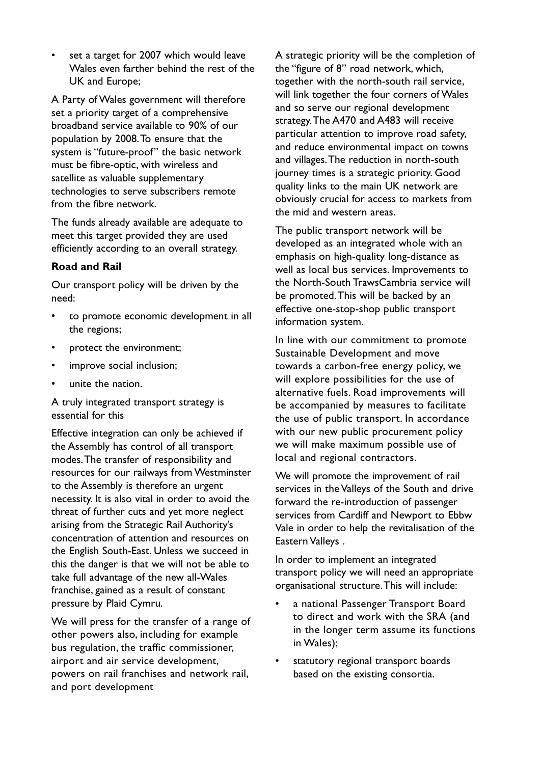- set a target for 2007 which would leave Wales even farther behind the rest of the UK and Europe;

A Party of Wales government will therefore set a priority target of a comprehensive broadband service available to 90% of our population by 2008. To ensure that the system is "future-proof" the basic network must be fibre-optic, with wireless and satellite as valuable supplementary technologies to serve subscribers remote from the fibre network.

The funds already available are adequate to meet this target provided they are used efficiently according to an overall strategy.

**Road and Rail**

Our transport policy will be driven by the need:

- to promote economic development in all the regions;
- protect the environment;
- improve social inclusion;
- unite the nation.

A truly integrated transport strategy is essential for this

Effective integration can only be achieved if the Assembly has control of all transport modes. The transfer of responsibility and resources for our railways from Westminster to the Assembly is therefore an urgent necessity. It is also vital in order to avoid the threat of further cuts and yet more neglect arising from the Strategic Rail Authority's concentration of attention and resources on the English South-East. Unless we succeed in this the danger is that we will not be able to take full advantage of the new all-Wales franchise, gained as a result of constant pressure by Plaid Cymru.

We will press for the transfer of a range of other powers also, including for example bus regulation, the traffic commissioner, airport and air service development, powers on rail franchises and network rail, and port development

A strategic priority will be the completion of the "figure of 8" road network, which, together with the north-south rail service, will link together the four corners of Wales and so serve our regional development strategy. The A470 and A483 will receive particular attention to improve road safety, and reduce environmental impact on towns and villages. The reduction in north-south journey times is a strategic priority. Good quality links to the main UK network are obviously crucial for access to markets from the mid and western areas.

The public transport network will be developed as an integrated whole with an emphasis on high-quality long-distance as well as local bus services. Improvements to the North-South TrawsCambria service will be promoted. This will be backed by an effective one-stop-shop public transport information system.

In line with our commitment to promote Sustainable Development and move towards a carbon-free energy policy, we will explore possibilities for the use of alternative fuels. Road improvements will be accompanied by measures to facilitate the use of public transport. In accordance with our new public procurement policy we will make maximum possible use of local and regional contractors.

We will promote the improvement of rail services in the Valleys of the South and drive forward the re-introduction of passenger services from Cardiff and Newport to Ebbw Vale in order to help the revitalisation of the Eastern Valleys .

In order to implement an integrated transport policy we will need an appropriate organisational structure. This will include:

- a national Passenger Transport Board to direct and work with the SRA (and in the longer term assume its functions in Wales);
- statutory regional transport boards based on the existing consortia.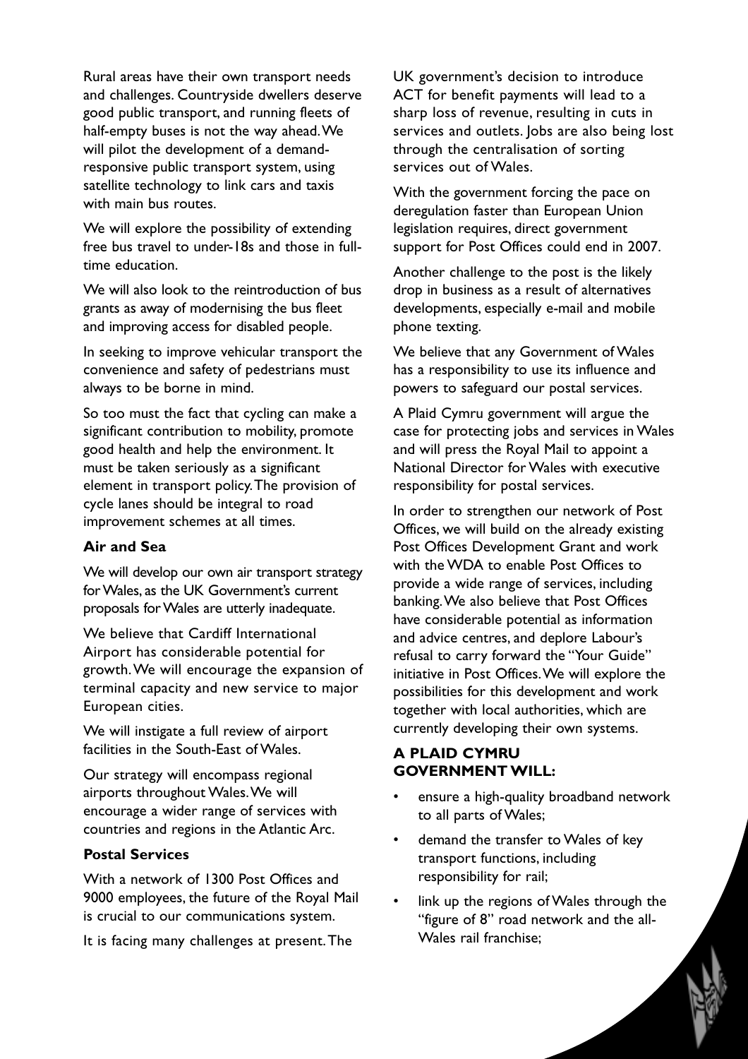Rural areas have their own transport needs and challenges. Countryside dwellers deserve good public transport, and running fleets of half-empty buses is not the way ahead. We will pilot the development of a demand-responsive public transport system, using satellite technology to link cars and taxis with main bus routes.

We will explore the possibility of extending free bus travel to under-18s and those in full-time education.

We will also look to the reintroduction of bus grants as away of modernising the bus fleet and improving access for disabled people.

In seeking to improve vehicular transport the convenience and safety of pedestrians must always to be borne in mind.

So too must the fact that cycling can make a significant contribution to mobility, promote good health and help the environment. It must be taken seriously as a significant element in transport policy. The provision of cycle lanes should be integral to road improvement schemes at all times.

### Air and Sea

We will develop our own air transport strategy for Wales, as the UK Government's current proposals for Wales are utterly inadequate.

We believe that Cardiff International Airport has considerable potential for growth. We will encourage the expansion of terminal capacity and new service to major European cities.

We will instigate a full review of airport facilities in the South-East of Wales.

Our strategy will encompass regional airports throughout Wales. We will encourage a wider range of services with countries and regions in the Atlantic Arc.

### Postal Services

With a network of 1300 Post Offices and 9000 employees, the future of the Royal Mail is crucial to our communications system.

It is facing many challenges at present. The UK government's decision to introduce ACT for benefit payments will lead to a sharp loss of revenue, resulting in cuts in services and outlets. Jobs are also being lost through the centralisation of sorting services out of Wales.

With the government forcing the pace on deregulation faster than European Union legislation requires, direct government support for Post Offices could end in 2007.

Another challenge to the post is the likely drop in business as a result of alternatives developments, especially e-mail and mobile phone texting.

We believe that any Government of Wales has a responsibility to use its influence and powers to safeguard our postal services.

A Plaid Cymru government will argue the case for protecting jobs and services in Wales and will press the Royal Mail to appoint a National Director for Wales with executive responsibility for postal services.

In order to strengthen our network of Post Offices, we will build on the already existing Post Offices Development Grant and work with the WDA to enable Post Offices to provide a wide range of services, including banking. We also believe that Post Offices have considerable potential as information and advice centres, and deplore Labour's refusal to carry forward the "Your Guide" initiative in Post Offices. We will explore the possibilities for this development and work together with local authorities, which are currently developing their own systems.

### A PLAID CYMRU GOVERNMENT WILL:

- ensure a high-quality broadband network to all parts of Wales;
- demand the transfer to Wales of key transport functions, including responsibility for rail;
- link up the regions of Wales through the "figure of 8" road network and the all-Wales rail franchise;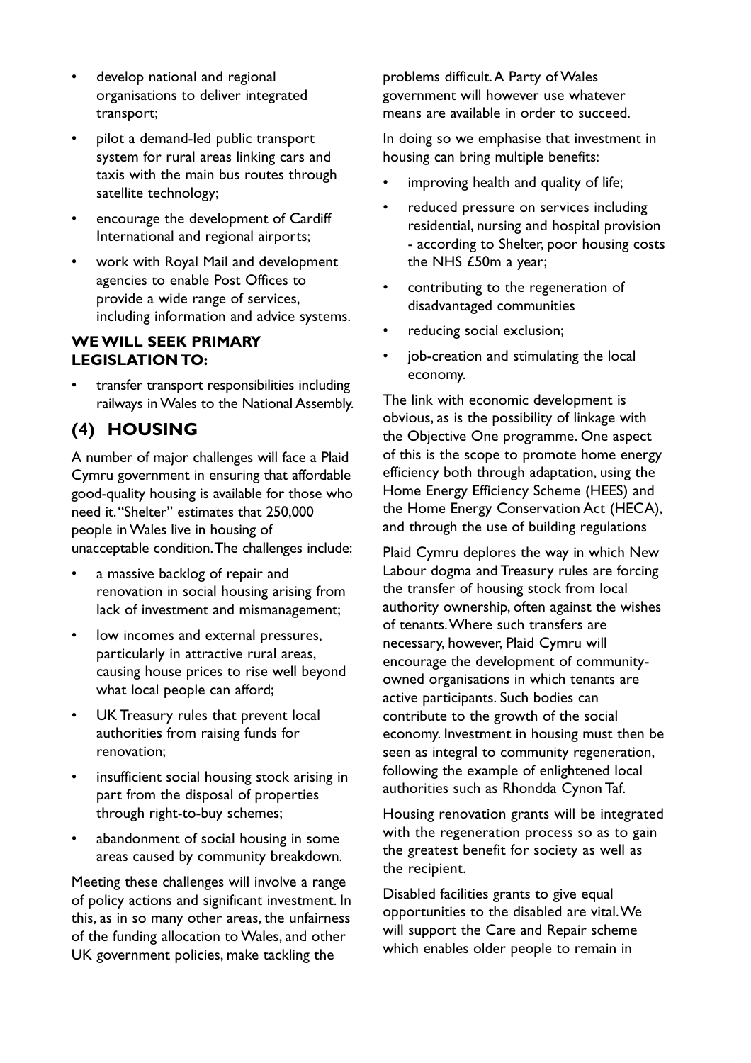- develop national and regional organisations to deliver integrated transport;
- pilot a demand-led public transport system for rural areas linking cars and taxis with the main bus routes through satellite technology;
- encourage the development of Cardiff International and regional airports;
- work with Royal Mail and development agencies to enable Post Offices to provide a wide range of services, including information and advice systems.

**WE WILL SEEK PRIMARY LEGISLATION TO:**

- transfer transport responsibilities including railways in Wales to the National Assembly.

## (4) HOUSING

A number of major challenges will face a Plaid Cymru government in ensuring that affordable good-quality housing is available for those who need it. "Shelter" estimates that 250,000 people in Wales live in housing of unacceptable condition. The challenges include:

- a massive backlog of repair and renovation in social housing arising from lack of investment and mismanagement;
- low incomes and external pressures, particularly in attractive rural areas, causing house prices to rise well beyond what local people can afford;
- UK Treasury rules that prevent local authorities from raising funds for renovation;
- insufficient social housing stock arising in part from the disposal of properties through right-to-buy schemes;
- abandonment of social housing in some areas caused by community breakdown.

Meeting these challenges will involve a range of policy actions and significant investment. In this, as in so many other areas, the unfairness of the funding allocation to Wales, and other UK government policies, make tackling the problems difficult. A Party of Wales government will however use whatever means are available in order to succeed.

In doing so we emphasise that investment in housing can bring multiple benefits:

- improving health and quality of life;
- reduced pressure on services including residential, nursing and hospital provision - according to Shelter, poor housing costs the NHS £50m a year;
- contributing to the regeneration of disadvantaged communities
- reducing social exclusion;
- job-creation and stimulating the local economy.

The link with economic development is obvious, as is the possibility of linkage with the Objective One programme. One aspect of this is the scope to promote home energy efficiency both through adaptation, using the Home Energy Efficiency Scheme (HEES) and the Home Energy Conservation Act (HECA), and through the use of building regulations

Plaid Cymru deplores the way in which New Labour dogma and Treasury rules are forcing the transfer of housing stock from local authority ownership, often against the wishes of tenants. Where such transfers are necessary, however, Plaid Cymru will encourage the development of community-owned organisations in which tenants are active participants. Such bodies can contribute to the growth of the social economy. Investment in housing must then be seen as integral to community regeneration, following the example of enlightened local authorities such as Rhondda Cynon Taf.

Housing renovation grants will be integrated with the regeneration process so as to gain the greatest benefit for society as well as the recipient.

Disabled facilities grants to give equal opportunities to the disabled are vital. We will support the Care and Repair scheme which enables older people to remain in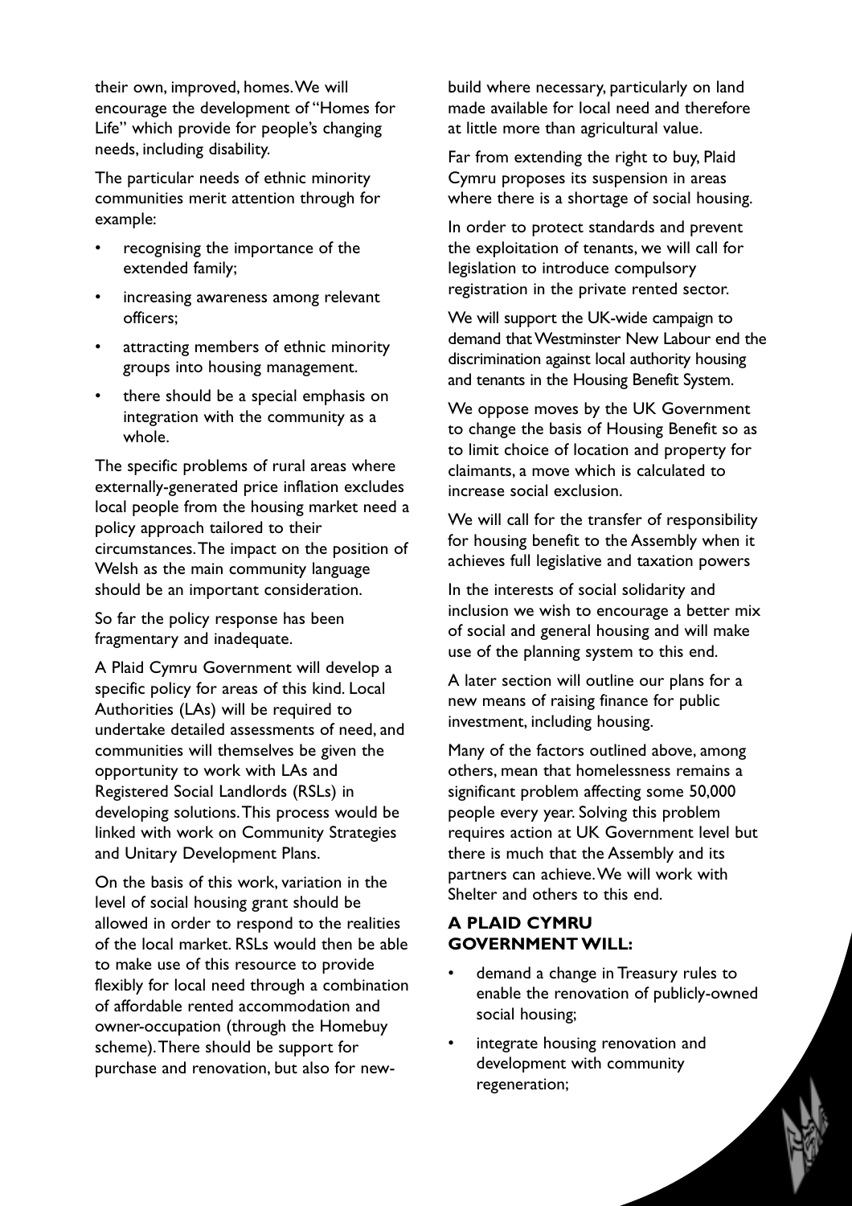their own, improved, homes. We will encourage the development of "Homes for Life" which provide for people's changing needs, including disability.

The particular needs of ethnic minority communities merit attention through for example:

- recognising the importance of the extended family;
- increasing awareness among relevant officers;
- attracting members of ethnic minority groups into housing management.
- there should be a special emphasis on integration with the community as a whole.

The specific problems of rural areas where externally-generated price inflation excludes local people from the housing market need a policy approach tailored to their circumstances. The impact on the position of Welsh as the main community language should be an important consideration.

So far the policy response has been fragmentary and inadequate.

A Plaid Cymru Government will develop a specific policy for areas of this kind. Local Authorities (LAs) will be required to undertake detailed assessments of need, and communities will themselves be given the opportunity to work with LAs and Registered Social Landlords (RSLs) in developing solutions. This process would be linked with work on Community Strategies and Unitary Development Plans.

On the basis of this work, variation in the level of social housing grant should be allowed in order to respond to the realities of the local market. RSLs would then be able to make use of this resource to provide flexibly for local need through a combination of affordable rented accommodation and owner-occupation (through the Homebuy scheme). There should be support for purchase and renovation, but also for new-build where necessary, particularly on land made available for local need and therefore at little more than agricultural value.

Far from extending the right to buy, Plaid Cymru proposes its suspension in areas where there is a shortage of social housing.

In order to protect standards and prevent the exploitation of tenants, we will call for legislation to introduce compulsory registration in the private rented sector.

We will support the UK-wide campaign to demand that Westminster New Labour end the discrimination against local authority housing and tenants in the Housing Benefit System.

We oppose moves by the UK Government to change the basis of Housing Benefit so as to limit choice of location and property for claimants, a move which is calculated to increase social exclusion.

We will call for the transfer of responsibility for housing benefit to the Assembly when it achieves full legislative and taxation powers

In the interests of social solidarity and inclusion we wish to encourage a better mix of social and general housing and will make use of the planning system to this end.

A later section will outline our plans for a new means of raising finance for public investment, including housing.

Many of the factors outlined above, among others, mean that homelessness remains a significant problem affecting some 50,000 people every year. Solving this problem requires action at UK Government level but there is much that the Assembly and its partners can achieve. We will work with Shelter and others to this end.

### A PLAID CYMRU GOVERNMENT WILL:

- demand a change in Treasury rules to enable the renovation of publicly-owned social housing;
- integrate housing renovation and development with community regeneration;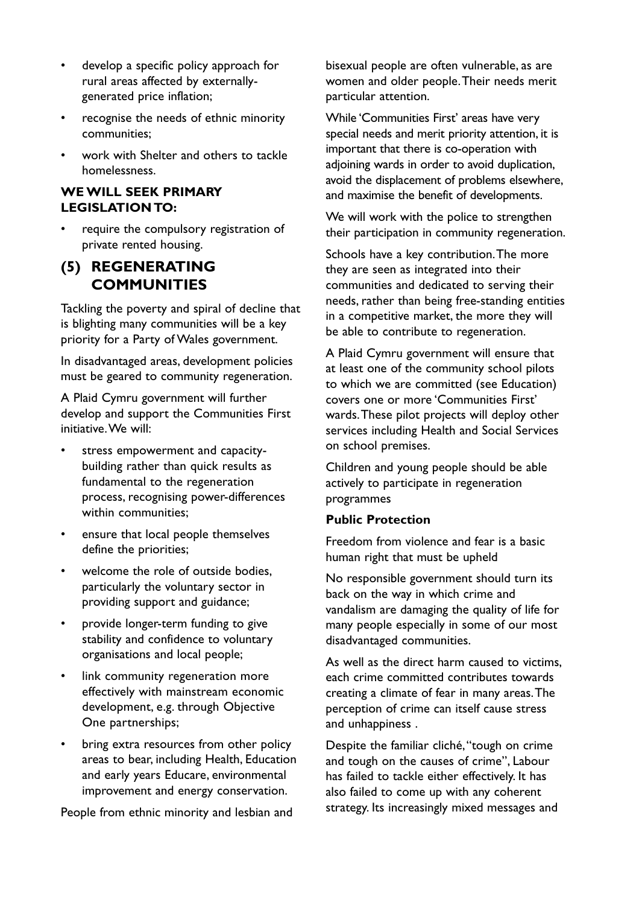- develop a specific policy approach for rural areas affected by externally-generated price inflation;
- recognise the needs of ethnic minority communities;
- work with Shelter and others to tackle homelessness.

**WE WILL SEEK PRIMARY LEGISLATION TO:**

- require the compulsory registration of private rented housing.

## (5) REGENERATING COMMUNITIES

Tackling the poverty and spiral of decline that is blighting many communities will be a key priority for a Party of Wales government.

In disadvantaged areas, development policies must be geared to community regeneration.

A Plaid Cymru government will further develop and support the Communities First initiative. We will:

- stress empowerment and capacity-building rather than quick results as fundamental to the regeneration process, recognising power-differences within communities;
- ensure that local people themselves define the priorities;
- welcome the role of outside bodies, particularly the voluntary sector in providing support and guidance;
- provide longer-term funding to give stability and confidence to voluntary organisations and local people;
- link community regeneration more effectively with mainstream economic development, e.g. through Objective One partnerships;
- bring extra resources from other policy areas to bear, including Health, Education and early years Educare, environmental improvement and energy conservation.

People from ethnic minority and lesbian and bisexual people are often vulnerable, as are women and older people. Their needs merit particular attention.

While 'Communities First' areas have very special needs and merit priority attention, it is important that there is co-operation with adjoining wards in order to avoid duplication, avoid the displacement of problems elsewhere, and maximise the benefit of developments.

We will work with the police to strengthen their participation in community regeneration.

Schools have a key contribution. The more they are seen as integrated into their communities and dedicated to serving their needs, rather than being free-standing entities in a competitive market, the more they will be able to contribute to regeneration.

A Plaid Cymru government will ensure that at least one of the community school pilots to which we are committed (see Education) covers one or more 'Communities First' wards. These pilot projects will deploy other services including Health and Social Services on school premises.

Children and young people should be able actively to participate in regeneration programmes

**Public Protection**

Freedom from violence and fear is a basic human right that must be upheld

No responsible government should turn its back on the way in which crime and vandalism are damaging the quality of life for many people especially in some of our most disadvantaged communities.

As well as the direct harm caused to victims, each crime committed contributes towards creating a climate of fear in many areas. The perception of crime can itself cause stress and unhappiness .

Despite the familiar cliché, "tough on crime and tough on the causes of crime", Labour has failed to tackle either effectively. It has also failed to come up with any coherent strategy. Its increasingly mixed messages and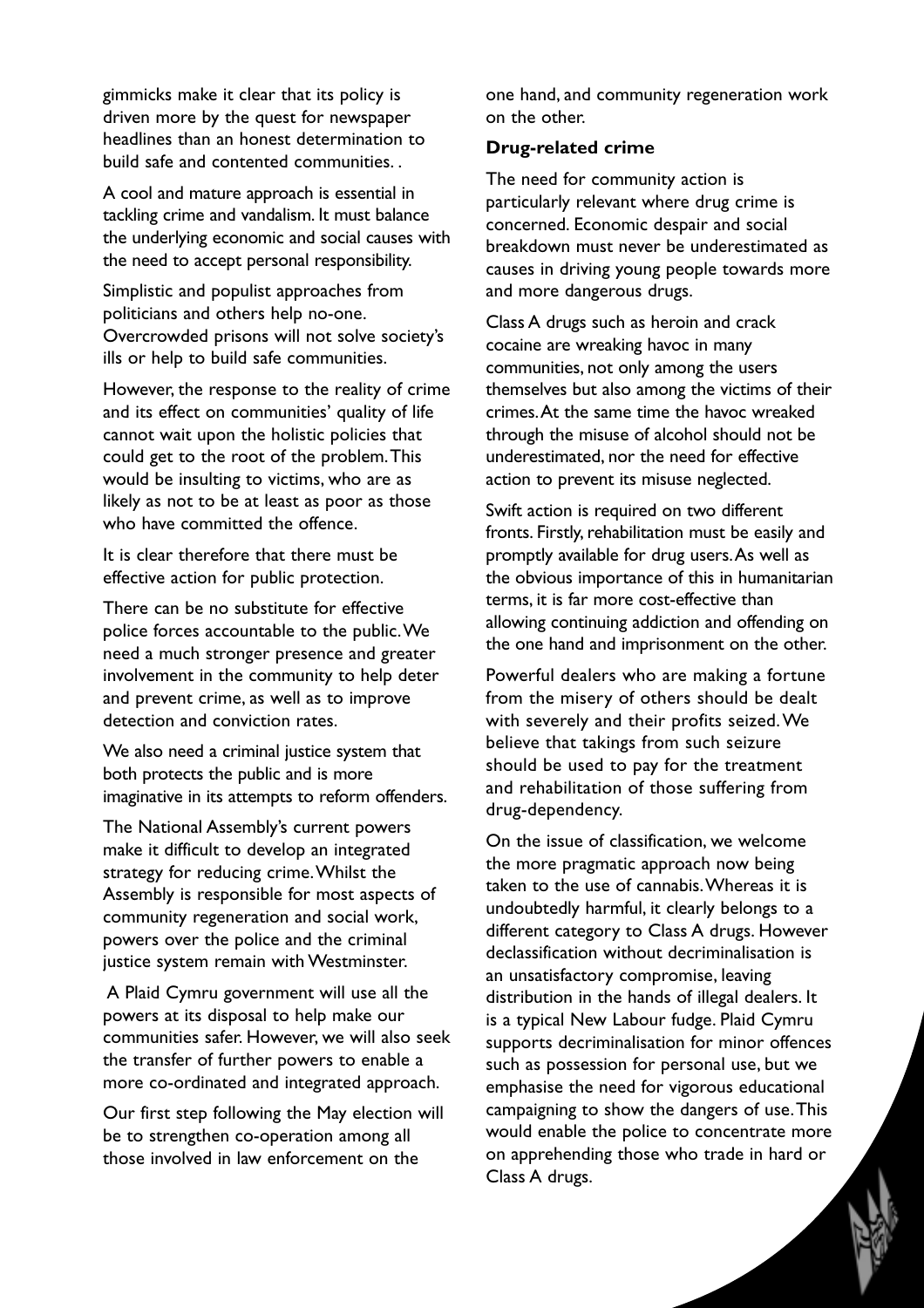gimmicks make it clear that its policy is driven more by the quest for newspaper headlines than an honest determination to build safe and contented communities. .

A cool and mature approach is essential in tackling crime and vandalism. It must balance the underlying economic and social causes with the need to accept personal responsibility.

Simplistic and populist approaches from politicians and others help no-one. Overcrowded prisons will not solve society's ills or help to build safe communities.

However, the response to the reality of crime and its effect on communities' quality of life cannot wait upon the holistic policies that could get to the root of the problem. This would be insulting to victims, who are as likely as not to be at least as poor as those who have committed the offence.

It is clear therefore that there must be effective action for public protection.

There can be no substitute for effective police forces accountable to the public. We need a much stronger presence and greater involvement in the community to help deter and prevent crime, as well as to improve detection and conviction rates.

We also need a criminal justice system that both protects the public and is more imaginative in its attempts to reform offenders.

The National Assembly's current powers make it difficult to develop an integrated strategy for reducing crime. Whilst the Assembly is responsible for most aspects of community regeneration and social work, powers over the police and the criminal justice system remain with Westminster.

A Plaid Cymru government will use all the powers at its disposal to help make our communities safer. However, we will also seek the transfer of further powers to enable a more co-ordinated and integrated approach.

Our first step following the May election will be to strengthen co-operation among all those involved in law enforcement on the one hand, and community regeneration work on the other.

**Drug-related crime**

The need for community action is particularly relevant where drug crime is concerned. Economic despair and social breakdown must never be underestimated as causes in driving young people towards more and more dangerous drugs.

Class A drugs such as heroin and crack cocaine are wreaking havoc in many communities, not only among the users themselves but also among the victims of their crimes. At the same time the havoc wreaked through the misuse of alcohol should not be underestimated, nor the need for effective action to prevent its misuse neglected.

Swift action is required on two different fronts. Firstly, rehabilitation must be easily and promptly available for drug users. As well as the obvious importance of this in humanitarian terms, it is far more cost-effective than allowing continuing addiction and offending on the one hand and imprisonment on the other.

Powerful dealers who are making a fortune from the misery of others should be dealt with severely and their profits seized. We believe that takings from such seizure should be used to pay for the treatment and rehabilitation of those suffering from drug-dependency.

On the issue of classification, we welcome the more pragmatic approach now being taken to the use of cannabis. Whereas it is undoubtedly harmful, it clearly belongs to a different category to Class A drugs. However declassification without decriminalisation is an unsatisfactory compromise, leaving distribution in the hands of illegal dealers. It is a typical New Labour fudge. Plaid Cymru supports decriminalisation for minor offences such as possession for personal use, but we emphasise the need for vigorous educational campaigning to show the dangers of use. This would enable the police to concentrate more on apprehending those who trade in hard or Class A drugs.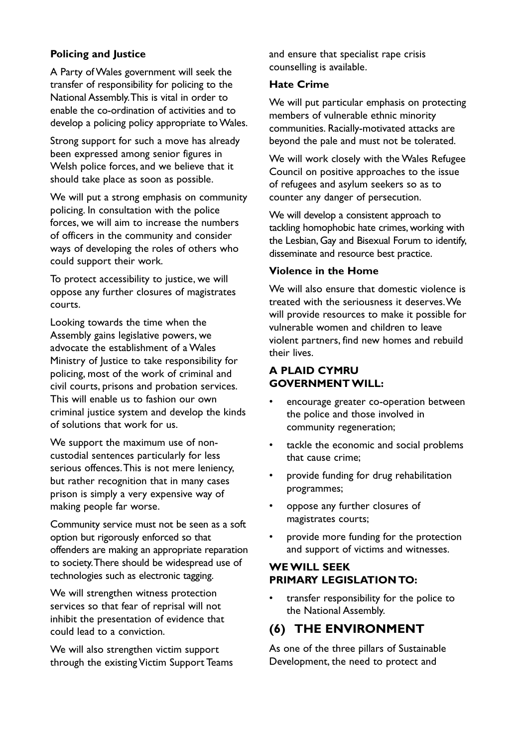### Policing and Justice

A Party of Wales government will seek the transfer of responsibility for policing to the National Assembly. This is vital in order to enable the co-ordination of activities and to develop a policing policy appropriate to Wales.

Strong support for such a move has already been expressed among senior figures in Welsh police forces, and we believe that it should take place as soon as possible.

We will put a strong emphasis on community policing. In consultation with the police forces, we will aim to increase the numbers of officers in the community and consider ways of developing the roles of others who could support their work.

To protect accessibility to justice, we will oppose any further closures of magistrates courts.

Looking towards the time when the Assembly gains legislative powers, we advocate the establishment of a Wales Ministry of Justice to take responsibility for policing, most of the work of criminal and civil courts, prisons and probation services. This will enable us to fashion our own criminal justice system and develop the kinds of solutions that work for us.

We support the maximum use of non-custodial sentences particularly for less serious offences. This is not mere leniency, but rather recognition that in many cases prison is simply a very expensive way of making people far worse.

Community service must not be seen as a soft option but rigorously enforced so that offenders are making an appropriate reparation to society. There should be widespread use of technologies such as electronic tagging.

We will strengthen witness protection services so that fear of reprisal will not inhibit the presentation of evidence that could lead to a conviction.

We will also strengthen victim support through the existing Victim Support Teams and ensure that specialist rape crisis counselling is available.

### Hate Crime

We will put particular emphasis on protecting members of vulnerable ethnic minority communities. Racially-motivated attacks are beyond the pale and must not be tolerated.

We will work closely with the Wales Refugee Council on positive approaches to the issue of refugees and asylum seekers so as to counter any danger of persecution.

We will develop a consistent approach to tackling homophobic hate crimes, working with the Lesbian, Gay and Bisexual Forum to identify, disseminate and resource best practice.

### Violence in the Home

We will also ensure that domestic violence is treated with the seriousness it deserves. We will provide resources to make it possible for vulnerable women and children to leave violent partners, find new homes and rebuild their lives.

### A PLAID CYMRU GOVERNMENT WILL:

- encourage greater co-operation between the police and those involved in community regeneration;
- tackle the economic and social problems that cause crime;
- provide funding for drug rehabilitation programmes;
- oppose any further closures of magistrates courts;
- provide more funding for the protection and support of victims and witnesses.

### WE WILL SEEK PRIMARY LEGISLATION TO:

- transfer responsibility for the police to the National Assembly.

## (6) THE ENVIRONMENT

As one of the three pillars of Sustainable Development, the need to protect and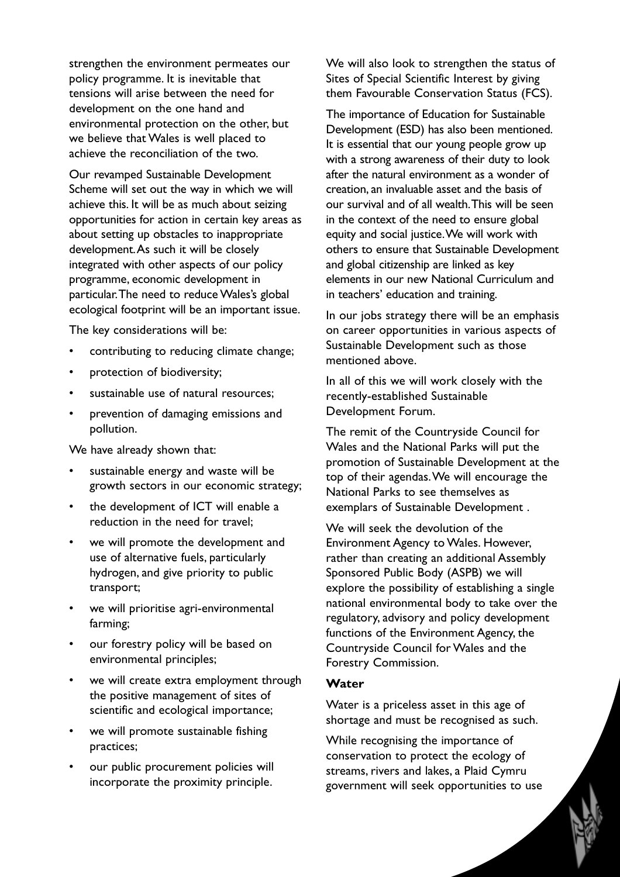strengthen the environment permeates our policy programme. It is inevitable that tensions will arise between the need for development on the one hand and environmental protection on the other, but we believe that Wales is well placed to achieve the reconciliation of the two.

Our revamped Sustainable Development Scheme will set out the way in which we will achieve this. It will be as much about seizing opportunities for action in certain key areas as about setting up obstacles to inappropriate development. As such it will be closely integrated with other aspects of our policy programme, economic development in particular. The need to reduce Wales's global ecological footprint will be an important issue.

The key considerations will be:

- contributing to reducing climate change;
- protection of biodiversity;
- sustainable use of natural resources;
- prevention of damaging emissions and pollution.

We have already shown that:

- sustainable energy and waste will be growth sectors in our economic strategy;
- the development of ICT will enable a reduction in the need for travel;
- we will promote the development and use of alternative fuels, particularly hydrogen, and give priority to public transport;
- we will prioritise agri-environmental farming;
- our forestry policy will be based on environmental principles;
- we will create extra employment through the positive management of sites of scientific and ecological importance;
- we will promote sustainable fishing practices;
- our public procurement policies will incorporate the proximity principle.

We will also look to strengthen the status of Sites of Special Scientific Interest by giving them Favourable Conservation Status (FCS).

The importance of Education for Sustainable Development (ESD) has also been mentioned. It is essential that our young people grow up with a strong awareness of their duty to look after the natural environment as a wonder of creation, an invaluable asset and the basis of our survival and of all wealth. This will be seen in the context of the need to ensure global equity and social justice. We will work with others to ensure that Sustainable Development and global citizenship are linked as key elements in our new National Curriculum and in teachers' education and training.

In our jobs strategy there will be an emphasis on career opportunities in various aspects of Sustainable Development such as those mentioned above.

In all of this we will work closely with the recently-established Sustainable Development Forum.

The remit of the Countryside Council for Wales and the National Parks will put the promotion of Sustainable Development at the top of their agendas. We will encourage the National Parks to see themselves as exemplars of Sustainable Development .

We will seek the devolution of the Environment Agency to Wales. However, rather than creating an additional Assembly Sponsored Public Body (ASPB) we will explore the possibility of establishing a single national environmental body to take over the regulatory, advisory and policy development functions of the Environment Agency, the Countryside Council for Wales and the Forestry Commission.

### Water

Water is a priceless asset in this age of shortage and must be recognised as such.

While recognising the importance of conservation to protect the ecology of streams, rivers and lakes, a Plaid Cymru government will seek opportunities to use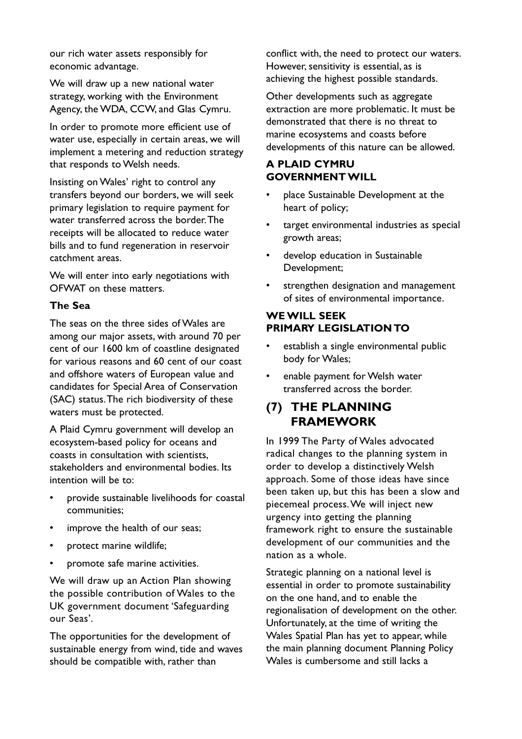our rich water assets responsibly for economic advantage.

We will draw up a new national water strategy, working with the Environment Agency, the WDA, CCW, and Glas Cymru.

In order to promote more efficient use of water use, especially in certain areas, we will implement a metering and reduction strategy that responds to Welsh needs.

Insisting on Wales' right to control any transfers beyond our borders, we will seek primary legislation to require payment for water transferred across the border. The receipts will be allocated to reduce water bills and to fund regeneration in reservoir catchment areas.

We will enter into early negotiations with OFWAT on these matters.

**The Sea**

The seas on the three sides of Wales are among our major assets, with around 70 per cent of our 1600 km of coastline designated for various reasons and 60 cent of our coast and offshore waters of European value and candidates for Special Area of Conservation (SAC) status. The rich biodiversity of these waters must be protected.

A Plaid Cymru government will develop an ecosystem-based policy for oceans and coasts in consultation with scientists, stakeholders and environmental bodies. Its intention will be to:

- provide sustainable livelihoods for coastal communities;
- improve the health of our seas;
- protect marine wildlife;
- promote safe marine activities.

We will draw up an Action Plan showing the possible contribution of Wales to the UK government document 'Safeguarding our Seas'.

The opportunities for the development of sustainable energy from wind, tide and waves should be compatible with, rather than conflict with, the need to protect our waters. However, sensitivity is essential, as is achieving the highest possible standards.

Other developments such as aggregate extraction are more problematic. It must be demonstrated that there is no threat to marine ecosystems and coasts before developments of this nature can be allowed.

**A PLAID CYMRU GOVERNMENT WILL**

- place Sustainable Development at the heart of policy;
- target environmental industries as special growth areas;
- develop education in Sustainable Development;
- strengthen designation and management of sites of environmental importance.

**WE WILL SEEK PRIMARY LEGISLATION TO**

- establish a single environmental public body for Wales;
- enable payment for Welsh water transferred across the border.

## (7) THE PLANNING FRAMEWORK

In 1999 The Party of Wales advocated radical changes to the planning system in order to develop a distinctively Welsh approach. Some of those ideas have since been taken up, but this has been a slow and piecemeal process. We will inject new urgency into getting the planning framework right to ensure the sustainable development of our communities and the nation as a whole.

Strategic planning on a national level is essential in order to promote sustainability on the one hand, and to enable the regionalisation of development on the other. Unfortunately, at the time of writing the Wales Spatial Plan has yet to appear, while the main planning document Planning Policy Wales is cumbersome and still lacks a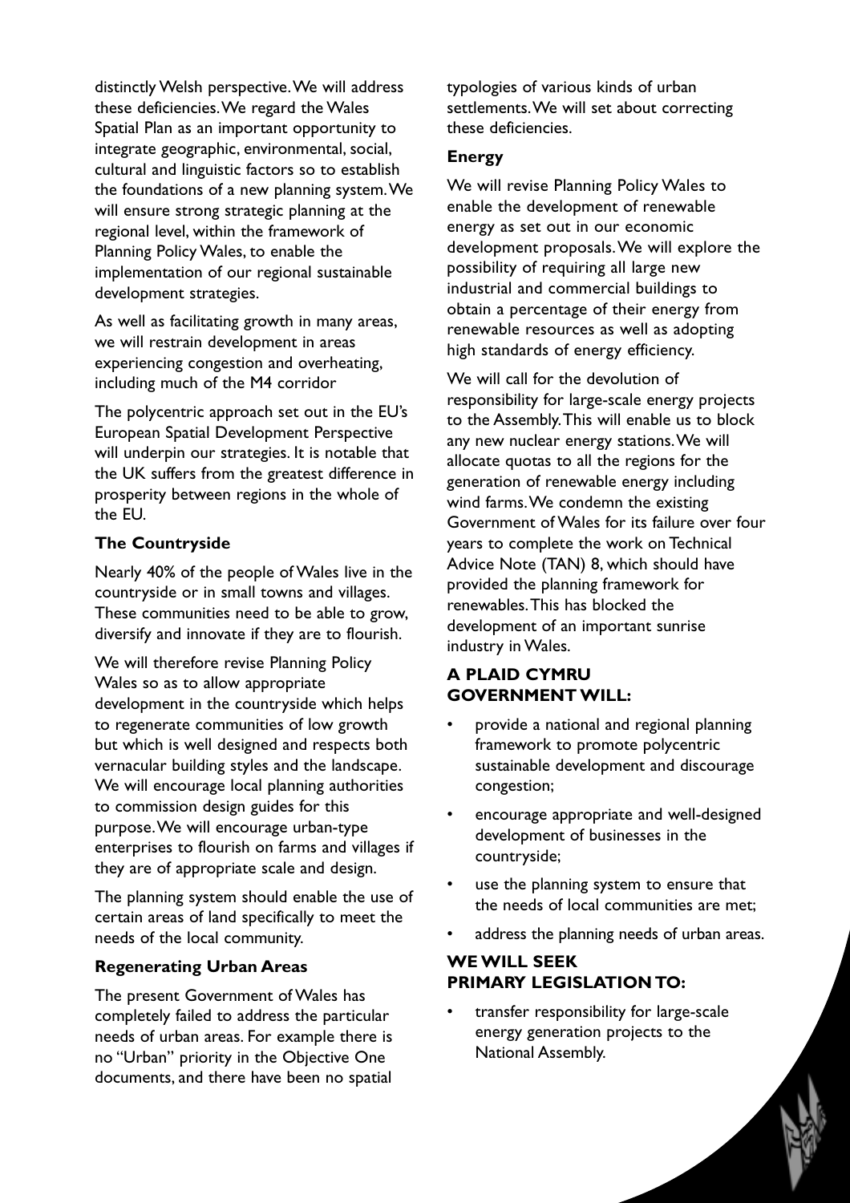distinctly Welsh perspective. We will address these deficiencies. We regard the Wales Spatial Plan as an important opportunity to integrate geographic, environmental, social, cultural and linguistic factors so to establish the foundations of a new planning system. We will ensure strong strategic planning at the regional level, within the framework of Planning Policy Wales, to enable the implementation of our regional sustainable development strategies.

As well as facilitating growth in many areas, we will restrain development in areas experiencing congestion and overheating, including much of the M4 corridor

The polycentric approach set out in the EU's European Spatial Development Perspective will underpin our strategies. It is notable that the UK suffers from the greatest difference in prosperity between regions in the whole of the EU.

### The Countryside

Nearly 40% of the people of Wales live in the countryside or in small towns and villages. These communities need to be able to grow, diversify and innovate if they are to flourish.

We will therefore revise Planning Policy Wales so as to allow appropriate development in the countryside which helps to regenerate communities of low growth but which is well designed and respects both vernacular building styles and the landscape. We will encourage local planning authorities to commission design guides for this purpose. We will encourage urban-type enterprises to flourish on farms and villages if they are of appropriate scale and design.

The planning system should enable the use of certain areas of land specifically to meet the needs of the local community.

### Regenerating Urban Areas

The present Government of Wales has completely failed to address the particular needs of urban areas. For example there is no "Urban" priority in the Objective One documents, and there have been no spatial typologies of various kinds of urban settlements. We will set about correcting these deficiencies.

### Energy

We will revise Planning Policy Wales to enable the development of renewable energy as set out in our economic development proposals. We will explore the possibility of requiring all large new industrial and commercial buildings to obtain a percentage of their energy from renewable resources as well as adopting high standards of energy efficiency.

We will call for the devolution of responsibility for large-scale energy projects to the Assembly. This will enable us to block any new nuclear energy stations. We will allocate quotas to all the regions for the generation of renewable energy including wind farms. We condemn the existing Government of Wales for its failure over four years to complete the work on Technical Advice Note (TAN) 8, which should have provided the planning framework for renewables. This has blocked the development of an important sunrise industry in Wales.

### A PLAID CYMRU GOVERNMENT WILL:

- provide a national and regional planning framework to promote polycentric sustainable development and discourage congestion;
- encourage appropriate and well-designed development of businesses in the countryside;
- use the planning system to ensure that the needs of local communities are met;
- address the planning needs of urban areas.

### WE WILL SEEK PRIMARY LEGISLATION TO:

- transfer responsibility for large-scale energy generation projects to the National Assembly.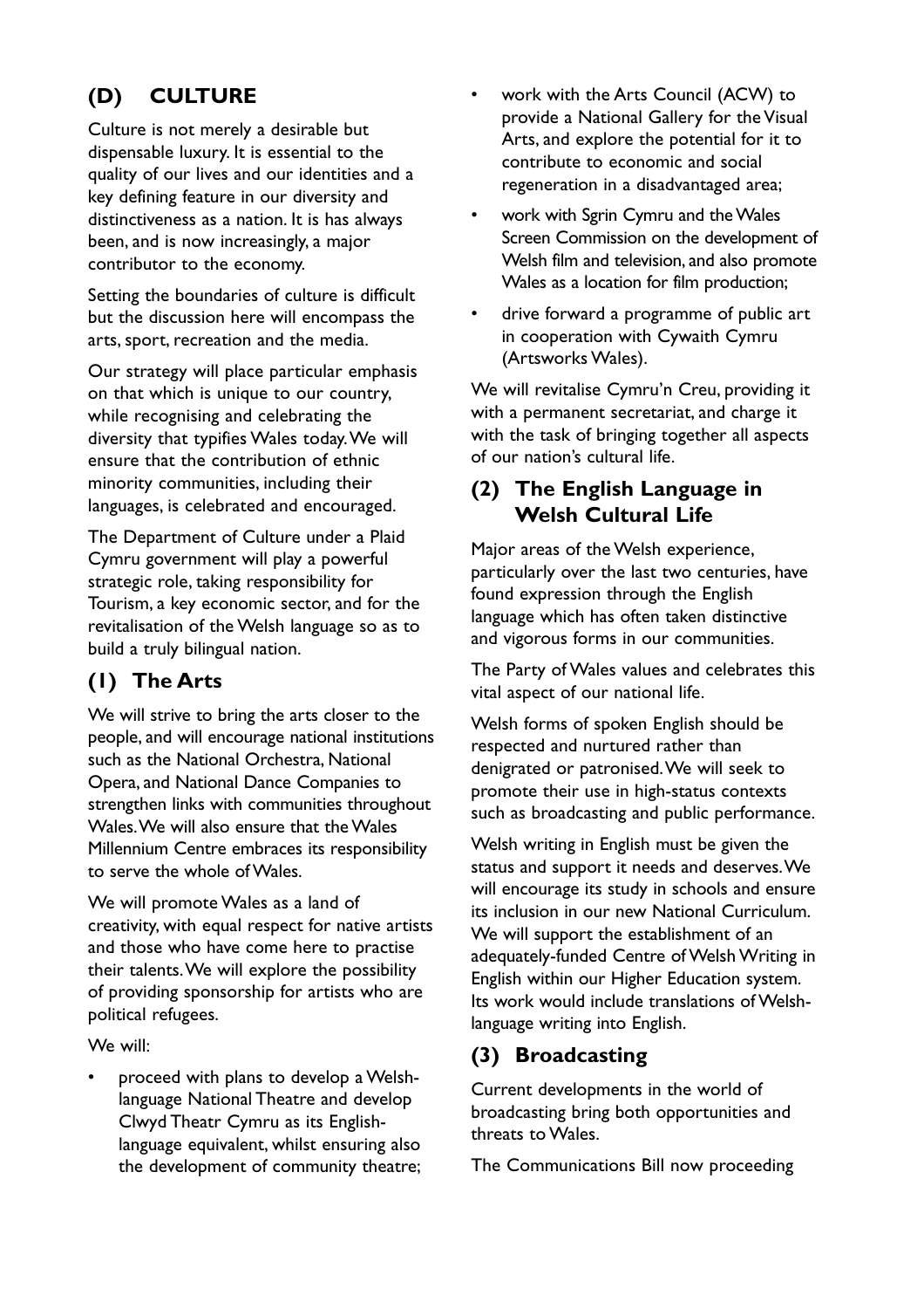## (D) CULTURE

Culture is not merely a desirable but dispensable luxury. It is essential to the quality of our lives and our identities and a key defining feature in our diversity and distinctiveness as a nation. It is has always been, and is now increasingly, a major contributor to the economy.

Setting the boundaries of culture is difficult but the discussion here will encompass the arts, sport, recreation and the media.

Our strategy will place particular emphasis on that which is unique to our country, while recognising and celebrating the diversity that typifies Wales today. We will ensure that the contribution of ethnic minority communities, including their languages, is celebrated and encouraged.

The Department of Culture under a Plaid Cymru government will play a powerful strategic role, taking responsibility for Tourism, a key economic sector, and for the revitalisation of the Welsh language so as to build a truly bilingual nation.

### (1) The Arts

We will strive to bring the arts closer to the people, and will encourage national institutions such as the National Orchestra, National Opera, and National Dance Companies to strengthen links with communities throughout Wales. We will also ensure that the Wales Millennium Centre embraces its responsibility to serve the whole of Wales.

We will promote Wales as a land of creativity, with equal respect for native artists and those who have come here to practise their talents. We will explore the possibility of providing sponsorship for artists who are political refugees.

We will:

- proceed with plans to develop a Welsh-language National Theatre and develop Clwyd Theatr Cymru as its English-language equivalent, whilst ensuring also the development of community theatre;
- work with the Arts Council (ACW) to provide a National Gallery for the Visual Arts, and explore the potential for it to contribute to economic and social regeneration in a disadvantaged area;
- work with Sgrin Cymru and the Wales Screen Commission on the development of Welsh film and television, and also promote Wales as a location for film production;
- drive forward a programme of public art in cooperation with Cywaith Cymru (Artsworks Wales).

We will revitalise Cymru'n Creu, providing it with a permanent secretariat, and charge it with the task of bringing together all aspects of our nation's cultural life.

### (2) The English Language in Welsh Cultural Life

Major areas of the Welsh experience, particularly over the last two centuries, have found expression through the English language which has often taken distinctive and vigorous forms in our communities.

The Party of Wales values and celebrates this vital aspect of our national life.

Welsh forms of spoken English should be respected and nurtured rather than denigrated or patronised. We will seek to promote their use in high-status contexts such as broadcasting and public performance.

Welsh writing in English must be given the status and support it needs and deserves. We will encourage its study in schools and ensure its inclusion in our new National Curriculum. We will support the establishment of an adequately-funded Centre of Welsh Writing in English within our Higher Education system. Its work would include translations of Welsh-language writing into English.

### (3) Broadcasting

Current developments in the world of broadcasting bring both opportunities and threats to Wales.

The Communications Bill now proceeding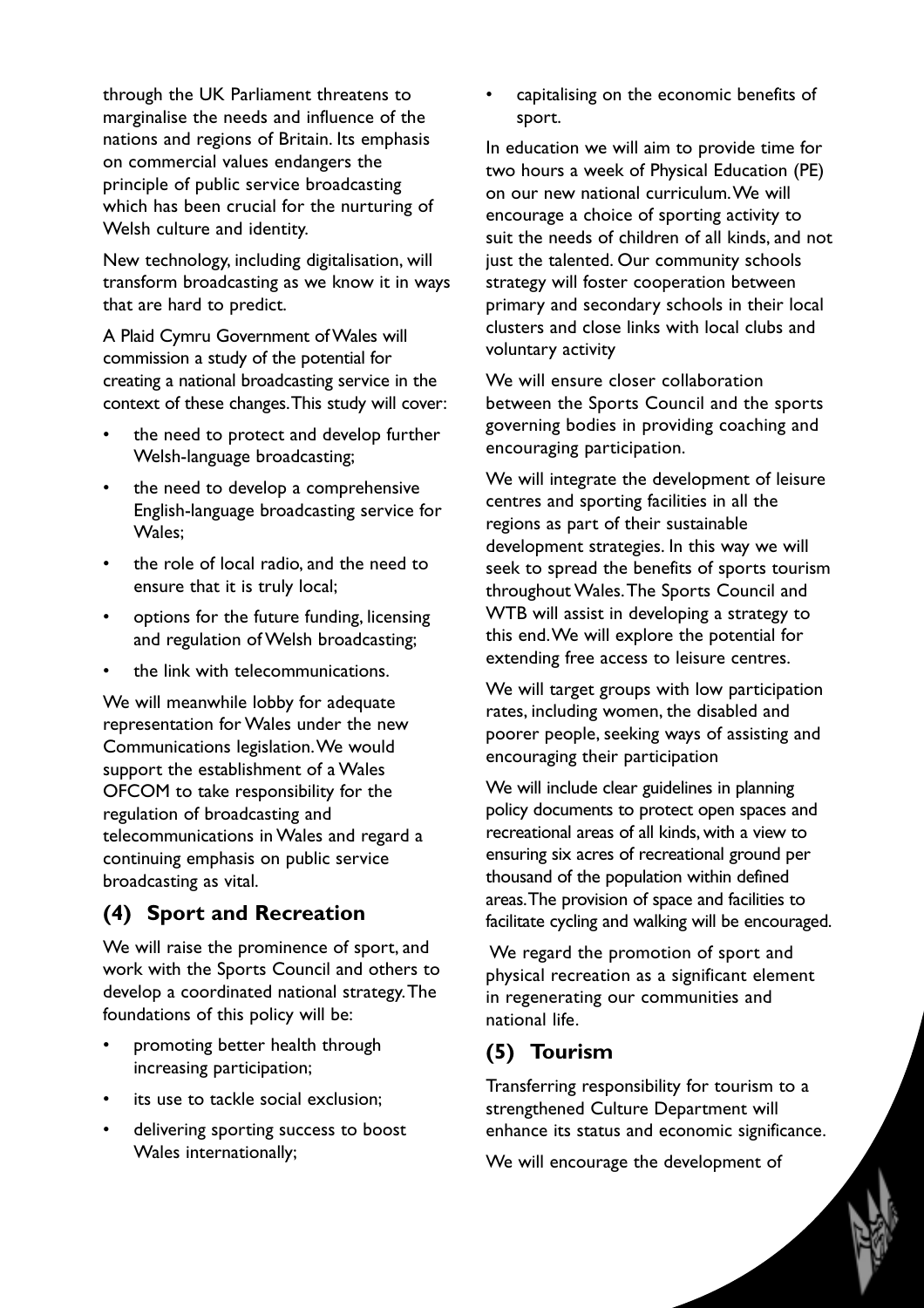through the UK Parliament threatens to marginalise the needs and influence of the nations and regions of Britain. Its emphasis on commercial values endangers the principle of public service broadcasting which has been crucial for the nurturing of Welsh culture and identity.

New technology, including digitalisation, will transform broadcasting as we know it in ways that are hard to predict.

A Plaid Cymru Government of Wales will commission a study of the potential for creating a national broadcasting service in the context of these changes. This study will cover:

- the need to protect and develop further Welsh-language broadcasting;
- the need to develop a comprehensive English-language broadcasting service for Wales;
- the role of local radio, and the need to ensure that it is truly local;
- options for the future funding, licensing and regulation of Welsh broadcasting;
- the link with telecommunications.

We will meanwhile lobby for adequate representation for Wales under the new Communications legislation. We would support the establishment of a Wales OFCOM to take responsibility for the regulation of broadcasting and telecommunications in Wales and regard a continuing emphasis on public service broadcasting as vital.

## (4) Sport and Recreation

We will raise the prominence of sport, and work with the Sports Council and others to develop a coordinated national strategy. The foundations of this policy will be:

- promoting better health through increasing participation;
- its use to tackle social exclusion;
- delivering sporting success to boost Wales internationally;
- capitalising on the economic benefits of sport.

In education we will aim to provide time for two hours a week of Physical Education (PE) on our new national curriculum. We will encourage a choice of sporting activity to suit the needs of children of all kinds, and not just the talented. Our community schools strategy will foster cooperation between primary and secondary schools in their local clusters and close links with local clubs and voluntary activity

We will ensure closer collaboration between the Sports Council and the sports governing bodies in providing coaching and encouraging participation.

We will integrate the development of leisure centres and sporting facilities in all the regions as part of their sustainable development strategies. In this way we will seek to spread the benefits of sports tourism throughout Wales. The Sports Council and WTB will assist in developing a strategy to this end. We will explore the potential for extending free access to leisure centres.

We will target groups with low participation rates, including women, the disabled and poorer people, seeking ways of assisting and encouraging their participation

We will include clear guidelines in planning policy documents to protect open spaces and recreational areas of all kinds, with a view to ensuring six acres of recreational ground per thousand of the population within defined areas. The provision of space and facilities to facilitate cycling and walking will be encouraged.

We regard the promotion of sport and physical recreation as a significant element in regenerating our communities and national life.

## (5) Tourism

Transferring responsibility for tourism to a strengthened Culture Department will enhance its status and economic significance.

We will encourage the development of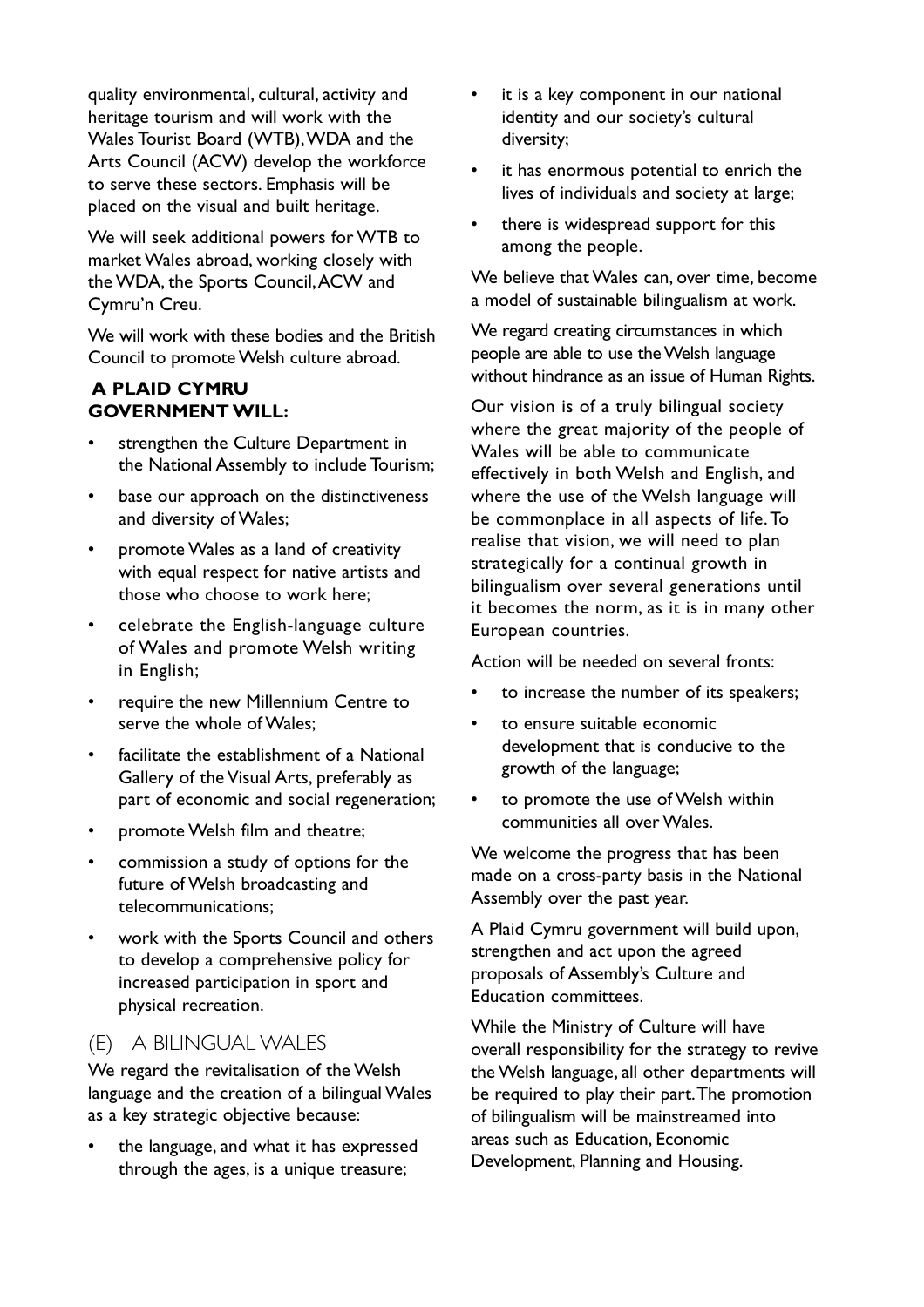quality environmental, cultural, activity and heritage tourism and will work with the Wales Tourist Board (WTB), WDA and the Arts Council (ACW) develop the workforce to serve these sectors. Emphasis will be placed on the visual and built heritage.

We will seek additional powers for WTB to market Wales abroad, working closely with the WDA, the Sports Council, ACW and Cymru'n Creu.

We will work with these bodies and the British Council to promote Welsh culture abroad.

**A PLAID CYMRU GOVERNMENT WILL:**

- strengthen the Culture Department in the National Assembly to include Tourism;
- base our approach on the distinctiveness and diversity of Wales;
- promote Wales as a land of creativity with equal respect for native artists and those who choose to work here;
- celebrate the English-language culture of Wales and promote Welsh writing in English;
- require the new Millennium Centre to serve the whole of Wales;
- facilitate the establishment of a National Gallery of the Visual Arts, preferably as part of economic and social regeneration;
- promote Welsh film and theatre;
- commission a study of options for the future of Welsh broadcasting and telecommunications;
- work with the Sports Council and others to develop a comprehensive policy for increased participation in sport and physical recreation.

## (E) A BILINGUAL WALES

We regard the revitalisation of the Welsh language and the creation of a bilingual Wales as a key strategic objective because:

- the language, and what it has expressed through the ages, is a unique treasure;
- it is a key component in our national identity and our society's cultural diversity;
- it has enormous potential to enrich the lives of individuals and society at large;
- there is widespread support for this among the people.

We believe that Wales can, over time, become a model of sustainable bilingualism at work.

We regard creating circumstances in which people are able to use the Welsh language without hindrance as an issue of Human Rights.

Our vision is of a truly bilingual society where the great majority of the people of Wales will be able to communicate effectively in both Welsh and English, and where the use of the Welsh language will be commonplace in all aspects of life. To realise that vision, we will need to plan strategically for a continual growth in bilingualism over several generations until it becomes the norm, as it is in many other European countries.

Action will be needed on several fronts:

- to increase the number of its speakers;
- to ensure suitable economic development that is conducive to the growth of the language;
- to promote the use of Welsh within communities all over Wales.

We welcome the progress that has been made on a cross-party basis in the National Assembly over the past year.

A Plaid Cymru government will build upon, strengthen and act upon the agreed proposals of Assembly's Culture and Education committees.

While the Ministry of Culture will have overall responsibility for the strategy to revive the Welsh language, all other departments will be required to play their part. The promotion of bilingualism will be mainstreamed into areas such as Education, Economic Development, Planning and Housing.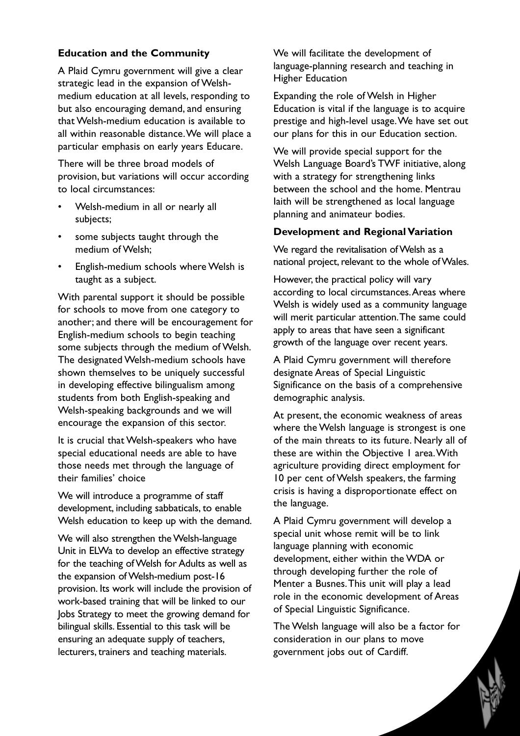### Education and the Community

A Plaid Cymru government will give a clear strategic lead in the expansion of Welsh-medium education at all levels, responding to but also encouraging demand, and ensuring that Welsh-medium education is available to all within reasonable distance. We will place a particular emphasis on early years Educare.

There will be three broad models of provision, but variations will occur according to local circumstances:

- Welsh-medium in all or nearly all subjects;
- some subjects taught through the medium of Welsh;
- English-medium schools where Welsh is taught as a subject.

With parental support it should be possible for schools to move from one category to another; and there will be encouragement for English-medium schools to begin teaching some subjects through the medium of Welsh. The designated Welsh-medium schools have shown themselves to be uniquely successful in developing effective bilingualism among students from both English-speaking and Welsh-speaking backgrounds and we will encourage the expansion of this sector.

It is crucial that Welsh-speakers who have special educational needs are able to have those needs met through the language of their families' choice

We will introduce a programme of staff development, including sabbaticals, to enable Welsh education to keep up with the demand.

We will also strengthen the Welsh-language Unit in ELWa to develop an effective strategy for the teaching of Welsh for Adults as well as the expansion of Welsh-medium post-16 provision. Its work will include the provision of work-based training that will be linked to our Jobs Strategy to meet the growing demand for bilingual skills. Essential to this task will be ensuring an adequate supply of teachers, lecturers, trainers and teaching materials.

We will facilitate the development of language-planning research and teaching in Higher Education

Expanding the role of Welsh in Higher Education is vital if the language is to acquire prestige and high-level usage. We have set out our plans for this in our Education section.

We will provide special support for the Welsh Language Board's TWF initiative, along with a strategy for strengthening links between the school and the home. Mentrau Iaith will be strengthened as local language planning and animateur bodies.

### Development and Regional Variation

We regard the revitalisation of Welsh as a national project, relevant to the whole of Wales.

However, the practical policy will vary according to local circumstances. Areas where Welsh is widely used as a community language will merit particular attention. The same could apply to areas that have seen a significant growth of the language over recent years.

A Plaid Cymru government will therefore designate Areas of Special Linguistic Significance on the basis of a comprehensive demographic analysis.

At present, the economic weakness of areas where the Welsh language is strongest is one of the main threats to its future. Nearly all of these are within the Objective 1 area. With agriculture providing direct employment for 10 per cent of Welsh speakers, the farming crisis is having a disproportionate effect on the language.

A Plaid Cymru government will develop a special unit whose remit will be to link language planning with economic development, either within the WDA or through developing further the role of Menter a Busnes. This unit will play a lead role in the economic development of Areas of Special Linguistic Significance.

The Welsh language will also be a factor for consideration in our plans to move government jobs out of Cardiff.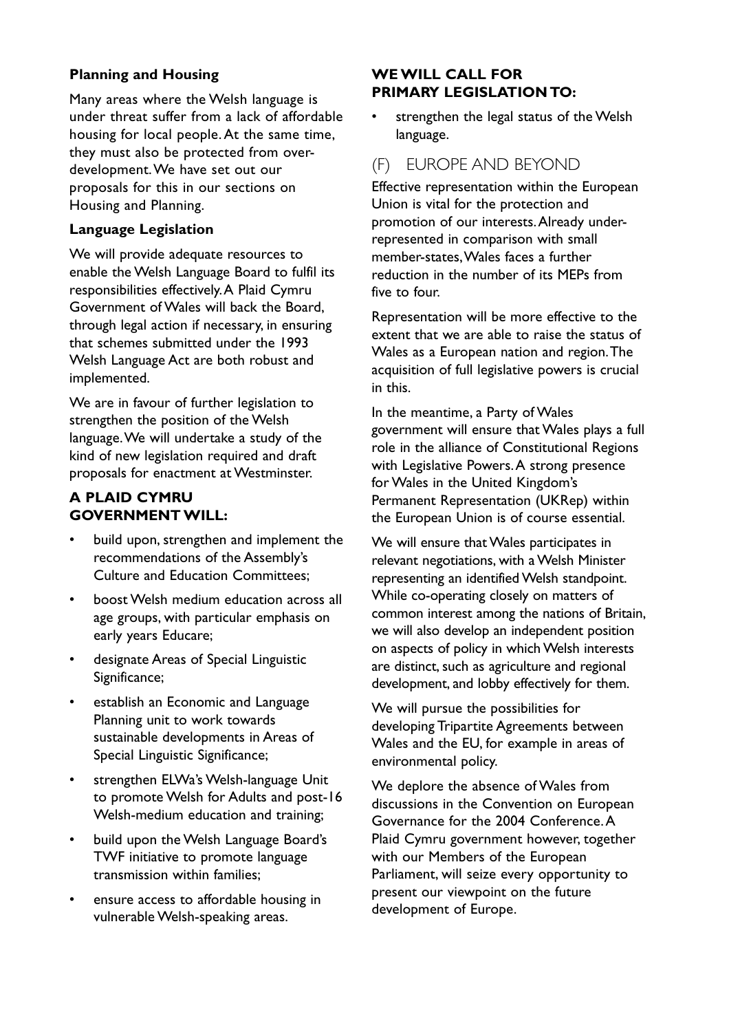### Planning and Housing

Many areas where the Welsh language is under threat suffer from a lack of affordable housing for local people. At the same time, they must also be protected from over-development. We have set out our proposals for this in our sections on Housing and Planning.

### Language Legislation

We will provide adequate resources to enable the Welsh Language Board to fulfil its responsibilities effectively. A Plaid Cymru Government of Wales will back the Board, through legal action if necessary, in ensuring that schemes submitted under the 1993 Welsh Language Act are both robust and implemented.

We are in favour of further legislation to strengthen the position of the Welsh language. We will undertake a study of the kind of new legislation required and draft proposals for enactment at Westminster.

**A PLAID CYMRU GOVERNMENT WILL:**

- build upon, strengthen and implement the recommendations of the Assembly's Culture and Education Committees;
- boost Welsh medium education across all age groups, with particular emphasis on early years Educare;
- designate Areas of Special Linguistic Significance;
- establish an Economic and Language Planning unit to work towards sustainable developments in Areas of Special Linguistic Significance;
- strengthen ELWa's Welsh-language Unit to promote Welsh for Adults and post-16 Welsh-medium education and training;
- build upon the Welsh Language Board's TWF initiative to promote language transmission within families;
- ensure access to affordable housing in vulnerable Welsh-speaking areas.

**WE WILL CALL FOR PRIMARY LEGISLATION TO:**

- strengthen the legal status of the Welsh language.

## (F) EUROPE AND BEYOND

Effective representation within the European Union is vital for the protection and promotion of our interests. Already under-represented in comparison with small member-states, Wales faces a further reduction in the number of its MEPs from five to four.

Representation will be more effective to the extent that we are able to raise the status of Wales as a European nation and region. The acquisition of full legislative powers is crucial in this.

In the meantime, a Party of Wales government will ensure that Wales plays a full role in the alliance of Constitutional Regions with Legislative Powers. A strong presence for Wales in the United Kingdom's Permanent Representation (UKRep) within the European Union is of course essential.

We will ensure that Wales participates in relevant negotiations, with a Welsh Minister representing an identified Welsh standpoint. While co-operating closely on matters of common interest among the nations of Britain, we will also develop an independent position on aspects of policy in which Welsh interests are distinct, such as agriculture and regional development, and lobby effectively for them.

We will pursue the possibilities for developing Tripartite Agreements between Wales and the EU, for example in areas of environmental policy.

We deplore the absence of Wales from discussions in the Convention on European Governance for the 2004 Conference. A Plaid Cymru government however, together with our Members of the European Parliament, will seize every opportunity to present our viewpoint on the future development of Europe.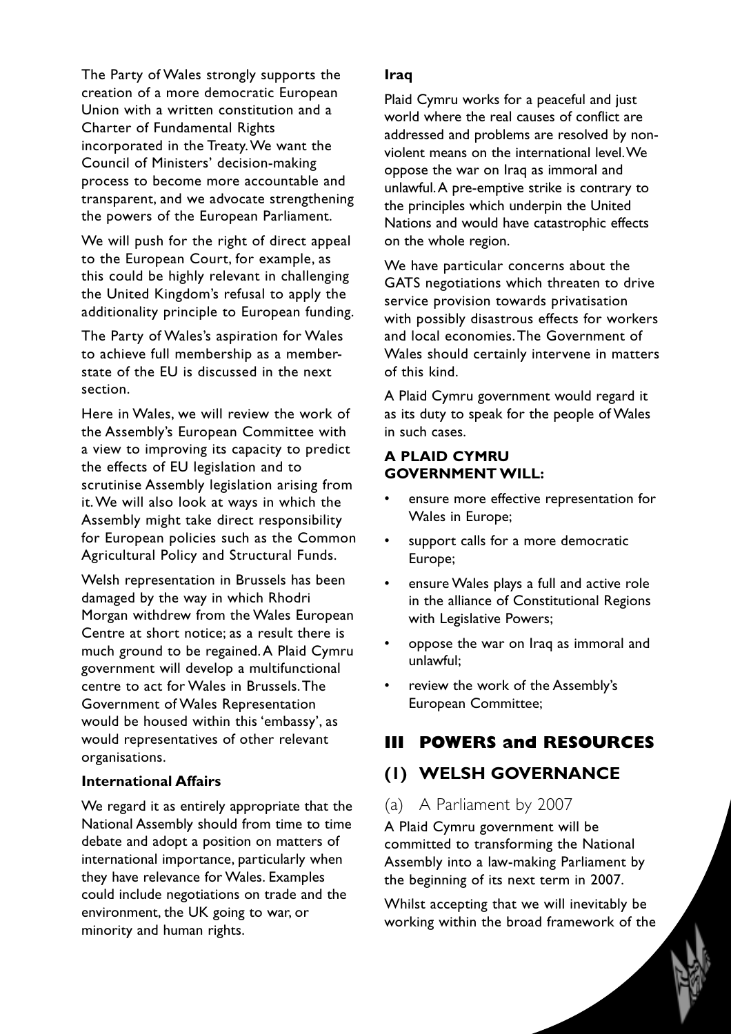The Party of Wales strongly supports the creation of a more democratic European Union with a written constitution and a Charter of Fundamental Rights incorporated in the Treaty. We want the Council of Ministers' decision-making process to become more accountable and transparent, and we advocate strengthening the powers of the European Parliament.

We will push for the right of direct appeal to the European Court, for example, as this could be highly relevant in challenging the United Kingdom's refusal to apply the additionality principle to European funding.

The Party of Wales's aspiration for Wales to achieve full membership as a member-state of the EU is discussed in the next section.

Here in Wales, we will review the work of the Assembly's European Committee with a view to improving its capacity to predict the effects of EU legislation and to scrutinise Assembly legislation arising from it. We will also look at ways in which the Assembly might take direct responsibility for European policies such as the Common Agricultural Policy and Structural Funds.

Welsh representation in Brussels has been damaged by the way in which Rhodri Morgan withdrew from the Wales European Centre at short notice; as a result there is much ground to be regained. A Plaid Cymru government will develop a multifunctional centre to act for Wales in Brussels. The Government of Wales Representation would be housed within this 'embassy', as would representatives of other relevant organisations.

**International Affairs**

We regard it as entirely appropriate that the National Assembly should from time to time debate and adopt a position on matters of international importance, particularly when they have relevance for Wales. Examples could include negotiations on trade and the environment, the UK going to war, or minority and human rights.

**Iraq**

Plaid Cymru works for a peaceful and just world where the real causes of conflict are addressed and problems are resolved by non-violent means on the international level. We oppose the war on Iraq as immoral and unlawful. A pre-emptive strike is contrary to the principles which underpin the United Nations and would have catastrophic effects on the whole region.

We have particular concerns about the GATS negotiations which threaten to drive service provision towards privatisation with possibly disastrous effects for workers and local economies. The Government of Wales should certainly intervene in matters of this kind.

A Plaid Cymru government would regard it as its duty to speak for the people of Wales in such cases.

**A PLAID CYMRU GOVERNMENT WILL:**

- ensure more effective representation for Wales in Europe;
- support calls for a more democratic Europe;
- ensure Wales plays a full and active role in the alliance of Constitutional Regions with Legislative Powers;
- oppose the war on Iraq as immoral and unlawful;
- review the work of the Assembly's European Committee;

# III POWERS and RESOURCES

## (1) WELSH GOVERNANCE

### (a) A Parliament by 2007

A Plaid Cymru government will be committed to transforming the National Assembly into a law-making Parliament by the beginning of its next term in 2007.

Whilst accepting that we will inevitably be working within the broad framework of the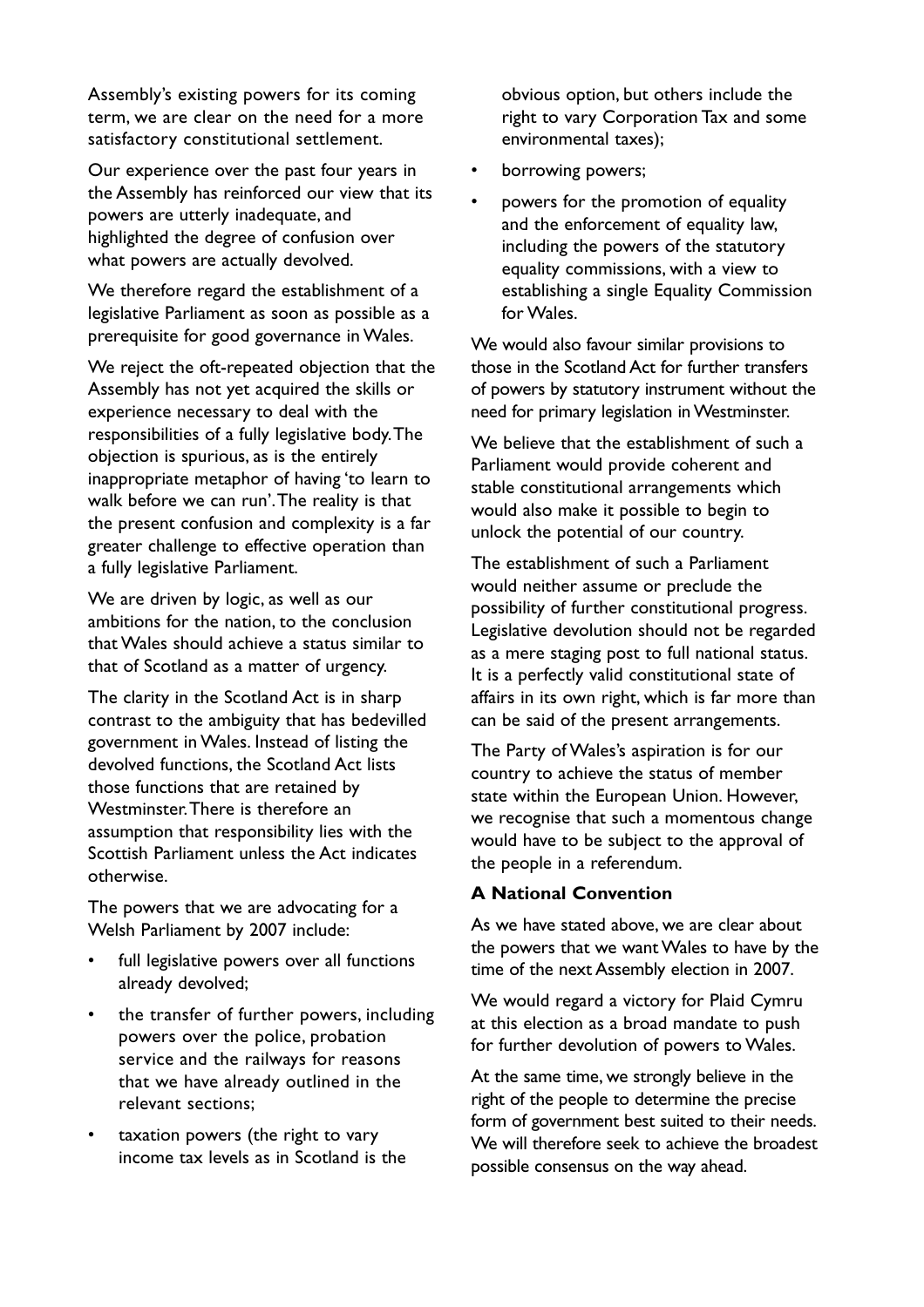Assembly's existing powers for its coming term, we are clear on the need for a more satisfactory constitutional settlement.

Our experience over the past four years in the Assembly has reinforced our view that its powers are utterly inadequate, and highlighted the degree of confusion over what powers are actually devolved.

We therefore regard the establishment of a legislative Parliament as soon as possible as a prerequisite for good governance in Wales.

We reject the oft-repeated objection that the Assembly has not yet acquired the skills or experience necessary to deal with the responsibilities of a fully legislative body. The objection is spurious, as is the entirely inappropriate metaphor of having 'to learn to walk before we can run'. The reality is that the present confusion and complexity is a far greater challenge to effective operation than a fully legislative Parliament.

We are driven by logic, as well as our ambitions for the nation, to the conclusion that Wales should achieve a status similar to that of Scotland as a matter of urgency.

The clarity in the Scotland Act is in sharp contrast to the ambiguity that has bedevilled government in Wales. Instead of listing the devolved functions, the Scotland Act lists those functions that are retained by Westminster. There is therefore an assumption that responsibility lies with the Scottish Parliament unless the Act indicates otherwise.

The powers that we are advocating for a Welsh Parliament by 2007 include:

- full legislative powers over all functions already devolved;
- the transfer of further powers, including powers over the police, probation service and the railways for reasons that we have already outlined in the relevant sections;
- taxation powers (the right to vary income tax levels as in Scotland is the obvious option, but others include the right to vary Corporation Tax and some environmental taxes);
- borrowing powers;
- powers for the promotion of equality and the enforcement of equality law, including the powers of the statutory equality commissions, with a view to establishing a single Equality Commission for Wales.

We would also favour similar provisions to those in the Scotland Act for further transfers of powers by statutory instrument without the need for primary legislation in Westminster.

We believe that the establishment of such a Parliament would provide coherent and stable constitutional arrangements which would also make it possible to begin to unlock the potential of our country.

The establishment of such a Parliament would neither assume or preclude the possibility of further constitutional progress. Legislative devolution should not be regarded as a mere staging post to full national status. It is a perfectly valid constitutional state of affairs in its own right, which is far more than can be said of the present arrangements.

The Party of Wales's aspiration is for our country to achieve the status of member state within the European Union. However, we recognise that such a momentous change would have to be subject to the approval of the people in a referendum.

### A National Convention

As we have stated above, we are clear about the powers that we want Wales to have by the time of the next Assembly election in 2007.

We would regard a victory for Plaid Cymru at this election as a broad mandate to push for further devolution of powers to Wales.

At the same time, we strongly believe in the right of the people to determine the precise form of government best suited to their needs. We will therefore seek to achieve the broadest possible consensus on the way ahead.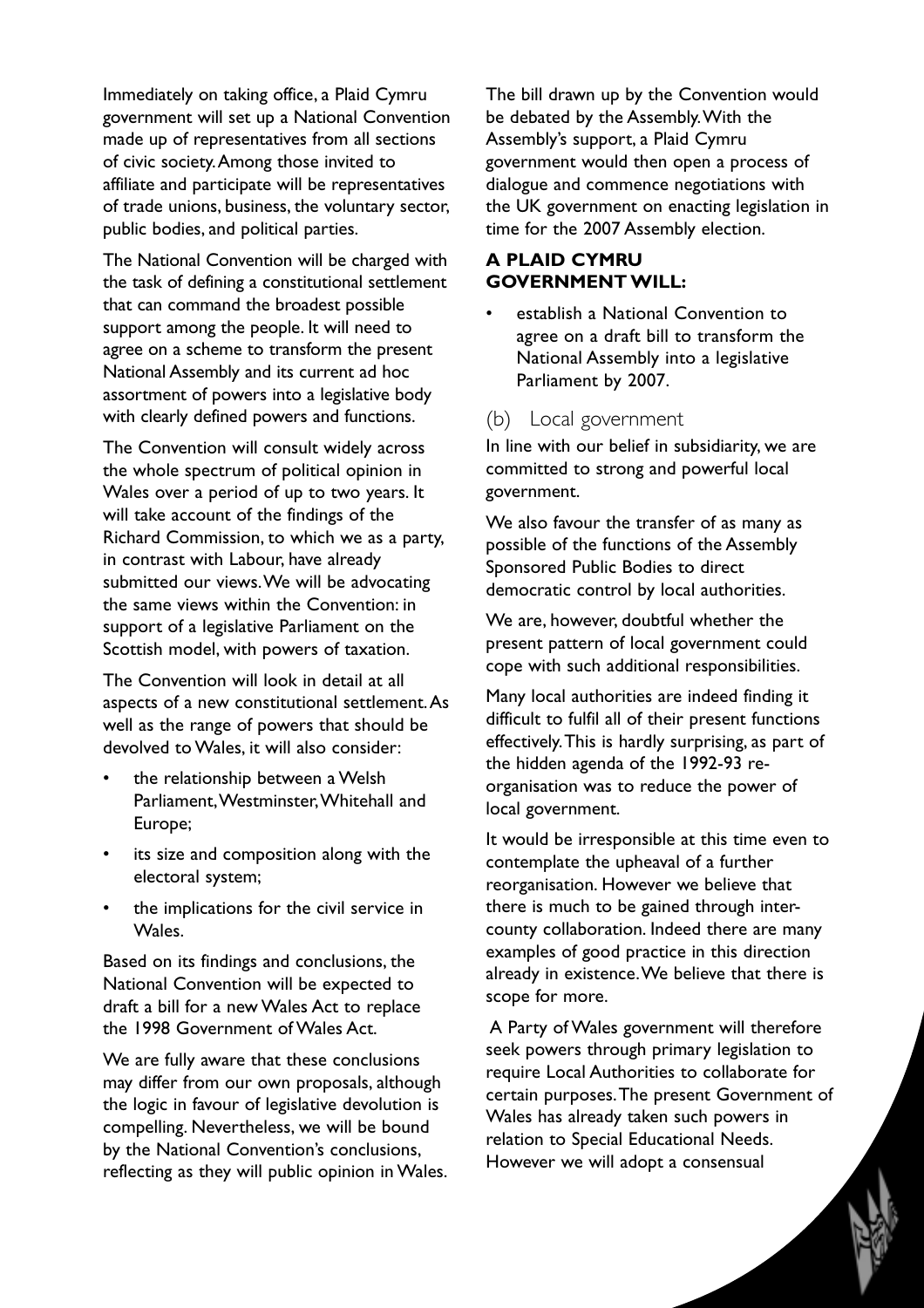Immediately on taking office, a Plaid Cymru government will set up a National Convention made up of representatives from all sections of civic society. Among those invited to affiliate and participate will be representatives of trade unions, business, the voluntary sector, public bodies, and political parties.

The National Convention will be charged with the task of defining a constitutional settlement that can command the broadest possible support among the people. It will need to agree on a scheme to transform the present National Assembly and its current ad hoc assortment of powers into a legislative body with clearly defined powers and functions.

The Convention will consult widely across the whole spectrum of political opinion in Wales over a period of up to two years. It will take account of the findings of the Richard Commission, to which we as a party, in contrast with Labour, have already submitted our views. We will be advocating the same views within the Convention: in support of a legislative Parliament on the Scottish model, with powers of taxation.

The Convention will look in detail at all aspects of a new constitutional settlement. As well as the range of powers that should be devolved to Wales, it will also consider:

- the relationship between a Welsh Parliament, Westminster, Whitehall and Europe;
- its size and composition along with the electoral system;
- the implications for the civil service in Wales.

Based on its findings and conclusions, the National Convention will be expected to draft a bill for a new Wales Act to replace the 1998 Government of Wales Act.

We are fully aware that these conclusions may differ from our own proposals, although the logic in favour of legislative devolution is compelling. Nevertheless, we will be bound by the National Convention's conclusions, reflecting as they will public opinion in Wales.

The bill drawn up by the Convention would be debated by the Assembly. With the Assembly's support, a Plaid Cymru government would then open a process of dialogue and commence negotiations with the UK government on enacting legislation in time for the 2007 Assembly election.

**A PLAID CYMRU GOVERNMENT WILL:**

- establish a National Convention to agree on a draft bill to transform the National Assembly into a legislative Parliament by 2007.

## (b) Local government

In line with our belief in subsidiarity, we are committed to strong and powerful local government.

We also favour the transfer of as many as possible of the functions of the Assembly Sponsored Public Bodies to direct democratic control by local authorities.

We are, however, doubtful whether the present pattern of local government could cope with such additional responsibilities.

Many local authorities are indeed finding it difficult to fulfil all of their present functions effectively. This is hardly surprising, as part of the hidden agenda of the 1992-93 re-organisation was to reduce the power of local government.

It would be irresponsible at this time even to contemplate the upheaval of a further reorganisation. However we believe that there is much to be gained through inter-county collaboration. Indeed there are many examples of good practice in this direction already in existence. We believe that there is scope for more.

A Party of Wales government will therefore seek powers through primary legislation to require Local Authorities to collaborate for certain purposes. The present Government of Wales has already taken such powers in relation to Special Educational Needs. However we will adopt a consensual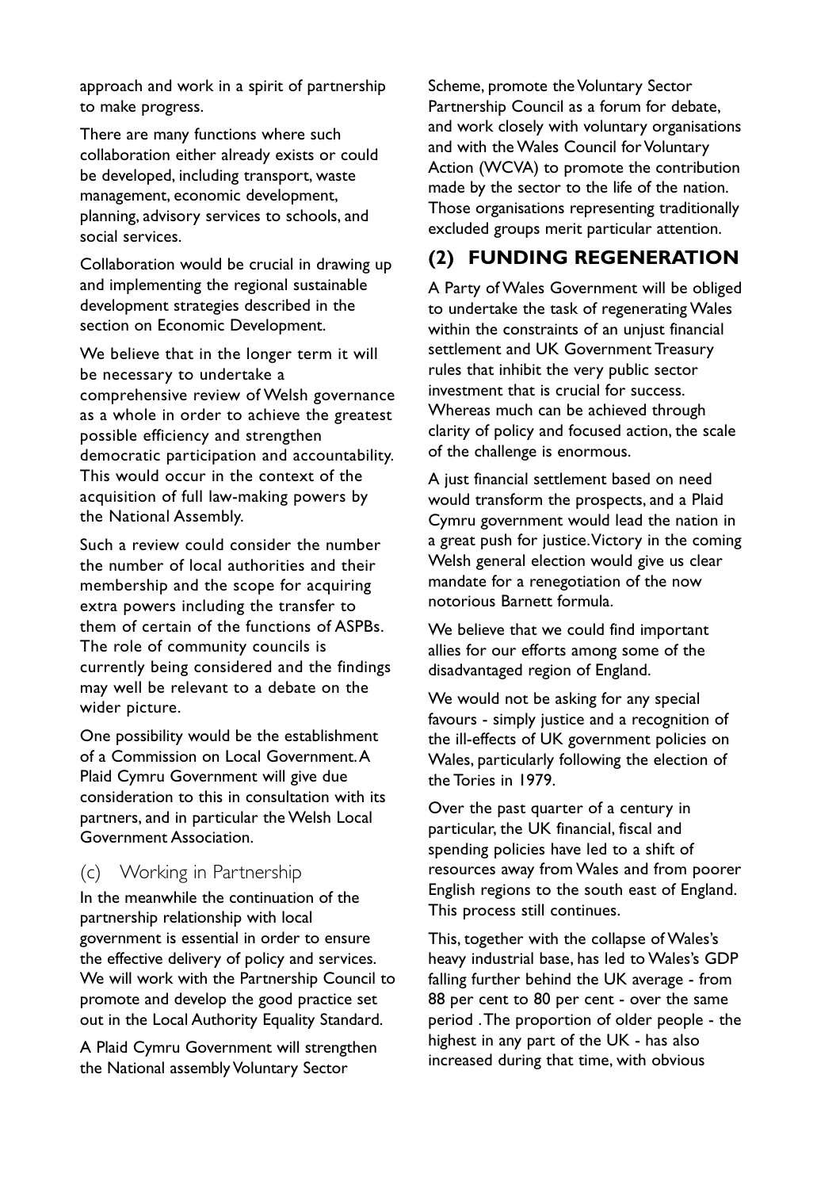approach and work in a spirit of partnership to make progress.

There are many functions where such collaboration either already exists or could be developed, including transport, waste management, economic development, planning, advisory services to schools, and social services.

Collaboration would be crucial in drawing up and implementing the regional sustainable development strategies described in the section on Economic Development.

We believe that in the longer term it will be necessary to undertake a comprehensive review of Welsh governance as a whole in order to achieve the greatest possible efficiency and strengthen democratic participation and accountability. This would occur in the context of the acquisition of full law-making powers by the National Assembly.

Such a review could consider the number the number of local authorities and their membership and the scope for acquiring extra powers including the transfer to them of certain of the functions of ASPBs. The role of community councils is currently being considered and the findings may well be relevant to a debate on the wider picture.

One possibility would be the establishment of a Commission on Local Government. A Plaid Cymru Government will give due consideration to this in consultation with its partners, and in particular the Welsh Local Government Association.

### (c) Working in Partnership

In the meanwhile the continuation of the partnership relationship with local government is essential in order to ensure the effective delivery of policy and services. We will work with the Partnership Council to promote and develop the good practice set out in the Local Authority Equality Standard.

A Plaid Cymru Government will strengthen the National assembly Voluntary Sector Scheme, promote the Voluntary Sector Partnership Council as a forum for debate, and work closely with voluntary organisations and with the Wales Council for Voluntary Action (WCVA) to promote the contribution made by the sector to the life of the nation. Those organisations representing traditionally excluded groups merit particular attention.

## (2) FUNDING REGENERATION

A Party of Wales Government will be obliged to undertake the task of regenerating Wales within the constraints of an unjust financial settlement and UK Government Treasury rules that inhibit the very public sector investment that is crucial for success. Whereas much can be achieved through clarity of policy and focused action, the scale of the challenge is enormous.

A just financial settlement based on need would transform the prospects, and a Plaid Cymru government would lead the nation in a great push for justice. Victory in the coming Welsh general election would give us clear mandate for a renegotiation of the now notorious Barnett formula.

We believe that we could find important allies for our efforts among some of the disadvantaged region of England.

We would not be asking for any special favours - simply justice and a recognition of the ill-effects of UK government policies on Wales, particularly following the election of the Tories in 1979.

Over the past quarter of a century in particular, the UK financial, fiscal and spending policies have led to a shift of resources away from Wales and from poorer English regions to the south east of England. This process still continues.

This, together with the collapse of Wales's heavy industrial base, has led to Wales's GDP falling further behind the UK average - from 88 per cent to 80 per cent - over the same period . The proportion of older people - the highest in any part of the UK - has also increased during that time, with obvious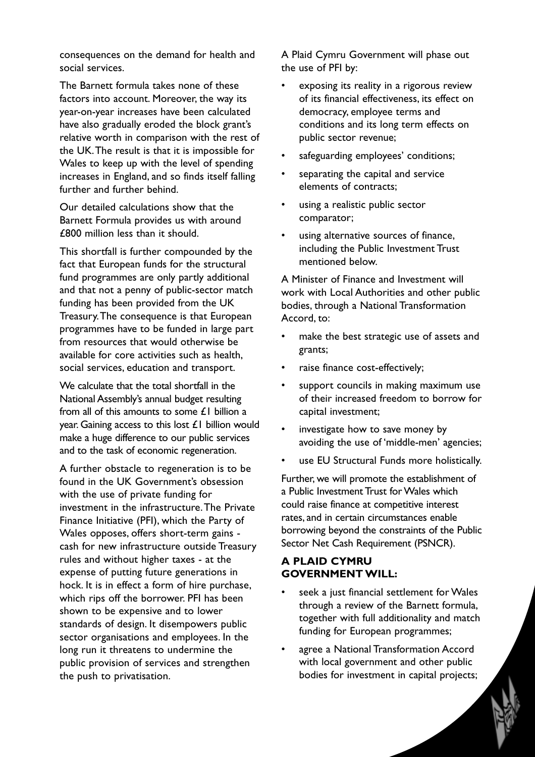consequences on the demand for health and social services.

The Barnett formula takes none of these factors into account. Moreover, the way its year-on-year increases have been calculated have also gradually eroded the block grant's relative worth in comparison with the rest of the UK. The result is that it is impossible for Wales to keep up with the level of spending increases in England, and so finds itself falling further and further behind.

Our detailed calculations show that the Barnett Formula provides us with around £800 million less than it should.

This shortfall is further compounded by the fact that European funds for the structural fund programmes are only partly additional and that not a penny of public-sector match funding has been provided from the UK Treasury. The consequence is that European programmes have to be funded in large part from resources that would otherwise be available for core activities such as health, social services, education and transport.

We calculate that the total shortfall in the National Assembly's annual budget resulting from all of this amounts to some £1 billion a year. Gaining access to this lost £1 billion would make a huge difference to our public services and to the task of economic regeneration.

A further obstacle to regeneration is to be found in the UK Government's obsession with the use of private funding for investment in the infrastructure. The Private Finance Initiative (PFI), which the Party of Wales opposes, offers short-term gains - cash for new infrastructure outside Treasury rules and without higher taxes - at the expense of putting future generations in hock. It is in effect a form of hire purchase, which rips off the borrower. PFI has been shown to be expensive and to lower standards of design. It disempowers public sector organisations and employees. In the long run it threatens to undermine the public provision of services and strengthen the push to privatisation.

A Plaid Cymru Government will phase out the use of PFI by:

- exposing its reality in a rigorous review of its financial effectiveness, its effect on democracy, employee terms and conditions and its long term effects on public sector revenue;
- safeguarding employees' conditions;
- separating the capital and service elements of contracts;
- using a realistic public sector comparator;
- using alternative sources of finance, including the Public Investment Trust mentioned below.

A Minister of Finance and Investment will work with Local Authorities and other public bodies, through a National Transformation Accord, to:

- make the best strategic use of assets and grants;
- raise finance cost-effectively;
- support councils in making maximum use of their increased freedom to borrow for capital investment;
- investigate how to save money by avoiding the use of 'middle-men' agencies;
- use EU Structural Funds more holistically.

Further, we will promote the establishment of a Public Investment Trust for Wales which could raise finance at competitive interest rates, and in certain circumstances enable borrowing beyond the constraints of the Public Sector Net Cash Requirement (PSNCR).

### A PLAID CYMRU GOVERNMENT WILL:

- seek a just financial settlement for Wales through a review of the Barnett formula, together with full additionality and match funding for European programmes;
- agree a National Transformation Accord with local government and other public bodies for investment in capital projects;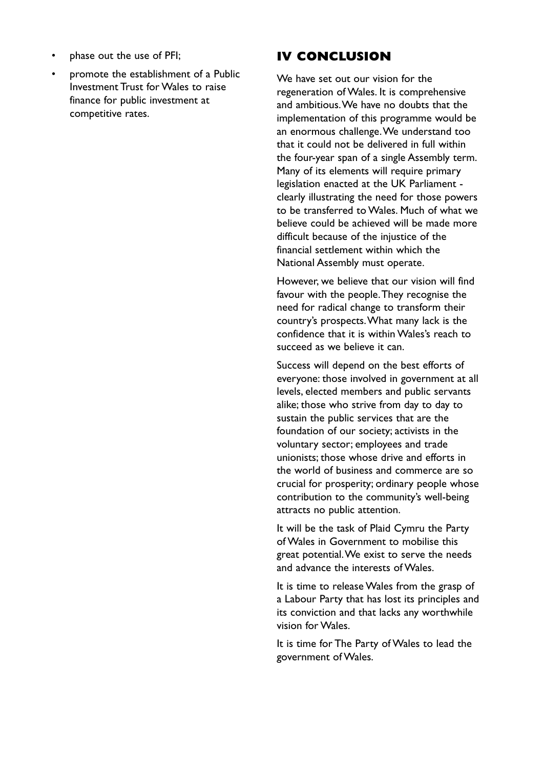- phase out the use of PFI;
- promote the establishment of a Public Investment Trust for Wales to raise finance for public investment at competitive rates.

## IV CONCLUSION

We have set out our vision for the regeneration of Wales. It is comprehensive and ambitious. We have no doubts that the implementation of this programme would be an enormous challenge. We understand too that it could not be delivered in full within the four-year span of a single Assembly term. Many of its elements will require primary legislation enacted at the UK Parliament - clearly illustrating the need for those powers to be transferred to Wales. Much of what we believe could be achieved will be made more difficult because of the injustice of the financial settlement within which the National Assembly must operate.

However, we believe that our vision will find favour with the people. They recognise the need for radical change to transform their country's prospects. What many lack is the confidence that it is within Wales's reach to succeed as we believe it can.

Success will depend on the best efforts of everyone: those involved in government at all levels, elected members and public servants alike; those who strive from day to day to sustain the public services that are the foundation of our society; activists in the voluntary sector; employees and trade unionists; those whose drive and efforts in the world of business and commerce are so crucial for prosperity; ordinary people whose contribution to the community's well-being attracts no public attention.

It will be the task of Plaid Cymru the Party of Wales in Government to mobilise this great potential. We exist to serve the needs and advance the interests of Wales.

It is time to release Wales from the grasp of a Labour Party that has lost its principles and its conviction and that lacks any worthwhile vision for Wales.

It is time for The Party of Wales to lead the government of Wales.